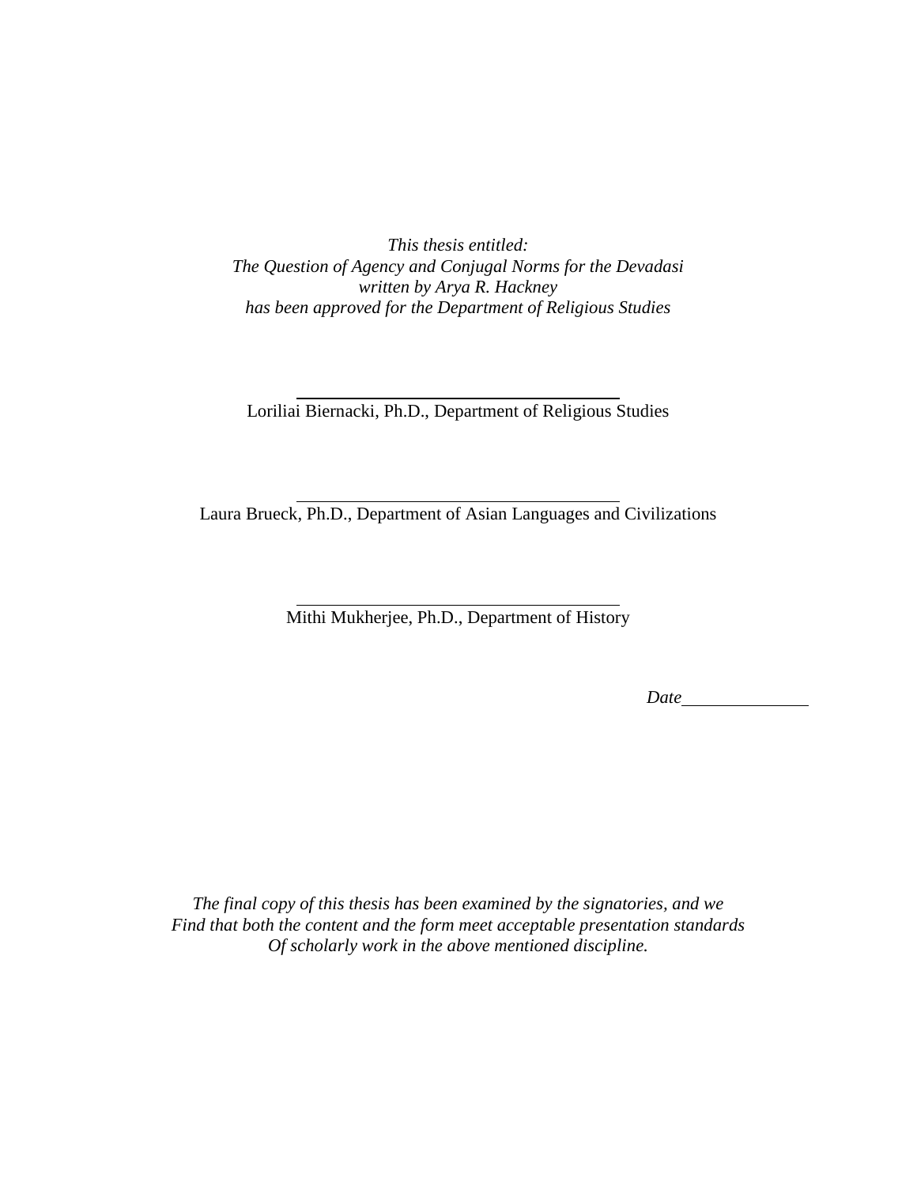*This thesis entitled:*
*The Question of Agency and Conjugal Norms for the Devadasi*
*written by Arya R. Hackney*
*has been approved for the Department of Religious Studies*

Loriliai Biernacki, Ph.D., Department of Religious Studies

Laura Brueck, Ph.D., Department of Asian Languages and Civilizations

Mithi Mukherjee, Ph.D., Department of History

*Date*\_\_\_\_\_\_\_\_\_\_\_\_\_\_

*The final copy of this thesis has been examined by the signatories, and we*
*Find that both the content and the form meet acceptable presentation standards*
*Of scholarly work in the above mentioned discipline.*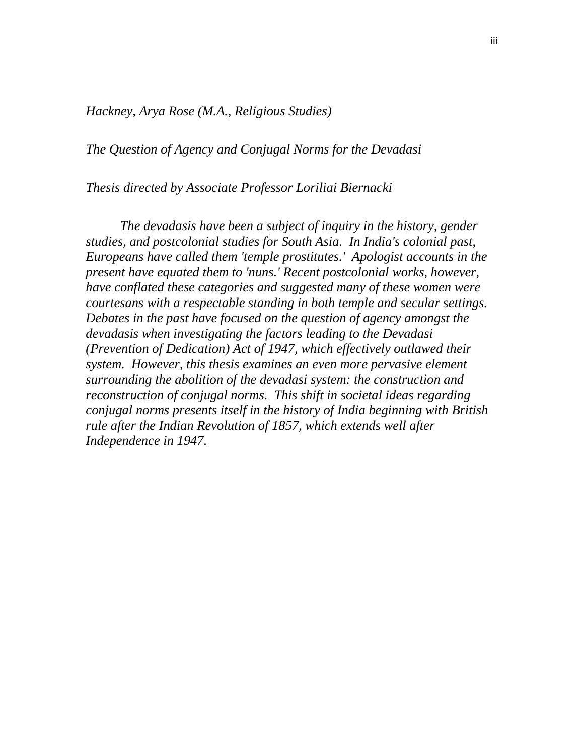*Hackney, Arya Rose (M.A., Religious Studies)*

*The Question of Agency and Conjugal Norms for the Devadasi*

*Thesis directed by Associate Professor Loriliai Biernacki*

*The devadasis have been a subject of inquiry in the history, gender studies, and postcolonial studies for South Asia. In India's colonial past, Europeans have called them 'temple prostitutes.' Apologist accounts in the present have equated them to 'nuns.' Recent postcolonial works, however, have conflated these categories and suggested many of these women were courtesans with a respectable standing in both temple and secular settings. Debates in the past have focused on the question of agency amongst the devadasis when investigating the factors leading to the Devadasi (Prevention of Dedication) Act of 1947, which effectively outlawed their system. However, this thesis examines an even more pervasive element surrounding the abolition of the devadasi system: the construction and reconstruction of conjugal norms. This shift in societal ideas regarding conjugal norms presents itself in the history of India beginning with British rule after the Indian Revolution of 1857, which extends well after Independence in 1947.*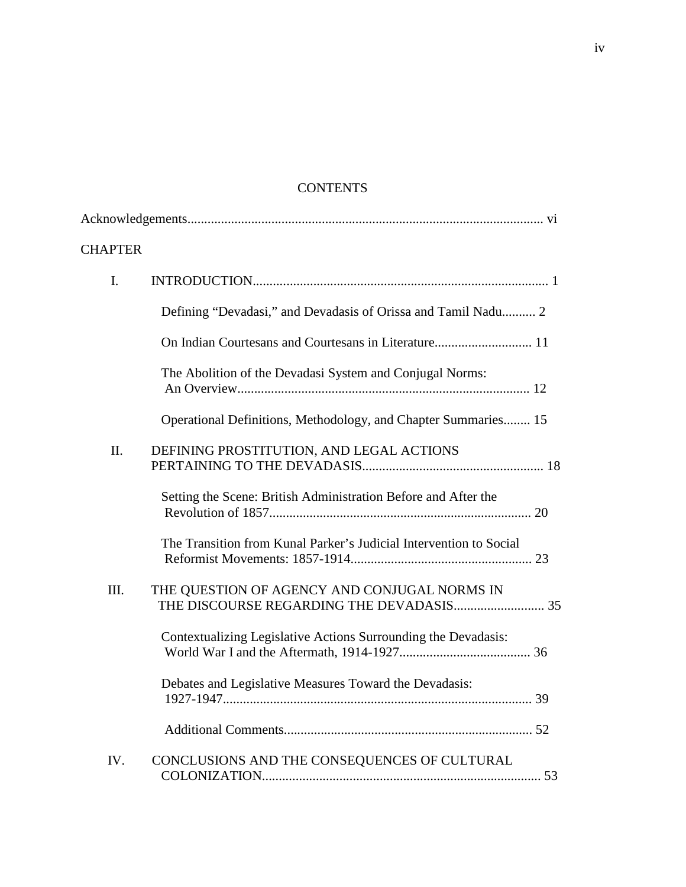# CONTENTS

Acknowledgements.......................................................................................................... vi

CHAPTER

I. INTRODUCTION........................................................................................ 1

- Defining "Devadasi," and Devadasis of Orissa and Tamil Nadu.......... 2
- On Indian Courtesans and Courtesans in Literature............................. 11
- The Abolition of the Devadasi System and Conjugal Norms: An Overview....................................................................................... 12
- Operational Definitions, Methodology, and Chapter Summaries........ 15

II. DEFINING PROSTITUTION, AND LEGAL ACTIONS PERTAINING TO THE DEVADASIS...................................................... 18

- Setting the Scene: British Administration Before and After the Revolution of 1857.............................................................................. 20
- The Transition from Kunal Parker's Judicial Intervention to Social Reformist Movements: 1857-1914...................................................... 23

III. THE QUESTION OF AGENCY AND CONJUGAL NORMS IN THE DISCOURSE REGARDING THE DEVADASIS........................... 35

- Contextualizing Legislative Actions Surrounding the Devadasis: World War I and the Aftermath, 1914-1927....................................... 36
- Debates and Legislative Measures Toward the Devadasis: 1927-1947............................................................................................ 39
- Additional Comments.......................................................................... 52

IV. CONCLUSIONS AND THE CONSEQUENCES OF CULTURAL COLONIZATION................................................................................... 53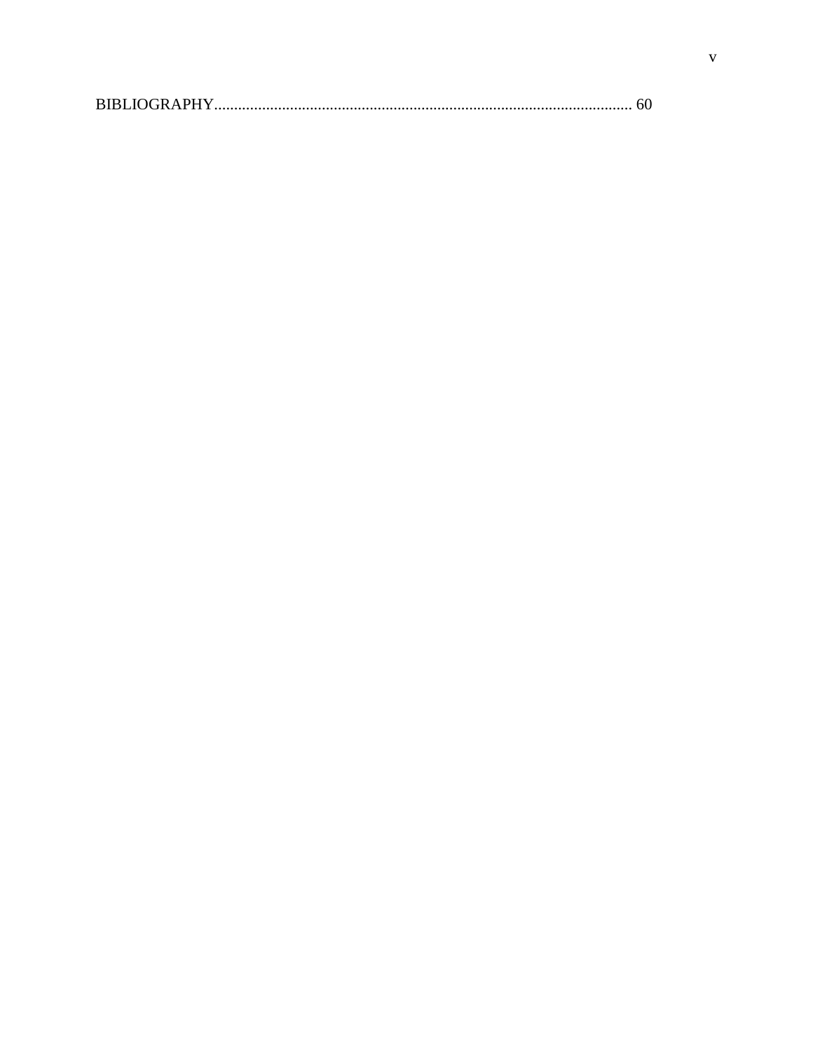BIBLIOGRAPHY......................................................................................................... 60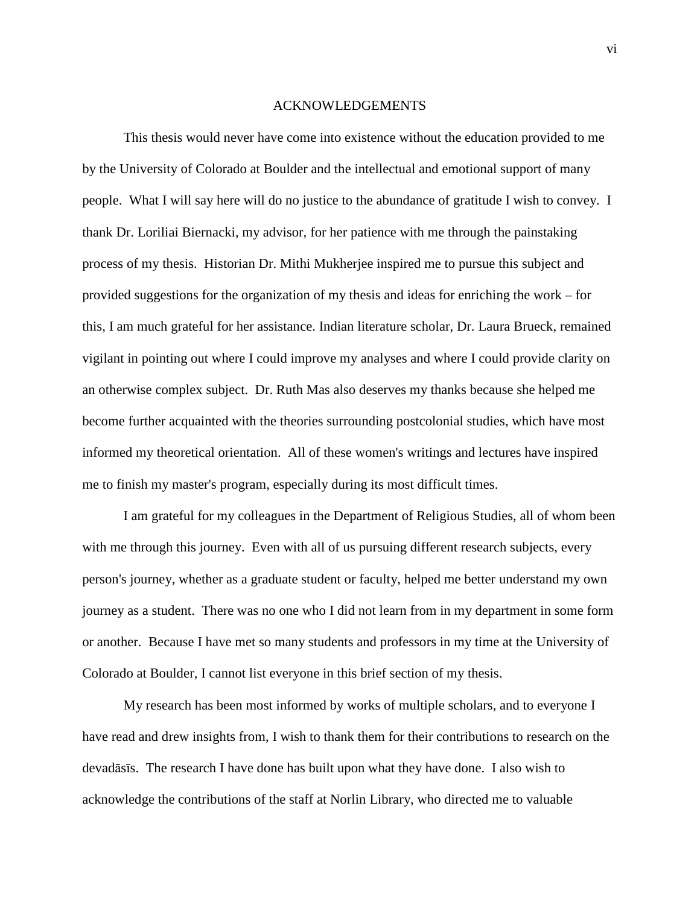## ACKNOWLEDGEMENTS

This thesis would never have come into existence without the education provided to me by the University of Colorado at Boulder and the intellectual and emotional support of many people. What I will say here will do no justice to the abundance of gratitude I wish to convey. I thank Dr. Loriliai Biernacki, my advisor, for her patience with me through the painstaking process of my thesis. Historian Dr. Mithi Mukherjee inspired me to pursue this subject and provided suggestions for the organization of my thesis and ideas for enriching the work – for this, I am much grateful for her assistance. Indian literature scholar, Dr. Laura Brueck, remained vigilant in pointing out where I could improve my analyses and where I could provide clarity on an otherwise complex subject. Dr. Ruth Mas also deserves my thanks because she helped me become further acquainted with the theories surrounding postcolonial studies, which have most informed my theoretical orientation. All of these women's writings and lectures have inspired me to finish my master's program, especially during its most difficult times.

I am grateful for my colleagues in the Department of Religious Studies, all of whom been with me through this journey. Even with all of us pursuing different research subjects, every person's journey, whether as a graduate student or faculty, helped me better understand my own journey as a student. There was no one who I did not learn from in my department in some form or another. Because I have met so many students and professors in my time at the University of Colorado at Boulder, I cannot list everyone in this brief section of my thesis.

My research has been most informed by works of multiple scholars, and to everyone I have read and drew insights from, I wish to thank them for their contributions to research on the devadāsīs. The research I have done has built upon what they have done. I also wish to acknowledge the contributions of the staff at Norlin Library, who directed me to valuable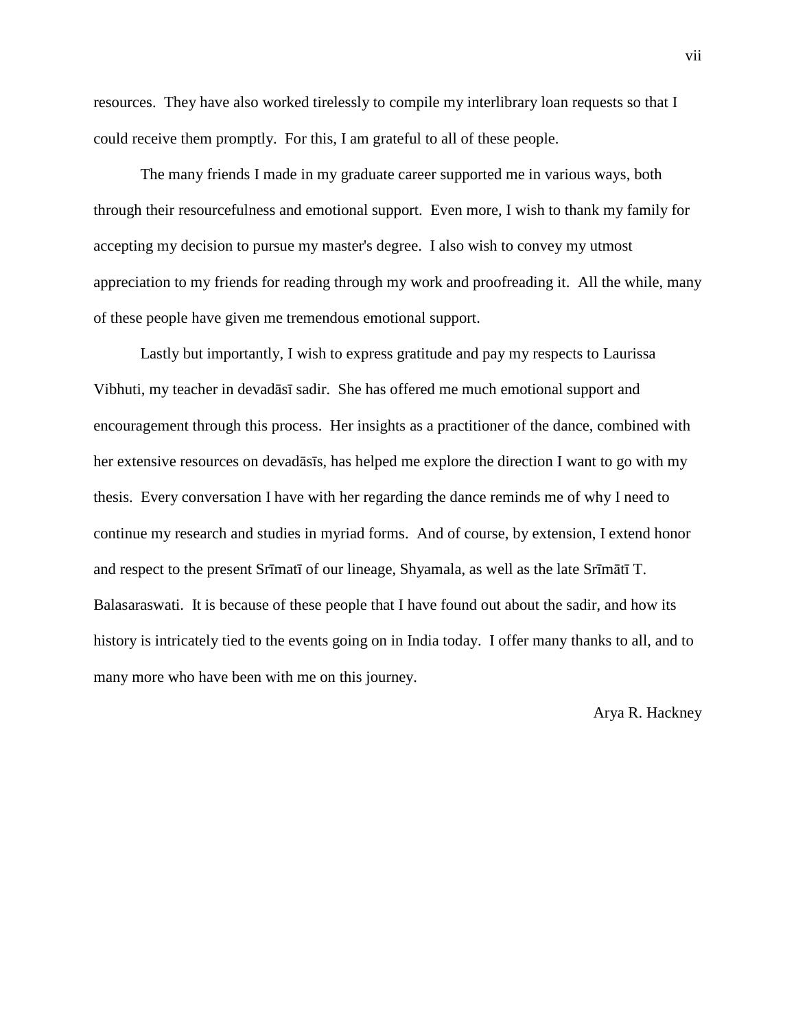resources. They have also worked tirelessly to compile my interlibrary loan requests so that I could receive them promptly. For this, I am grateful to all of these people.

The many friends I made in my graduate career supported me in various ways, both through their resourcefulness and emotional support. Even more, I wish to thank my family for accepting my decision to pursue my master's degree. I also wish to convey my utmost appreciation to my friends for reading through my work and proofreading it. All the while, many of these people have given me tremendous emotional support.

Lastly but importantly, I wish to express gratitude and pay my respects to Laurissa Vibhuti, my teacher in devadāsī sadir. She has offered me much emotional support and encouragement through this process. Her insights as a practitioner of the dance, combined with her extensive resources on devadāsīs, has helped me explore the direction I want to go with my thesis. Every conversation I have with her regarding the dance reminds me of why I need to continue my research and studies in myriad forms. And of course, by extension, I extend honor and respect to the present Srīmatī of our lineage, Shyamala, as well as the late Srīmātī T. Balasaraswati. It is because of these people that I have found out about the sadir, and how its history is intricately tied to the events going on in India today. I offer many thanks to all, and to many more who have been with me on this journey.

Arya R. Hackney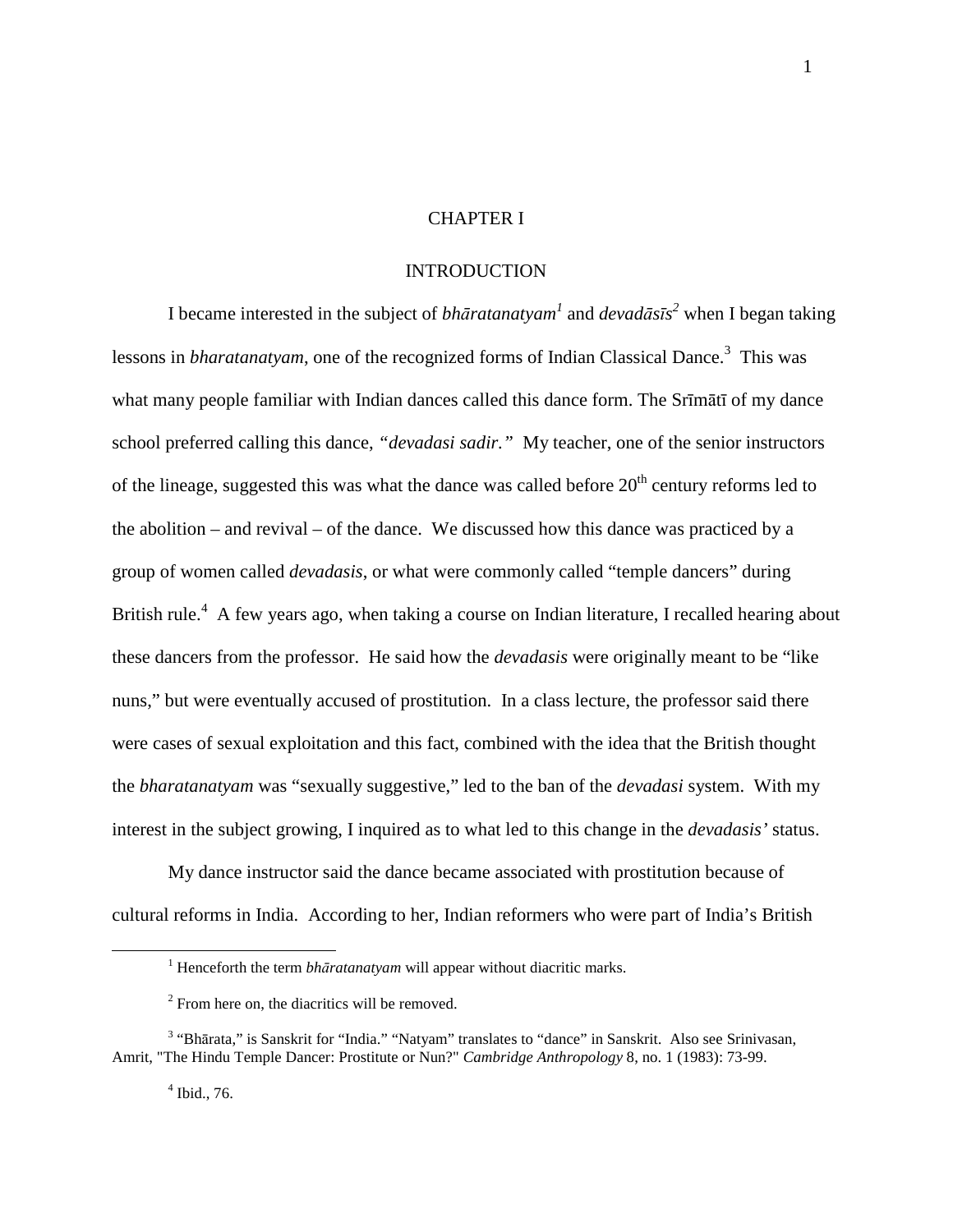# CHAPTER I

## INTRODUCTION

I became interested in the subject of *bhāratanatyam*[1] and *devadāsīs*[2] when I began taking lessons in *bharatanatyam*, one of the recognized forms of Indian Classical Dance.[3] This was what many people familiar with Indian dances called this dance form. The Srīmātī of my dance school preferred calling this dance, *"devadasi sadir."* My teacher, one of the senior instructors of the lineage, suggested this was what the dance was called before 20th century reforms led to the abolition – and revival – of the dance. We discussed how this dance was practiced by a group of women called *devadasis*, or what were commonly called "temple dancers" during British rule.[4] A few years ago, when taking a course on Indian literature, I recalled hearing about these dancers from the professor. He said how the *devadasis* were originally meant to be "like nuns," but were eventually accused of prostitution. In a class lecture, the professor said there were cases of sexual exploitation and this fact, combined with the idea that the British thought the *bharatanatyam* was "sexually suggestive," led to the ban of the *devadasi* system. With my interest in the subject growing, I inquired as to what led to this change in the *devadasis'* status.

My dance instructor said the dance became associated with prostitution because of cultural reforms in India. According to her, Indian reformers who were part of India's British

---

[1] Henceforth the term *bhāratanatyam* will appear without diacritic marks.

[2] From here on, the diacritics will be removed.

[3] "Bhārata," is Sanskrit for "India." "Natyam" translates to "dance" in Sanskrit. Also see Srinivasan, Amrit, "The Hindu Temple Dancer: Prostitute or Nun?" *Cambridge Anthropology* 8, no. 1 (1983): 73-99.

[4] Ibid., 76.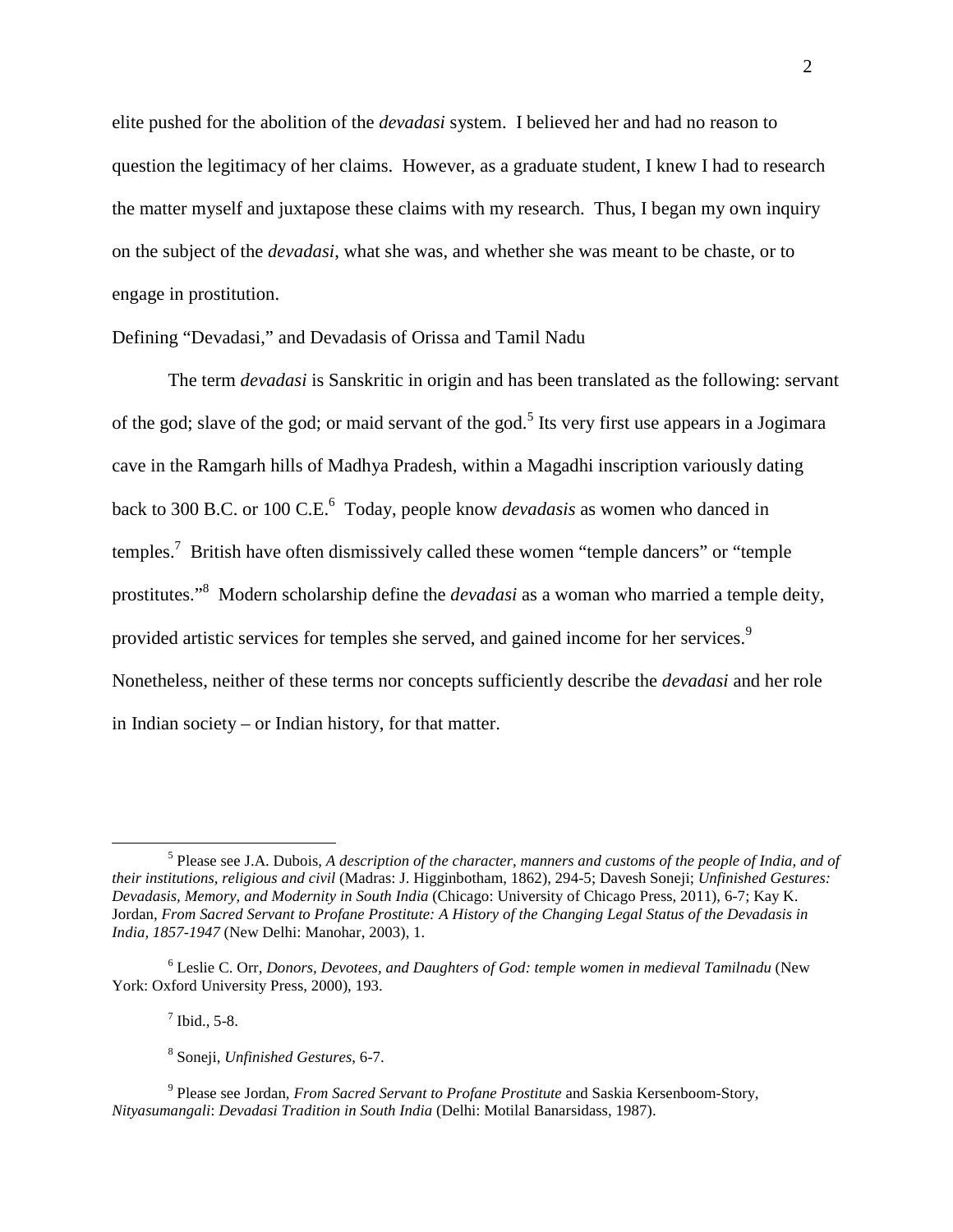elite pushed for the abolition of the *devadasi* system. I believed her and had no reason to question the legitimacy of her claims. However, as a graduate student, I knew I had to research the matter myself and juxtapose these claims with my research. Thus, I began my own inquiry on the subject of the *devadasi*, what she was, and whether she was meant to be chaste, or to engage in prostitution.

## Defining "Devadasi," and Devadasis of Orissa and Tamil Nadu

The term *devadasi* is Sanskritic in origin and has been translated as the following: servant of the god; slave of the god; or maid servant of the god.[5] Its very first use appears in a Jogimara cave in the Ramgarh hills of Madhya Pradesh, within a Magadhi inscription variously dating back to 300 B.C. or 100 C.E.[6] Today, people know *devadasis* as women who danced in temples.[7] British have often dismissively called these women "temple dancers" or "temple prostitutes."[8] Modern scholarship define the *devadasi* as a woman who married a temple deity, provided artistic services for temples she served, and gained income for her services.[9] Nonetheless, neither of these terms nor concepts sufficiently describe the *devadasi* and her role in Indian society – or Indian history, for that matter.

---

[5] Please see J.A. Dubois, *A description of the character, manners and customs of the people of India, and of their institutions, religious and civil* (Madras: J. Higginbotham, 1862), 294-5; Davesh Soneji; *Unfinished Gestures: Devadasis, Memory, and Modernity in South India* (Chicago: University of Chicago Press, 2011), 6-7; Kay K. Jordan, *From Sacred Servant to Profane Prostitute: A History of the Changing Legal Status of the Devadasis in India, 1857-1947* (New Delhi: Manohar, 2003), 1.

[6] Leslie C. Orr, *Donors, Devotees, and Daughters of God: temple women in medieval Tamilnadu* (New York: Oxford University Press, 2000), 193.

[7] Ibid., 5-8.

[8] Soneji, *Unfinished Gestures*, 6-7.

[9] Please see Jordan, *From Sacred Servant to Profane Prostitute* and Saskia Kersenboom-Story, *Nityasumangali*: *Devadasi Tradition in South India* (Delhi: Motilal Banarsidass, 1987).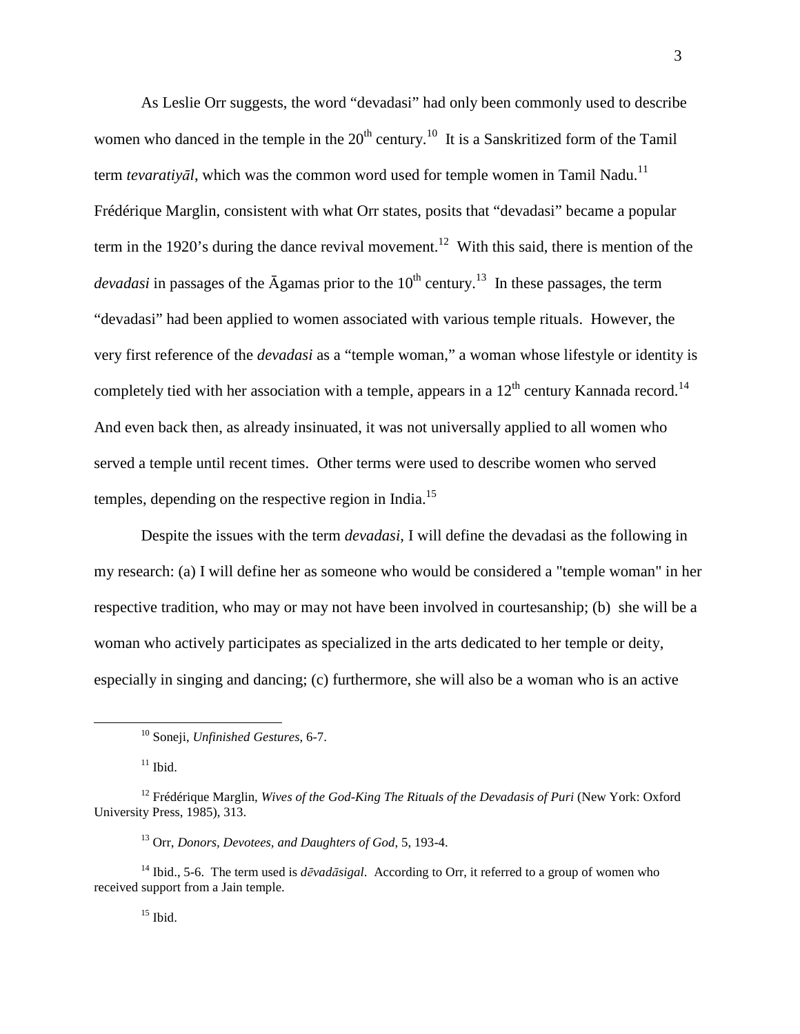As Leslie Orr suggests, the word "devadasi" had only been commonly used to describe women who danced in the temple in the 20th century.[10] It is a Sanskritized form of the Tamil term *tevaratiyāl*, which was the common word used for temple women in Tamil Nadu.[11] Frédérique Marglin, consistent with what Orr states, posits that "devadasi" became a popular term in the 1920's during the dance revival movement.[12] With this said, there is mention of the *devadasi* in passages of the Āgamas prior to the 10th century.[13] In these passages, the term "devadasi" had been applied to women associated with various temple rituals. However, the very first reference of the *devadasi* as a "temple woman," a woman whose lifestyle or identity is completely tied with her association with a temple, appears in a 12th century Kannada record.[14] And even back then, as already insinuated, it was not universally applied to all women who served a temple until recent times. Other terms were used to describe women who served temples, depending on the respective region in India.[15]

Despite the issues with the term *devadasi*, I will define the devadasi as the following in my research: (a) I will define her as someone who would be considered a "temple woman" in her respective tradition, who may or may not have been involved in courtesanship; (b) she will be a woman who actively participates as specialized in the arts dedicated to her temple or deity, especially in singing and dancing; (c) furthermore, she will also be a woman who is an active

---

[10] Soneji, *Unfinished Gestures*, 6-7.

[11] Ibid.

[12] Frédérique Marglin, *Wives of the God-King The Rituals of the Devadasis of Puri* (New York: Oxford University Press, 1985), 313.

[13] Orr, *Donors, Devotees, and Daughters of God*, 5, 193-4.

[14] Ibid., 5-6. The term used is *dēvadāsigal*. According to Orr, it referred to a group of women who received support from a Jain temple.

[15] Ibid.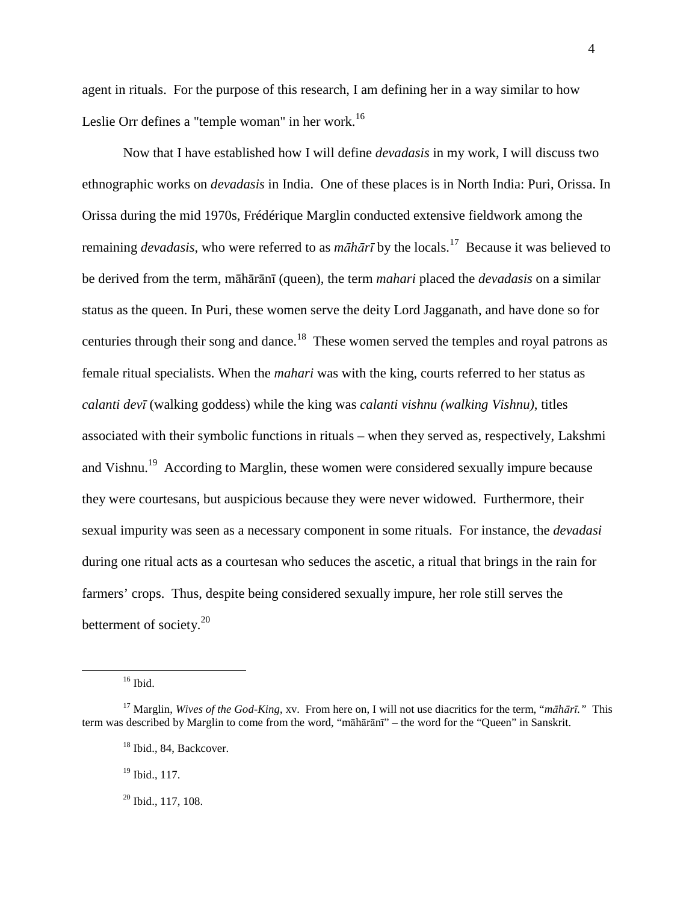agent in rituals. For the purpose of this research, I am defining her in a way similar to how Leslie Orr defines a "temple woman" in her work.[16]

Now that I have established how I will define *devadasis* in my work, I will discuss two ethnographic works on *devadasis* in India. One of these places is in North India: Puri, Orissa. In Orissa during the mid 1970s, Frédérique Marglin conducted extensive fieldwork among the remaining *devadasis*, who were referred to as *māhārī* by the locals.[17] Because it was believed to be derived from the term, māhārānī (queen), the term *mahari* placed the *devadasis* on a similar status as the queen. In Puri, these women serve the deity Lord Jagganath, and have done so for centuries through their song and dance.[18] These women served the temples and royal patrons as female ritual specialists. When the *mahari* was with the king, courts referred to her status as *calanti devī* (walking goddess) while the king was *calanti vishnu (walking Vishnu)*, titles associated with their symbolic functions in rituals – when they served as, respectively, Lakshmi and Vishnu.[19] According to Marglin, these women were considered sexually impure because they were courtesans, but auspicious because they were never widowed. Furthermore, their sexual impurity was seen as a necessary component in some rituals. For instance, the *devadasi* during one ritual acts as a courtesan who seduces the ascetic, a ritual that brings in the rain for farmers' crops. Thus, despite being considered sexually impure, her role still serves the betterment of society.[20]

---

[16] Ibid.

[17] Marglin, *Wives of the God-King*, xv. From here on, I will not use diacritics for the term, "*māhārī.*" This term was described by Marglin to come from the word, "māhārānī" – the word for the "Queen" in Sanskrit.

[18] Ibid., 84, Backcover.

[19] Ibid., 117.

[20] Ibid., 117, 108.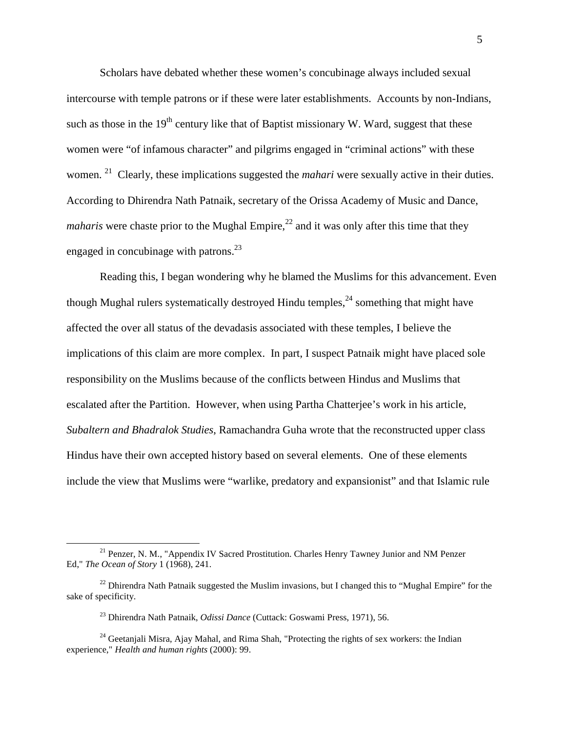Scholars have debated whether these women's concubinage always included sexual intercourse with temple patrons or if these were later establishments. Accounts by non-Indians, such as those in the 19th century like that of Baptist missionary W. Ward, suggest that these women were "of infamous character" and pilgrims engaged in "criminal actions" with these women. [21] Clearly, these implications suggested the *mahari* were sexually active in their duties. According to Dhirendra Nath Patnaik, secretary of the Orissa Academy of Music and Dance, *maharis* were chaste prior to the Mughal Empire,[22] and it was only after this time that they engaged in concubinage with patrons.[23]

Reading this, I began wondering why he blamed the Muslims for this advancement. Even though Mughal rulers systematically destroyed Hindu temples,[24] something that might have affected the over all status of the devadasis associated with these temples, I believe the implications of this claim are more complex. In part, I suspect Patnaik might have placed sole responsibility on the Muslims because of the conflicts between Hindus and Muslims that escalated after the Partition. However, when using Partha Chatterjee's work in his article, *Subaltern and Bhadralok Studies*, Ramachandra Guha wrote that the reconstructed upper class Hindus have their own accepted history based on several elements. One of these elements include the view that Muslims were "warlike, predatory and expansionist" and that Islamic rule

---

[21] Penzer, N. M., "Appendix IV Sacred Prostitution. Charles Henry Tawney Junior and NM Penzer Ed," *The Ocean of Story* 1 (1968), 241.

[22] Dhirendra Nath Patnaik suggested the Muslim invasions, but I changed this to "Mughal Empire" for the sake of specificity.

[23] Dhirendra Nath Patnaik, *Odissi Dance* (Cuttack: Goswami Press, 1971), 56.

[24] Geetanjali Misra, Ajay Mahal, and Rima Shah, "Protecting the rights of sex workers: the Indian experience," *Health and human rights* (2000): 99.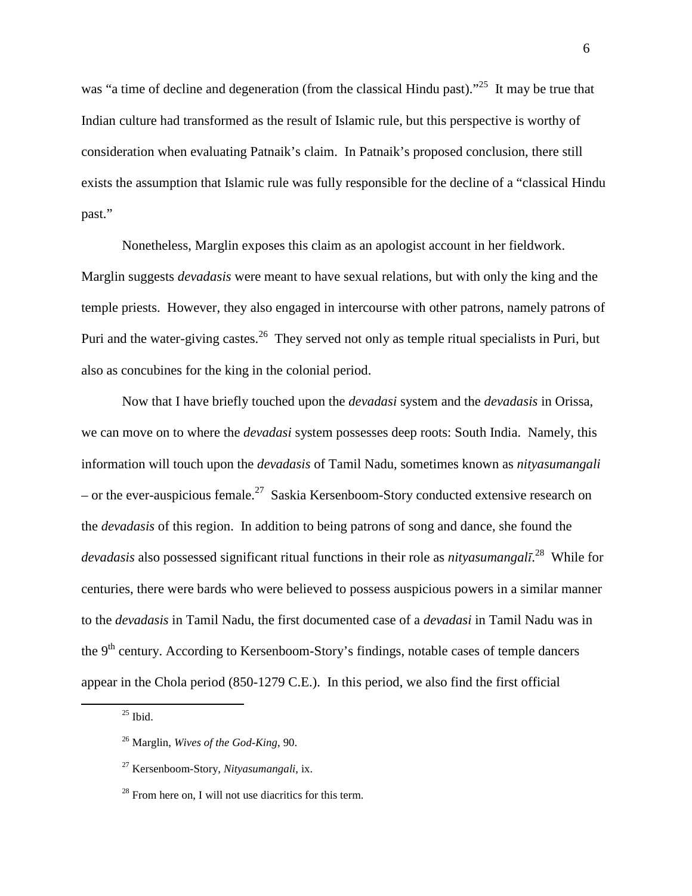was "a time of decline and degeneration (from the classical Hindu past)."[25] It may be true that Indian culture had transformed as the result of Islamic rule, but this perspective is worthy of consideration when evaluating Patnaik's claim. In Patnaik's proposed conclusion, there still exists the assumption that Islamic rule was fully responsible for the decline of a "classical Hindu past."

Nonetheless, Marglin exposes this claim as an apologist account in her fieldwork. Marglin suggests *devadasis* were meant to have sexual relations, but with only the king and the temple priests. However, they also engaged in intercourse with other patrons, namely patrons of Puri and the water-giving castes.[26] They served not only as temple ritual specialists in Puri, but also as concubines for the king in the colonial period.

Now that I have briefly touched upon the *devadasi* system and the *devadasis* in Orissa, we can move on to where the *devadasi* system possesses deep roots: South India. Namely, this information will touch upon the *devadasis* of Tamil Nadu, sometimes known as *nityasumangali* – or the ever-auspicious female.[27] Saskia Kersenboom-Story conducted extensive research on the *devadasis* of this region. In addition to being patrons of song and dance, she found the *devadasis* also possessed significant ritual functions in their role as *nityasumangalī.*[28] While for centuries, there were bards who were believed to possess auspicious powers in a similar manner to the *devadasis* in Tamil Nadu, the first documented case of a *devadasi* in Tamil Nadu was in the 9th century. According to Kersenboom-Story's findings, notable cases of temple dancers appear in the Chola period (850-1279 C.E.). In this period, we also find the first official

---

[25] Ibid.

[26] Marglin, *Wives of the God-King*, 90.

[27] Kersenboom-Story, *Nityasumangali*, ix.

[28] From here on, I will not use diacritics for this term.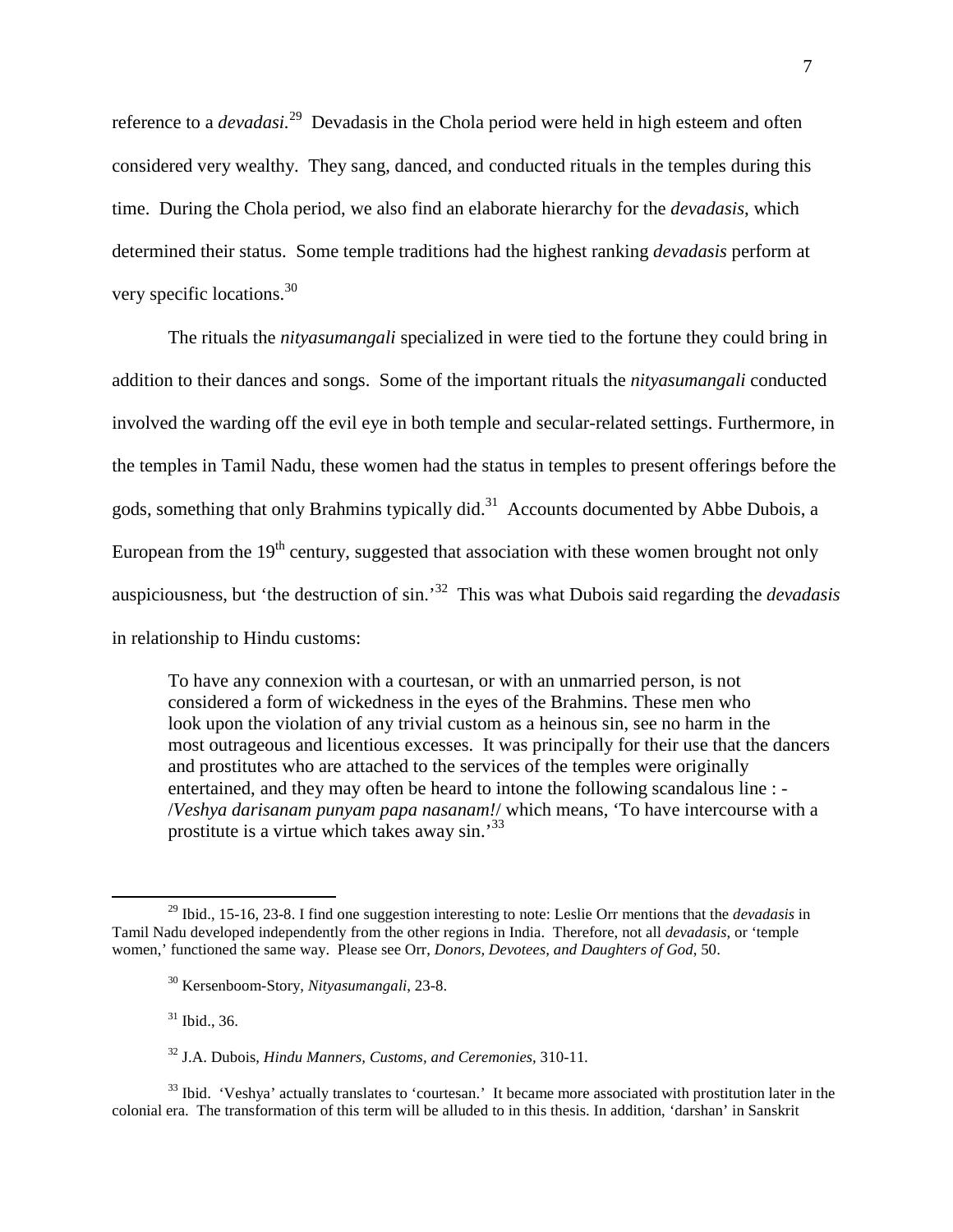reference to a *devadasi.*[29] Devadasis in the Chola period were held in high esteem and often considered very wealthy. They sang, danced, and conducted rituals in the temples during this time. During the Chola period, we also find an elaborate hierarchy for the *devadasis*, which determined their status. Some temple traditions had the highest ranking *devadasis* perform at very specific locations.[30]

The rituals the *nityasumangali* specialized in were tied to the fortune they could bring in addition to their dances and songs. Some of the important rituals the *nityasumangali* conducted involved the warding off the evil eye in both temple and secular-related settings. Furthermore, in the temples in Tamil Nadu, these women had the status in temples to present offerings before the gods, something that only Brahmins typically did.[31] Accounts documented by Abbe Dubois, a European from the 19th century, suggested that association with these women brought not only auspiciousness, but 'the destruction of sin.'[32] This was what Dubois said regarding the *devadasis* in relationship to Hindu customs:

> To have any connexion with a courtesan, or with an unmarried person, is not considered a form of wickedness in the eyes of the Brahmins. These men who look upon the violation of any trivial custom as a heinous sin, see no harm in the most outrageous and licentious excesses. It was principally for their use that the dancers and prostitutes who are attached to the services of the temples were originally entertained, and they may often be heard to intone the following scandalous line : - /*Veshya darisanam punyam papa nasanam!*/ which means, 'To have intercourse with a prostitute is a virtue which takes away sin.'[33]

---

[29] Ibid., 15-16, 23-8. I find one suggestion interesting to note: Leslie Orr mentions that the *devadasis* in Tamil Nadu developed independently from the other regions in India. Therefore, not all *devadasis*, or 'temple women,' functioned the same way. Please see Orr, *Donors, Devotees, and Daughters of God*, 50.

[30] Kersenboom-Story, *Nityasumangali*, 23-8.

[31] Ibid., 36.

[32] J.A. Dubois, *Hindu Manners, Customs, and Ceremonies,* 310-11.

[33] Ibid. 'Veshya' actually translates to 'courtesan.' It became more associated with prostitution later in the colonial era. The transformation of this term will be alluded to in this thesis. In addition, 'darshan' in Sanskrit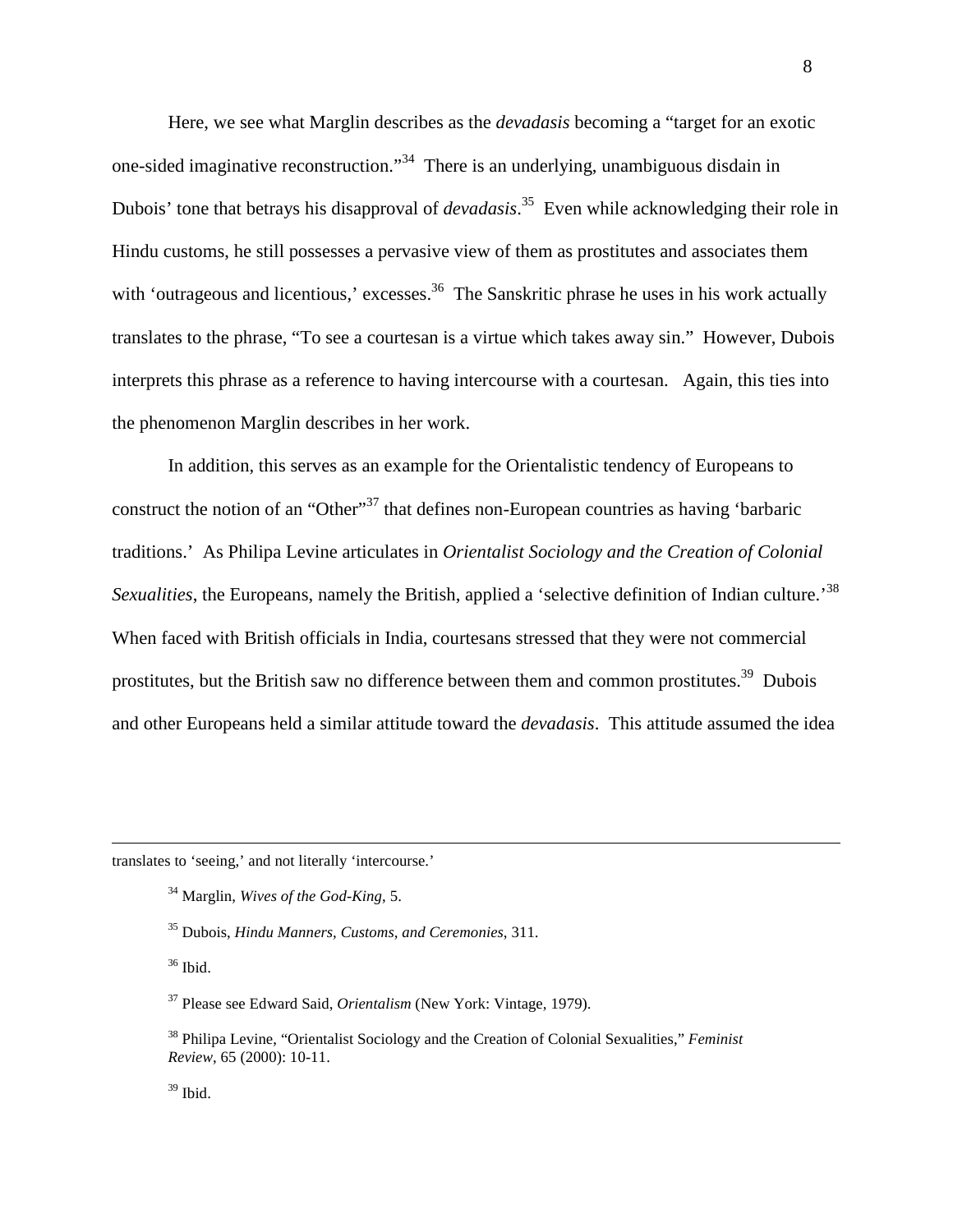Here, we see what Marglin describes as the *devadasis* becoming a "target for an exotic one-sided imaginative reconstruction."[34] There is an underlying, unambiguous disdain in Dubois' tone that betrays his disapproval of *devadasis*.[35] Even while acknowledging their role in Hindu customs, he still possesses a pervasive view of them as prostitutes and associates them with 'outrageous and licentious,' excesses.[36] The Sanskritic phrase he uses in his work actually translates to the phrase, "To see a courtesan is a virtue which takes away sin." However, Dubois interprets this phrase as a reference to having intercourse with a courtesan. Again, this ties into the phenomenon Marglin describes in her work.

In addition, this serves as an example for the Orientalistic tendency of Europeans to construct the notion of an "Other"[37] that defines non-European countries as having 'barbaric traditions.' As Philipa Levine articulates in *Orientalist Sociology and the Creation of Colonial Sexualities*, the Europeans, namely the British, applied a 'selective definition of Indian culture.'[38] When faced with British officials in India, courtesans stressed that they were not commercial prostitutes, but the British saw no difference between them and common prostitutes.[39] Dubois and other Europeans held a similar attitude toward the *devadasis*. This attitude assumed the idea

---

translates to 'seeing,' and not literally 'intercourse.'

[34] Marglin, *Wives of the God-King*, 5.

[35] Dubois, *Hindu Manners, Customs, and Ceremonies*, 311.

[36] Ibid.

[37] Please see Edward Said, *Orientalism* (New York: Vintage, 1979).

[38] Philipa Levine, "Orientalist Sociology and the Creation of Colonial Sexualities," *Feminist Review*, 65 (2000): 10-11.

[39] Ibid.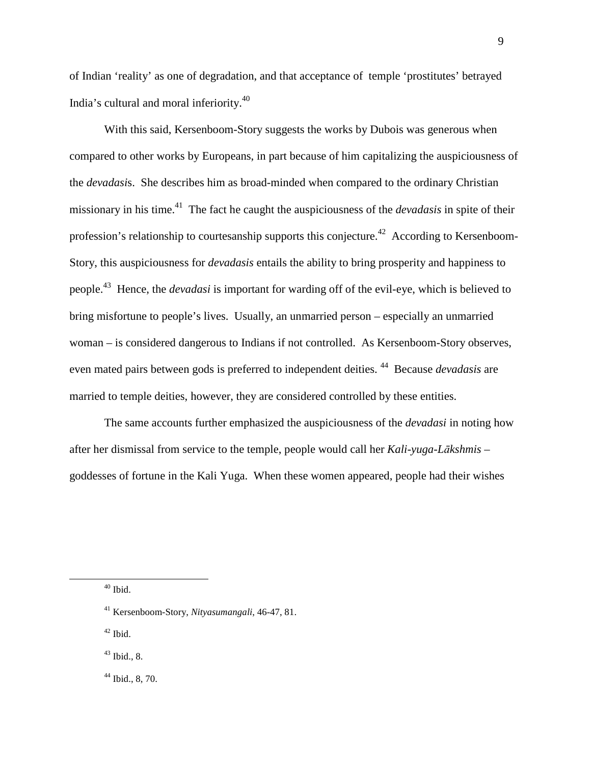of Indian 'reality' as one of degradation, and that acceptance of temple 'prostitutes' betrayed India's cultural and moral inferiority.[40]

With this said, Kersenboom-Story suggests the works by Dubois was generous when compared to other works by Europeans, in part because of him capitalizing the auspiciousness of the *devadasi*s. She describes him as broad-minded when compared to the ordinary Christian missionary in his time.[41] The fact he caught the auspiciousness of the *devadasis* in spite of their profession's relationship to courtesanship supports this conjecture.[42] According to Kersenboom-Story, this auspiciousness for *devadasis* entails the ability to bring prosperity and happiness to people.[43] Hence, the *devadasi* is important for warding off of the evil-eye, which is believed to bring misfortune to people's lives. Usually, an unmarried person – especially an unmarried woman – is considered dangerous to Indians if not controlled. As Kersenboom-Story observes, even mated pairs between gods is preferred to independent deities.[44] Because *devadasis* are married to temple deities, however, they are considered controlled by these entities.

The same accounts further emphasized the auspiciousness of the *devadasi* in noting how after her dismissal from service to the temple, people would call her *Kali-yuga-Lākshmis* – goddesses of fortune in the Kali Yuga. When these women appeared, people had their wishes

---

[40] Ibid.

[41] Kersenboom-Story, *Nityasumangali*, 46-47, 81.

[42] Ibid.

[43] Ibid., 8.

[44] Ibid., 8, 70.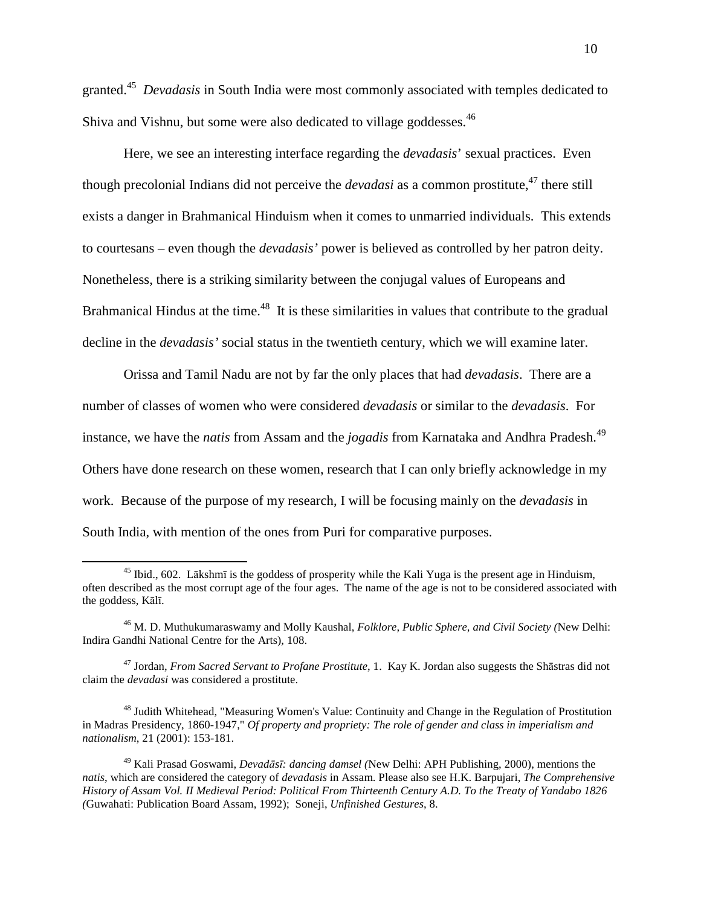granted.[45] *Devadasis* in South India were most commonly associated with temples dedicated to Shiva and Vishnu, but some were also dedicated to village goddesses.[46]

Here, we see an interesting interface regarding the *devadasis*' sexual practices. Even though precolonial Indians did not perceive the *devadasi* as a common prostitute,[47] there still exists a danger in Brahmanical Hinduism when it comes to unmarried individuals. This extends to courtesans – even though the *devadasis'* power is believed as controlled by her patron deity. Nonetheless, there is a striking similarity between the conjugal values of Europeans and Brahmanical Hindus at the time.[48] It is these similarities in values that contribute to the gradual decline in the *devadasis'* social status in the twentieth century, which we will examine later.

Orissa and Tamil Nadu are not by far the only places that had *devadasis*. There are a number of classes of women who were considered *devadasis* or similar to the *devadasis*. For instance, we have the *natis* from Assam and the *jogadis* from Karnataka and Andhra Pradesh.[49] Others have done research on these women, research that I can only briefly acknowledge in my work. Because of the purpose of my research, I will be focusing mainly on the *devadasis* in South India, with mention of the ones from Puri for comparative purposes.

---

[45] Ibid., 602. Lākshmī is the goddess of prosperity while the Kali Yuga is the present age in Hinduism, often described as the most corrupt age of the four ages. The name of the age is not to be considered associated with the goddess, Kālī.

[46] M. D. Muthukumaraswamy and Molly Kaushal, *Folklore, Public Sphere, and Civil Society (*New Delhi: Indira Gandhi National Centre for the Arts), 108.

[47] Jordan, *From Sacred Servant to Profane Prostitute*, 1. Kay K. Jordan also suggests the Shāstras did not claim the *devadasi* was considered a prostitute.

[48] Judith Whitehead, "Measuring Women's Value: Continuity and Change in the Regulation of Prostitution in Madras Presidency, 1860-1947," *Of property and propriety: The role of gender and class in imperialism and nationalism*, 21 (2001): 153-181.

[49] Kali Prasad Goswami, *Devadāsī: dancing damsel (*New Delhi: APH Publishing, 2000), mentions the *natis*, which are considered the category of *devadasis* in Assam. Please also see H.K. Barpujari, *The Comprehensive History of Assam Vol. II Medieval Period: Political From Thirteenth Century A.D. To the Treaty of Yandabo 1826 (*Guwahati: Publication Board Assam, 1992); Soneji, *Unfinished Gestures*, 8.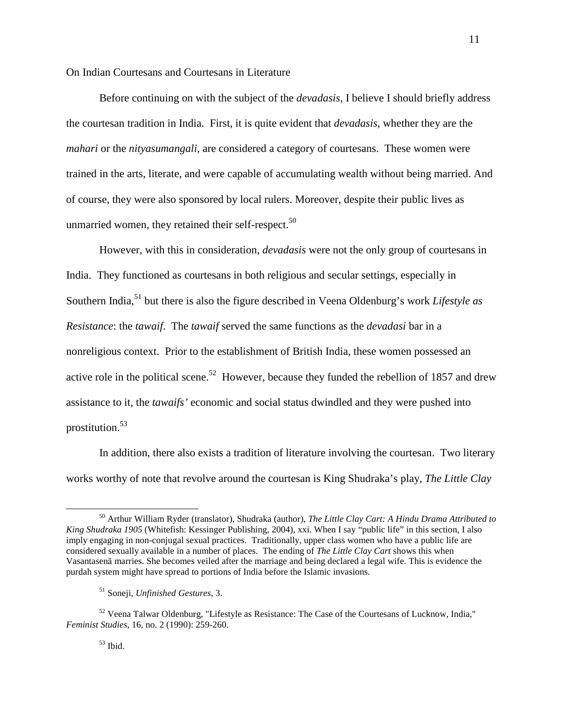On Indian Courtesans and Courtesans in Literature

Before continuing on with the subject of the *devadasis*, I believe I should briefly address the courtesan tradition in India. First, it is quite evident that *devadasis*, whether they are the *mahari* or the *nityasumangali*, are considered a category of courtesans. These women were trained in the arts, literate, and were capable of accumulating wealth without being married. And of course, they were also sponsored by local rulers. Moreover, despite their public lives as unmarried women, they retained their self-respect.[50]

However, with this in consideration, *devadasis* were not the only group of courtesans in India. They functioned as courtesans in both religious and secular settings, especially in Southern India,[51] but there is also the figure described in Veena Oldenburg's work *Lifestyle as Resistance*: the *tawaif*. The *tawaif* served the same functions as the *devadasi* bar in a nonreligious context. Prior to the establishment of British India, these women possessed an active role in the political scene.[52] However, because they funded the rebellion of 1857 and drew assistance to it, the *tawaifs'* economic and social status dwindled and they were pushed into prostitution.[53]

In addition, there also exists a tradition of literature involving the courtesan. Two literary works worthy of note that revolve around the courtesan is King Shudraka's play, *The Little Clay*

---

[50] Arthur William Ryder (translator), Shudraka (author), *The Little Clay Cart: A Hindu Drama Attributed to King Shudraka 1905* (Whitefish: Kessinger Publishing, 2004), xxi. When I say "public life" in this section, I also imply engaging in non-conjugal sexual practices. Traditionally, upper class women who have a public life are considered sexually available in a number of places. The ending of *The Little Clay Cart* shows this when Vasantasenā marries. She becomes veiled after the marriage and being declared a legal wife. This is evidence the purdah system might have spread to portions of India before the Islamic invasions.

[51] Soneji, *Unfinished Gestures*, 3.

[52] Veena Talwar Oldenburg, "Lifestyle as Resistance: The Case of the Courtesans of Lucknow, India," *Feminist Studies*, 16, no. 2 (1990): 259-260.

[53] Ibid.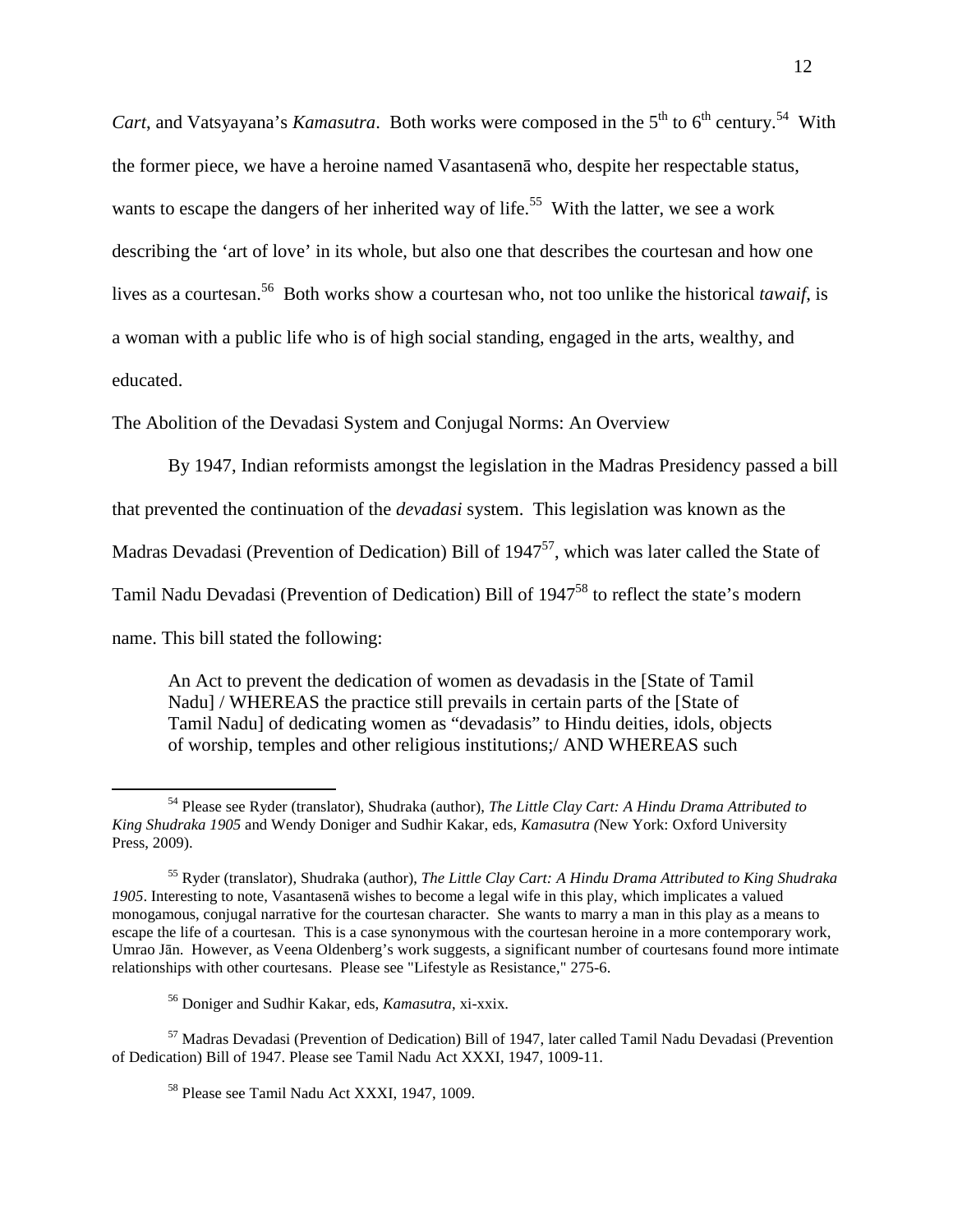*Cart*, and Vatsyayana's *Kamasutra*. Both works were composed in the 5th to 6th century.[54] With the former piece, we have a heroine named Vasantasenā who, despite her respectable status, wants to escape the dangers of her inherited way of life.[55] With the latter, we see a work describing the 'art of love' in its whole, but also one that describes the courtesan and how one lives as a courtesan.[56] Both works show a courtesan who, not too unlike the historical *tawaif*, is a woman with a public life who is of high social standing, engaged in the arts, wealthy, and educated.

The Abolition of the Devadasi System and Conjugal Norms: An Overview

By 1947, Indian reformists amongst the legislation in the Madras Presidency passed a bill that prevented the continuation of the *devadasi* system. This legislation was known as the Madras Devadasi (Prevention of Dedication) Bill of 1947[57], which was later called the State of Tamil Nadu Devadasi (Prevention of Dedication) Bill of 1947[58] to reflect the state's modern name. This bill stated the following:

> An Act to prevent the dedication of women as devadasis in the [State of Tamil Nadu] / WHEREAS the practice still prevails in certain parts of the [State of Tamil Nadu] of dedicating women as "devadasis" to Hindu deities, idols, objects of worship, temples and other religious institutions;/ AND WHEREAS such

---

[54] Please see Ryder (translator), Shudraka (author), *The Little Clay Cart: A Hindu Drama Attributed to King Shudraka 1905* and Wendy Doniger and Sudhir Kakar, eds, *Kamasutra (*New York: Oxford University Press, 2009).

[55] Ryder (translator), Shudraka (author), *The Little Clay Cart: A Hindu Drama Attributed to King Shudraka 1905*. Interesting to note, Vasantasenā wishes to become a legal wife in this play, which implicates a valued monogamous, conjugal narrative for the courtesan character. She wants to marry a man in this play as a means to escape the life of a courtesan. This is a case synonymous with the courtesan heroine in a more contemporary work, Umrao Jān. However, as Veena Oldenberg's work suggests, a significant number of courtesans found more intimate relationships with other courtesans. Please see "Lifestyle as Resistance," 275-6.

[56] Doniger and Sudhir Kakar, eds, *Kamasutra*, xi-xxix.

[57] Madras Devadasi (Prevention of Dedication) Bill of 1947, later called Tamil Nadu Devadasi (Prevention of Dedication) Bill of 1947. Please see Tamil Nadu Act XXXI, 1947, 1009-11.

[58] Please see Tamil Nadu Act XXXI, 1947, 1009.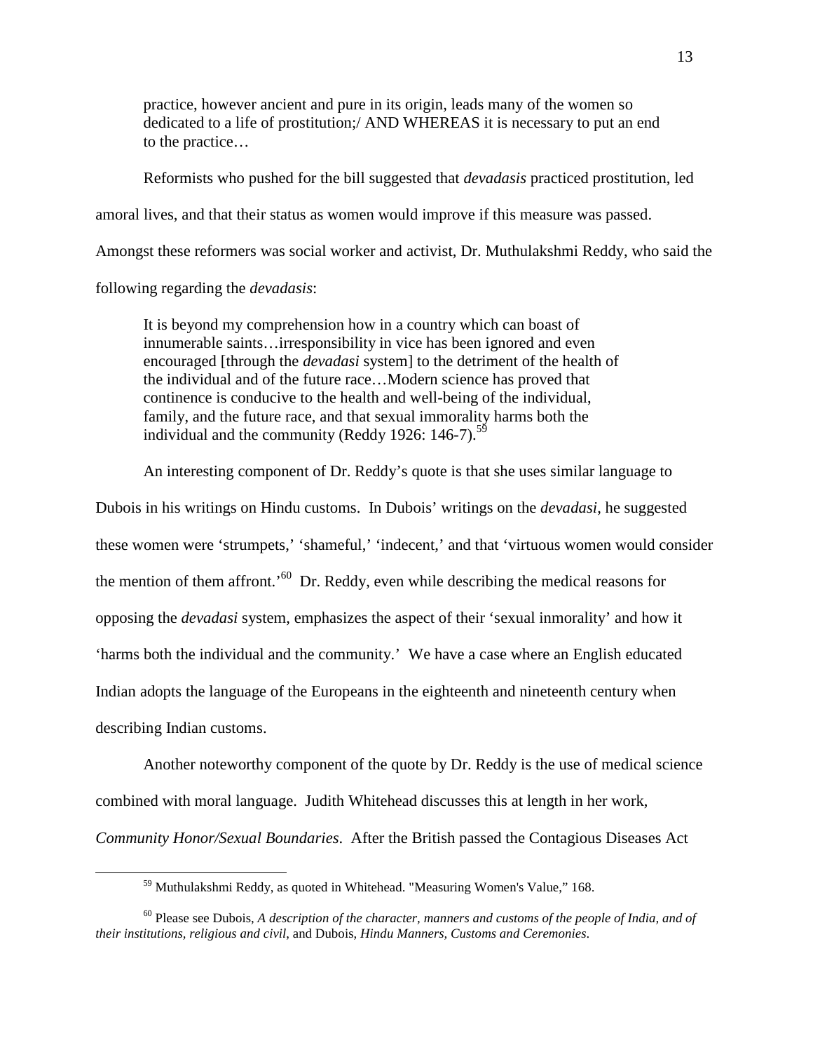> practice, however ancient and pure in its origin, leads many of the women so dedicated to a life of prostitution;/ AND WHEREAS it is necessary to put an end to the practice…

Reformists who pushed for the bill suggested that *devadasis* practiced prostitution, led amoral lives, and that their status as women would improve if this measure was passed. Amongst these reformers was social worker and activist, Dr. Muthulakshmi Reddy, who said the following regarding the *devadasis*:

> It is beyond my comprehension how in a country which can boast of innumerable saints…irresponsibility in vice has been ignored and even encouraged [through the *devadasi* system] to the detriment of the health of the individual and of the future race…Modern science has proved that continence is conducive to the health and well-being of the individual, family, and the future race, and that sexual immorality harms both the individual and the community (Reddy 1926: 146-7).[59]

An interesting component of Dr. Reddy's quote is that she uses similar language to Dubois in his writings on Hindu customs. In Dubois' writings on the *devadasi*, he suggested these women were 'strumpets,' 'shameful,' 'indecent,' and that 'virtuous women would consider the mention of them affront.'[60] Dr. Reddy, even while describing the medical reasons for opposing the *devadasi* system, emphasizes the aspect of their 'sexual inmorality' and how it 'harms both the individual and the community.' We have a case where an English educated Indian adopts the language of the Europeans in the eighteenth and nineteenth century when describing Indian customs.

Another noteworthy component of the quote by Dr. Reddy is the use of medical science combined with moral language. Judith Whitehead discusses this at length in her work, *Community Honor/Sexual Boundaries*. After the British passed the Contagious Diseases Act

---

[59] Muthulakshmi Reddy, as quoted in Whitehead. "Measuring Women's Value," 168.

[60] Please see Dubois, *A description of the character, manners and customs of the people of India, and of their institutions, religious and civil*, and Dubois, *Hindu Manners, Customs and Ceremonies*.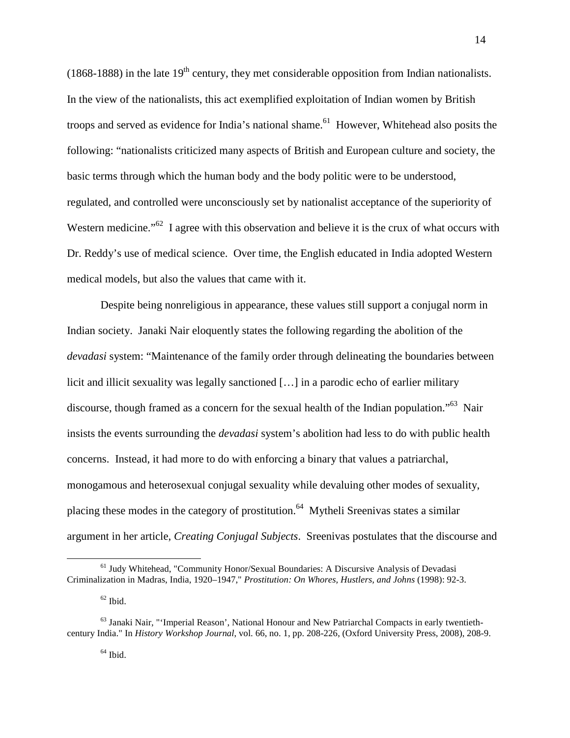(1868-1888) in the late 19th century, they met considerable opposition from Indian nationalists. In the view of the nationalists, this act exemplified exploitation of Indian women by British troops and served as evidence for India's national shame.[61] However, Whitehead also posits the following: "nationalists criticized many aspects of British and European culture and society, the basic terms through which the human body and the body politic were to be understood, regulated, and controlled were unconsciously set by nationalist acceptance of the superiority of Western medicine."[62] I agree with this observation and believe it is the crux of what occurs with Dr. Reddy's use of medical science. Over time, the English educated in India adopted Western medical models, but also the values that came with it.

Despite being nonreligious in appearance, these values still support a conjugal norm in Indian society. Janaki Nair eloquently states the following regarding the abolition of the *devadasi* system: "Maintenance of the family order through delineating the boundaries between licit and illicit sexuality was legally sanctioned […] in a parodic echo of earlier military discourse, though framed as a concern for the sexual health of the Indian population."[63] Nair insists the events surrounding the *devadasi* system's abolition had less to do with public health concerns. Instead, it had more to do with enforcing a binary that values a patriarchal, monogamous and heterosexual conjugal sexuality while devaluing other modes of sexuality, placing these modes in the category of prostitution.[64] Mytheli Sreenivas states a similar argument in her article, *Creating Conjugal Subjects*. Sreenivas postulates that the discourse and

---

[61] Judy Whitehead, "Community Honor/Sexual Boundaries: A Discursive Analysis of Devadasi Criminalization in Madras, India, 1920–1947," *Prostitution: On Whores, Hustlers, and Johns* (1998): 92-3.

[62] Ibid.

[63] Janaki Nair, "'Imperial Reason', National Honour and New Patriarchal Compacts in early twentieth-century India." In *History Workshop Journal*, vol. 66, no. 1, pp. 208-226, (Oxford University Press, 2008), 208-9.

[64] Ibid.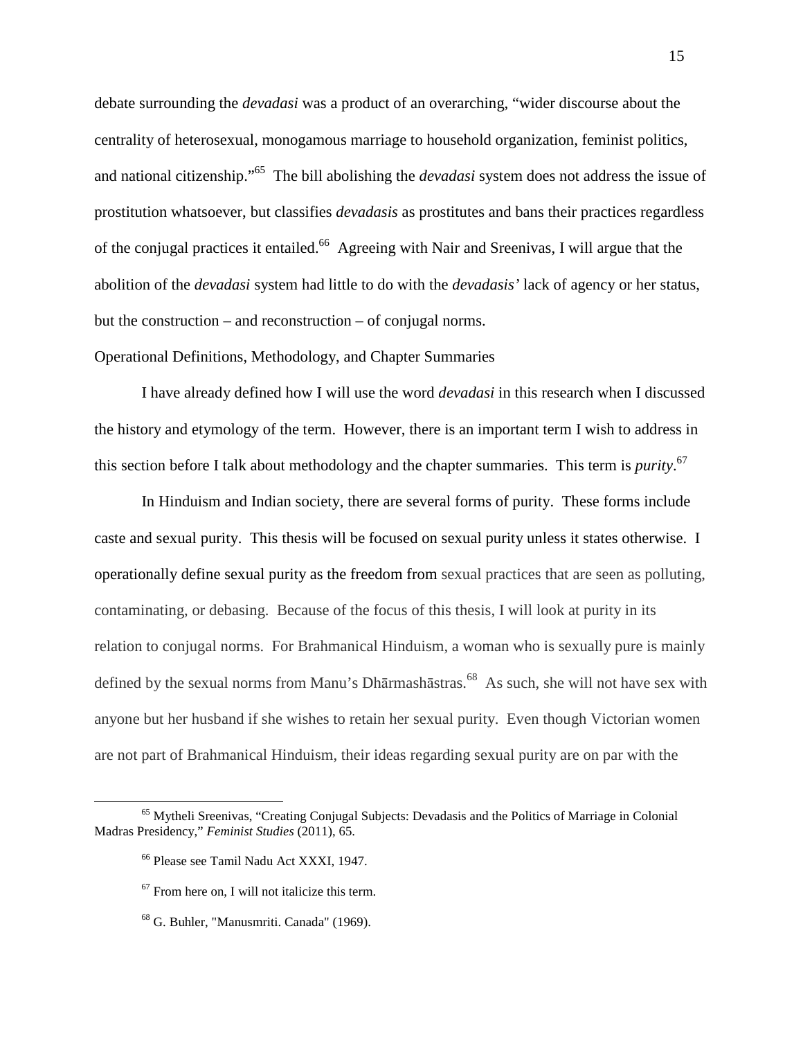debate surrounding the *devadasi* was a product of an overarching, "wider discourse about the centrality of heterosexual, monogamous marriage to household organization, feminist politics, and national citizenship."[65] The bill abolishing the *devadasi* system does not address the issue of prostitution whatsoever, but classifies *devadasis* as prostitutes and bans their practices regardless of the conjugal practices it entailed.[66] Agreeing with Nair and Sreenivas, I will argue that the abolition of the *devadasi* system had little to do with the *devadasis'* lack of agency or her status, but the construction – and reconstruction – of conjugal norms.

## Operational Definitions, Methodology, and Chapter Summaries

I have already defined how I will use the word *devadasi* in this research when I discussed the history and etymology of the term. However, there is an important term I wish to address in this section before I talk about methodology and the chapter summaries. This term is *purity*.[67]

In Hinduism and Indian society, there are several forms of purity. These forms include caste and sexual purity. This thesis will be focused on sexual purity unless it states otherwise. I operationally define sexual purity as the freedom from sexual practices that are seen as polluting, contaminating, or debasing. Because of the focus of this thesis, I will look at purity in its relation to conjugal norms. For Brahmanical Hinduism, a woman who is sexually pure is mainly defined by the sexual norms from Manu's Dhārmashāstras.[68] As such, she will not have sex with anyone but her husband if she wishes to retain her sexual purity. Even though Victorian women are not part of Brahmanical Hinduism, their ideas regarding sexual purity are on par with the

---

[65] Mytheli Sreenivas, "Creating Conjugal Subjects: Devadasis and the Politics of Marriage in Colonial Madras Presidency," *Feminist Studies* (2011), 65.

[66] Please see Tamil Nadu Act XXXI, 1947.

[67] From here on, I will not italicize this term.

[68] G. Buhler, "Manusmriti. Canada" (1969).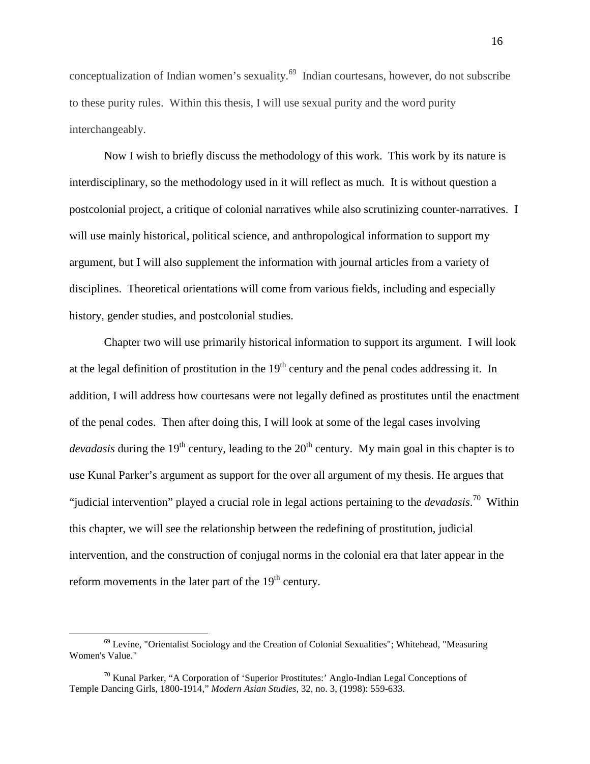conceptualization of Indian women's sexuality.[69] Indian courtesans, however, do not subscribe to these purity rules. Within this thesis, I will use sexual purity and the word purity interchangeably.

Now I wish to briefly discuss the methodology of this work. This work by its nature is interdisciplinary, so the methodology used in it will reflect as much. It is without question a postcolonial project, a critique of colonial narratives while also scrutinizing counter-narratives. I will use mainly historical, political science, and anthropological information to support my argument, but I will also supplement the information with journal articles from a variety of disciplines. Theoretical orientations will come from various fields, including and especially history, gender studies, and postcolonial studies.

Chapter two will use primarily historical information to support its argument. I will look at the legal definition of prostitution in the 19th century and the penal codes addressing it. In addition, I will address how courtesans were not legally defined as prostitutes until the enactment of the penal codes. Then after doing this, I will look at some of the legal cases involving *devadasis* during the 19th century, leading to the 20th century. My main goal in this chapter is to use Kunal Parker's argument as support for the over all argument of my thesis. He argues that "judicial intervention" played a crucial role in legal actions pertaining to the *devadasis*.[70] Within this chapter, we will see the relationship between the redefining of prostitution, judicial intervention, and the construction of conjugal norms in the colonial era that later appear in the reform movements in the later part of the 19th century.

---

[69] Levine, "Orientalist Sociology and the Creation of Colonial Sexualities"; Whitehead, "Measuring Women's Value."

[70] Kunal Parker, "A Corporation of 'Superior Prostitutes:' Anglo-Indian Legal Conceptions of Temple Dancing Girls, 1800-1914," *Modern Asian Studies*, 32, no. 3, (1998): 559-633.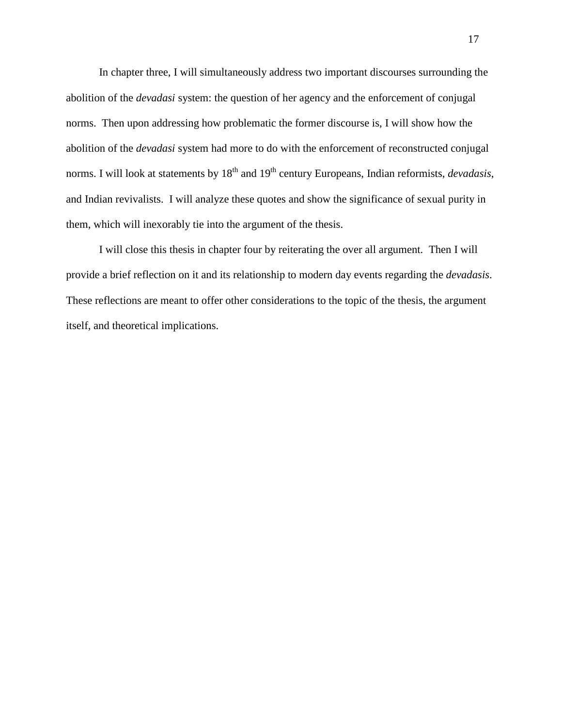In chapter three, I will simultaneously address two important discourses surrounding the abolition of the *devadasi* system: the question of her agency and the enforcement of conjugal norms. Then upon addressing how problematic the former discourse is, I will show how the abolition of the *devadasi* system had more to do with the enforcement of reconstructed conjugal norms. I will look at statements by 18th and 19th century Europeans, Indian reformists, *devadasis*, and Indian revivalists. I will analyze these quotes and show the significance of sexual purity in them, which will inexorably tie into the argument of the thesis.

I will close this thesis in chapter four by reiterating the over all argument. Then I will provide a brief reflection on it and its relationship to modern day events regarding the *devadasis*. These reflections are meant to offer other considerations to the topic of the thesis, the argument itself, and theoretical implications.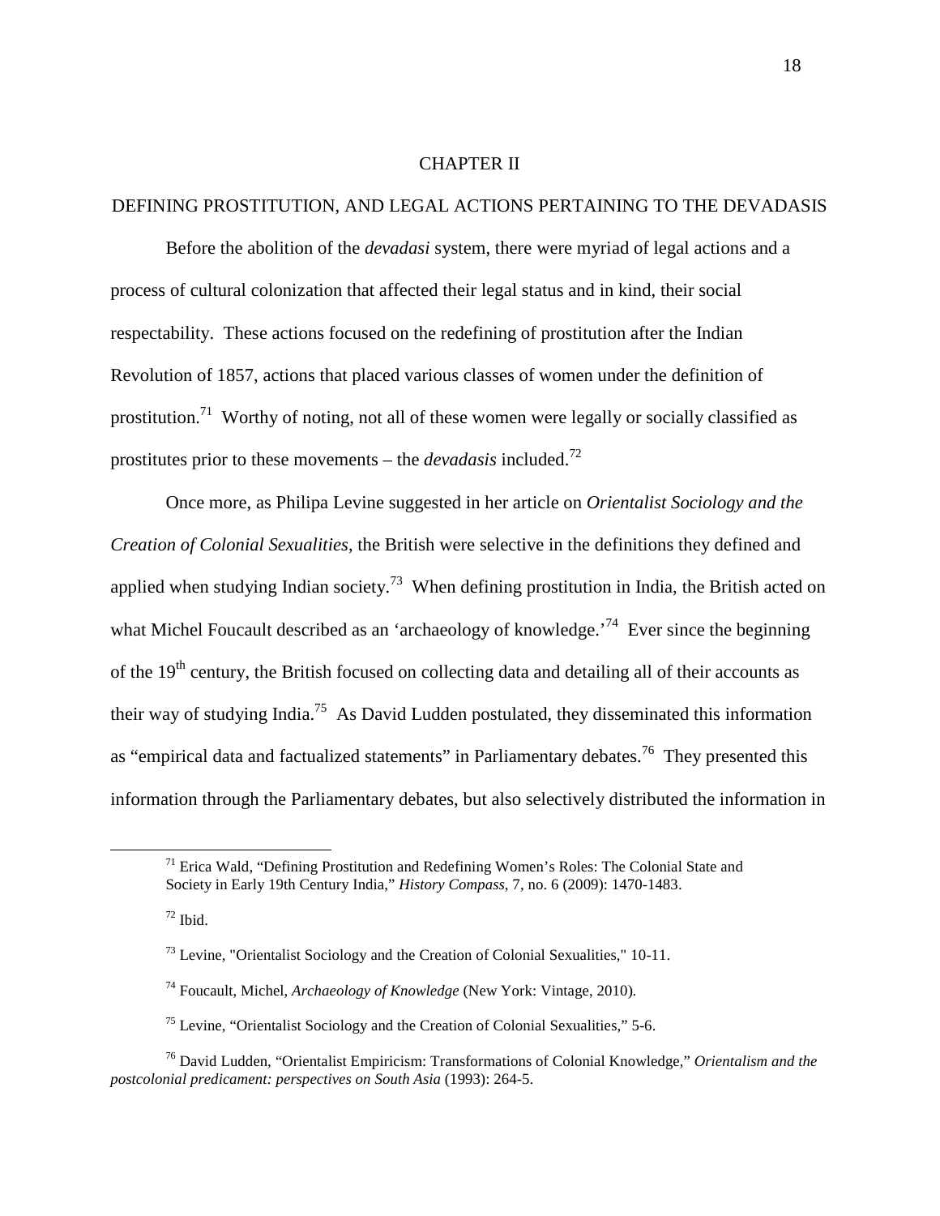# CHAPTER II

## DEFINING PROSTITUTION, AND LEGAL ACTIONS PERTAINING TO THE DEVADASIS

Before the abolition of the *devadasi* system, there were myriad of legal actions and a process of cultural colonization that affected their legal status and in kind, their social respectability. These actions focused on the redefining of prostitution after the Indian Revolution of 1857, actions that placed various classes of women under the definition of prostitution.[71] Worthy of noting, not all of these women were legally or socially classified as prostitutes prior to these movements – the *devadasis* included.[72]

Once more, as Philipa Levine suggested in her article on *Orientalist Sociology and the Creation of Colonial Sexualities*, the British were selective in the definitions they defined and applied when studying Indian society.[73] When defining prostitution in India, the British acted on what Michel Foucault described as an 'archaeology of knowledge.'[74] Ever since the beginning of the 19th century, the British focused on collecting data and detailing all of their accounts as their way of studying India.[75] As David Ludden postulated, they disseminated this information as "empirical data and factualized statements" in Parliamentary debates.[76] They presented this information through the Parliamentary debates, but also selectively distributed the information in

---

[71] Erica Wald, "Defining Prostitution and Redefining Women's Roles: The Colonial State and Society in Early 19th Century India," *History Compass*, 7, no. 6 (2009): 1470-1483.

[72] Ibid.

[73] Levine, "Orientalist Sociology and the Creation of Colonial Sexualities," 10-11.

[74] Foucault, Michel, *Archaeology of Knowledge* (New York: Vintage, 2010).

[75] Levine, "Orientalist Sociology and the Creation of Colonial Sexualities," 5-6.

[76] David Ludden, "Orientalist Empiricism: Transformations of Colonial Knowledge," *Orientalism and the postcolonial predicament: perspectives on South Asia* (1993): 264-5.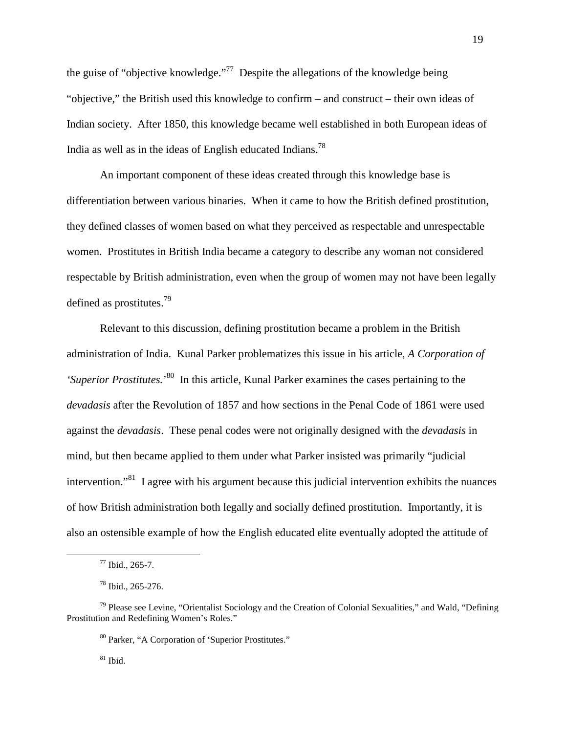the guise of "objective knowledge."[77] Despite the allegations of the knowledge being "objective," the British used this knowledge to confirm – and construct – their own ideas of Indian society. After 1850, this knowledge became well established in both European ideas of India as well as in the ideas of English educated Indians.[78]

An important component of these ideas created through this knowledge base is differentiation between various binaries. When it came to how the British defined prostitution, they defined classes of women based on what they perceived as respectable and unrespectable women. Prostitutes in British India became a category to describe any woman not considered respectable by British administration, even when the group of women may not have been legally defined as prostitutes.[79]

Relevant to this discussion, defining prostitution became a problem in the British administration of India. Kunal Parker problematizes this issue in his article, *A Corporation of 'Superior Prostitutes.'*[80] In this article, Kunal Parker examines the cases pertaining to the *devadasis* after the Revolution of 1857 and how sections in the Penal Code of 1861 were used against the *devadasis*. These penal codes were not originally designed with the *devadasis* in mind, but then became applied to them under what Parker insisted was primarily "judicial intervention."[81] I agree with his argument because this judicial intervention exhibits the nuances of how British administration both legally and socially defined prostitution. Importantly, it is also an ostensible example of how the English educated elite eventually adopted the attitude of

---

[77] Ibid., 265-7.

[78] Ibid., 265-276.

[79] Please see Levine, "Orientalist Sociology and the Creation of Colonial Sexualities," and Wald, "Defining Prostitution and Redefining Women's Roles."

[80] Parker, "A Corporation of 'Superior Prostitutes."

[81] Ibid.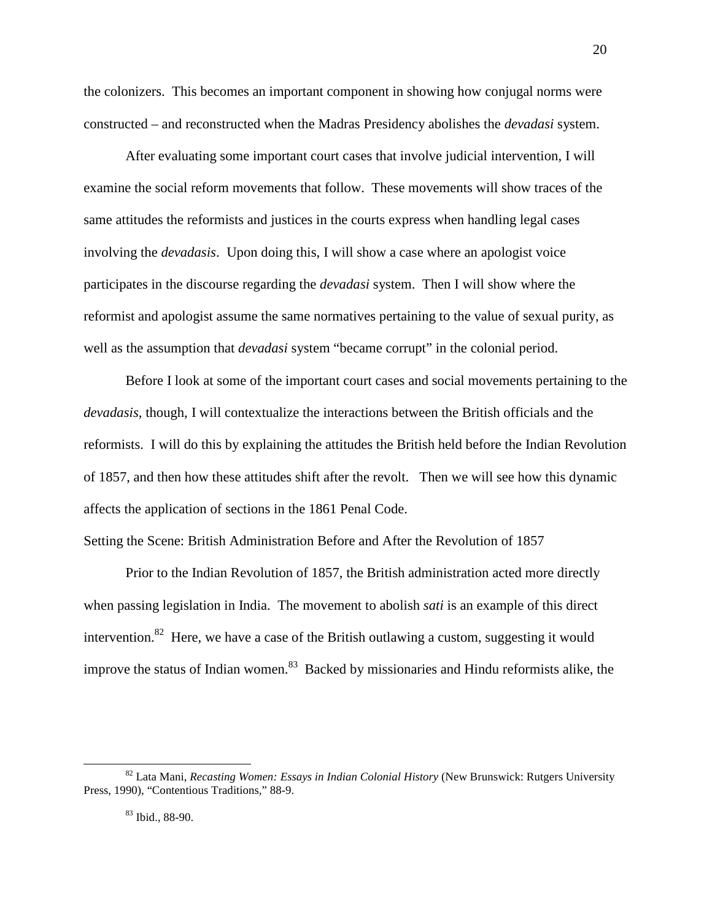the colonizers. This becomes an important component in showing how conjugal norms were constructed – and reconstructed when the Madras Presidency abolishes the *devadasi* system.

After evaluating some important court cases that involve judicial intervention, I will examine the social reform movements that follow. These movements will show traces of the same attitudes the reformists and justices in the courts express when handling legal cases involving the *devadasis*. Upon doing this, I will show a case where an apologist voice participates in the discourse regarding the *devadasi* system. Then I will show where the reformist and apologist assume the same normatives pertaining to the value of sexual purity, as well as the assumption that *devadasi* system "became corrupt" in the colonial period.

Before I look at some of the important court cases and social movements pertaining to the *devadasis*, though, I will contextualize the interactions between the British officials and the reformists. I will do this by explaining the attitudes the British held before the Indian Revolution of 1857, and then how these attitudes shift after the revolt. Then we will see how this dynamic affects the application of sections in the 1861 Penal Code.

## Setting the Scene: British Administration Before and After the Revolution of 1857

Prior to the Indian Revolution of 1857, the British administration acted more directly when passing legislation in India. The movement to abolish *sati* is an example of this direct intervention.[82] Here, we have a case of the British outlawing a custom, suggesting it would improve the status of Indian women.[83] Backed by missionaries and Hindu reformists alike, the

---

[82] Lata Mani, *Recasting Women: Essays in Indian Colonial History* (New Brunswick: Rutgers University Press, 1990), "Contentious Traditions," 88-9.

[83] Ibid., 88-90.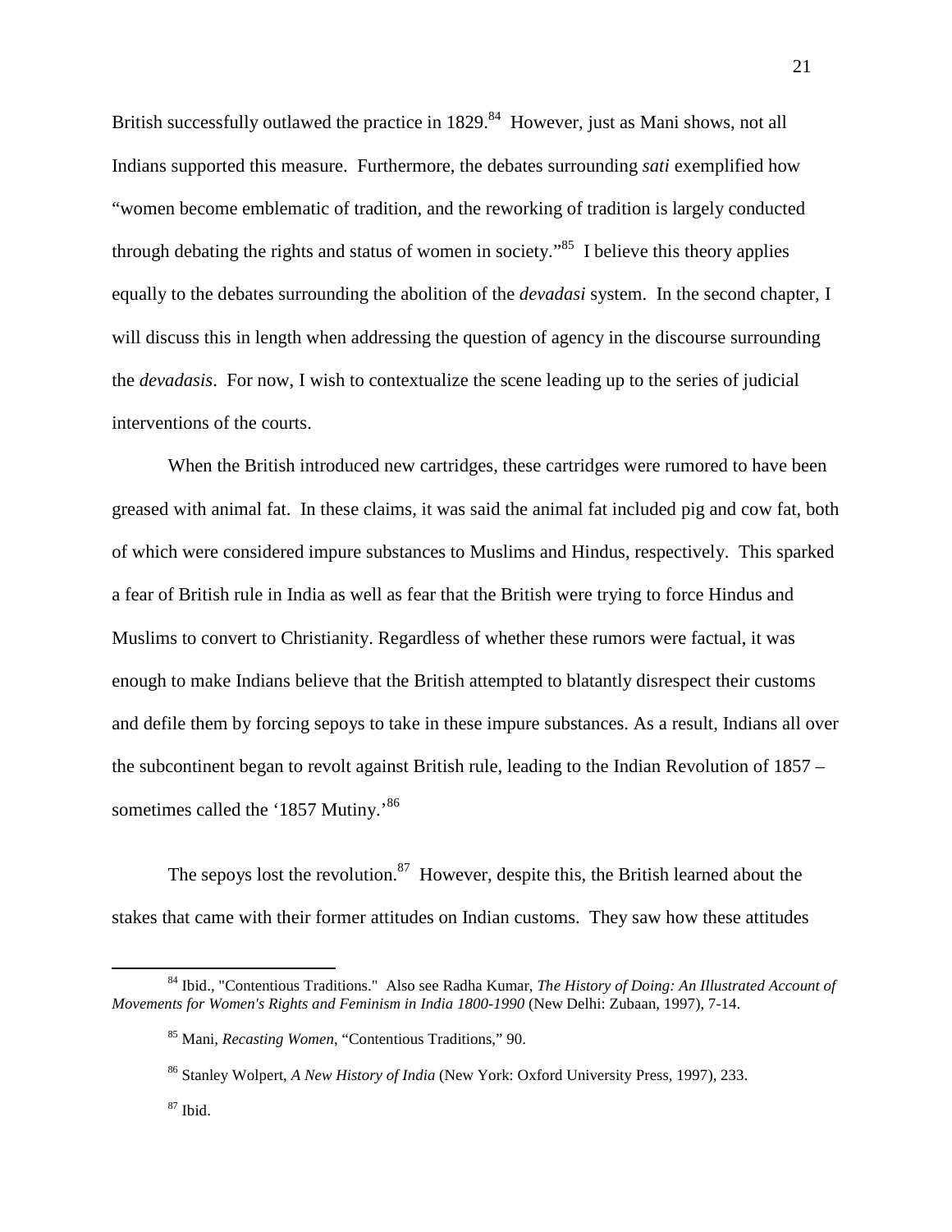British successfully outlawed the practice in 1829.[84] However, just as Mani shows, not all Indians supported this measure. Furthermore, the debates surrounding *sati* exemplified how "women become emblematic of tradition, and the reworking of tradition is largely conducted through debating the rights and status of women in society."[85] I believe this theory applies equally to the debates surrounding the abolition of the *devadasi* system. In the second chapter, I will discuss this in length when addressing the question of agency in the discourse surrounding the *devadasis*. For now, I wish to contextualize the scene leading up to the series of judicial interventions of the courts.

When the British introduced new cartridges, these cartridges were rumored to have been greased with animal fat. In these claims, it was said the animal fat included pig and cow fat, both of which were considered impure substances to Muslims and Hindus, respectively. This sparked a fear of British rule in India as well as fear that the British were trying to force Hindus and Muslims to convert to Christianity. Regardless of whether these rumors were factual, it was enough to make Indians believe that the British attempted to blatantly disrespect their customs and defile them by forcing sepoys to take in these impure substances. As a result, Indians all over the subcontinent began to revolt against British rule, leading to the Indian Revolution of 1857 – sometimes called the '1857 Mutiny.'[86]

The sepoys lost the revolution.[87] However, despite this, the British learned about the stakes that came with their former attitudes on Indian customs. They saw how these attitudes

---

[84] Ibid., "Contentious Traditions." Also see Radha Kumar, *The History of Doing: An Illustrated Account of Movements for Women's Rights and Feminism in India 1800-1990* (New Delhi: Zubaan, 1997), 7-14.

[85] Mani, *Recasting Women*, "Contentious Traditions," 90.

[86] Stanley Wolpert, *A New History of India* (New York: Oxford University Press, 1997), 233.

[87] Ibid.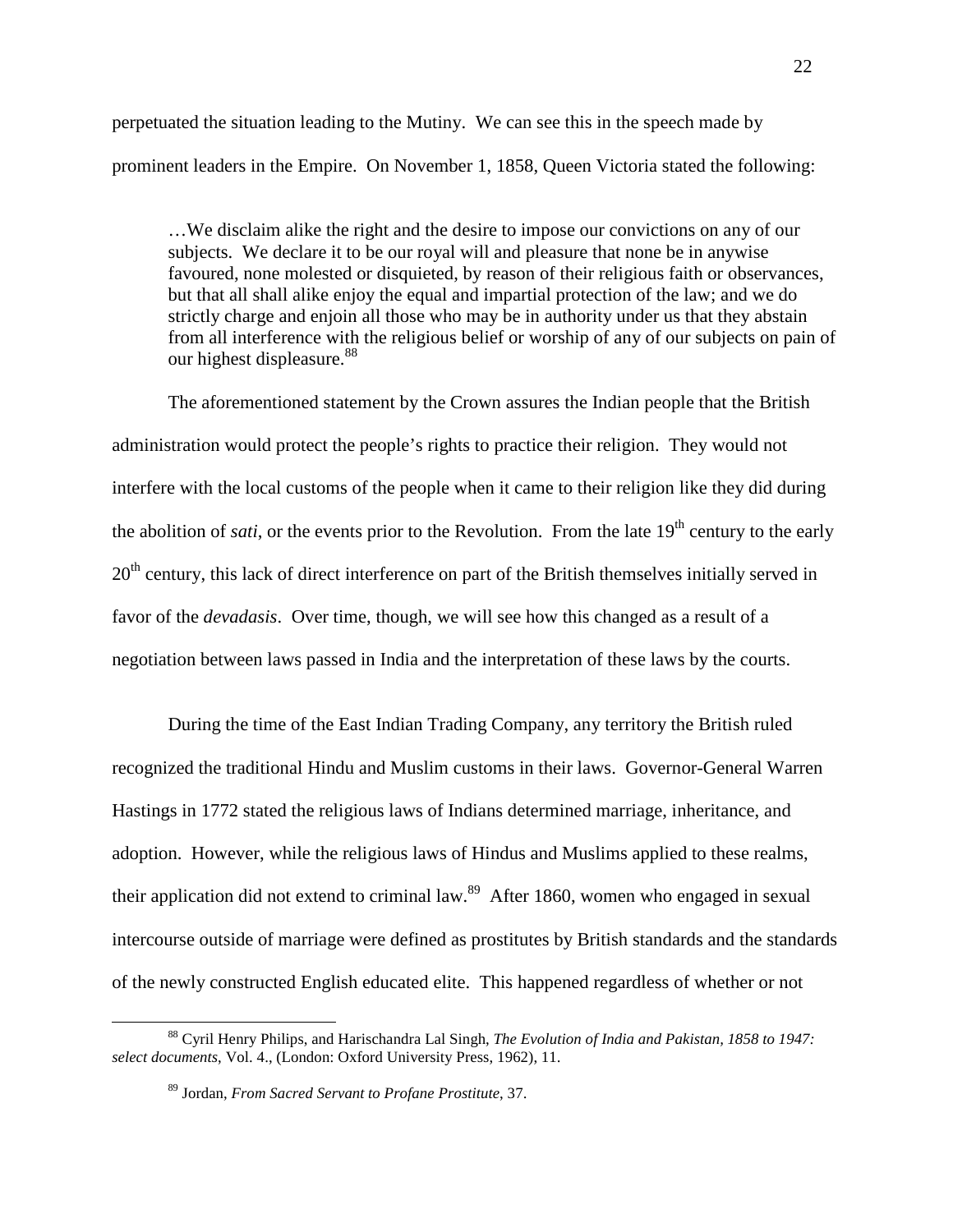perpetuated the situation leading to the Mutiny. We can see this in the speech made by prominent leaders in the Empire. On November 1, 1858, Queen Victoria stated the following:

> …We disclaim alike the right and the desire to impose our convictions on any of our subjects. We declare it to be our royal will and pleasure that none be in anywise favoured, none molested or disquieted, by reason of their religious faith or observances, but that all shall alike enjoy the equal and impartial protection of the law; and we do strictly charge and enjoin all those who may be in authority under us that they abstain from all interference with the religious belief or worship of any of our subjects on pain of our highest displeasure.[88]

The aforementioned statement by the Crown assures the Indian people that the British administration would protect the people's rights to practice their religion. They would not interfere with the local customs of the people when it came to their religion like they did during the abolition of *sati*, or the events prior to the Revolution. From the late 19th century to the early 20th century, this lack of direct interference on part of the British themselves initially served in favor of the *devadasis*. Over time, though, we will see how this changed as a result of a negotiation between laws passed in India and the interpretation of these laws by the courts.

During the time of the East Indian Trading Company, any territory the British ruled recognized the traditional Hindu and Muslim customs in their laws. Governor-General Warren Hastings in 1772 stated the religious laws of Indians determined marriage, inheritance, and adoption. However, while the religious laws of Hindus and Muslims applied to these realms, their application did not extend to criminal law.[89] After 1860, women who engaged in sexual intercourse outside of marriage were defined as prostitutes by British standards and the standards of the newly constructed English educated elite. This happened regardless of whether or not

---

[88] Cyril Henry Philips, and Harischandra Lal Singh, *The Evolution of India and Pakistan, 1858 to 1947: select documents*, Vol. 4., (London: Oxford University Press, 1962), 11.

[89] Jordan, *From Sacred Servant to Profane Prostitute*, 37.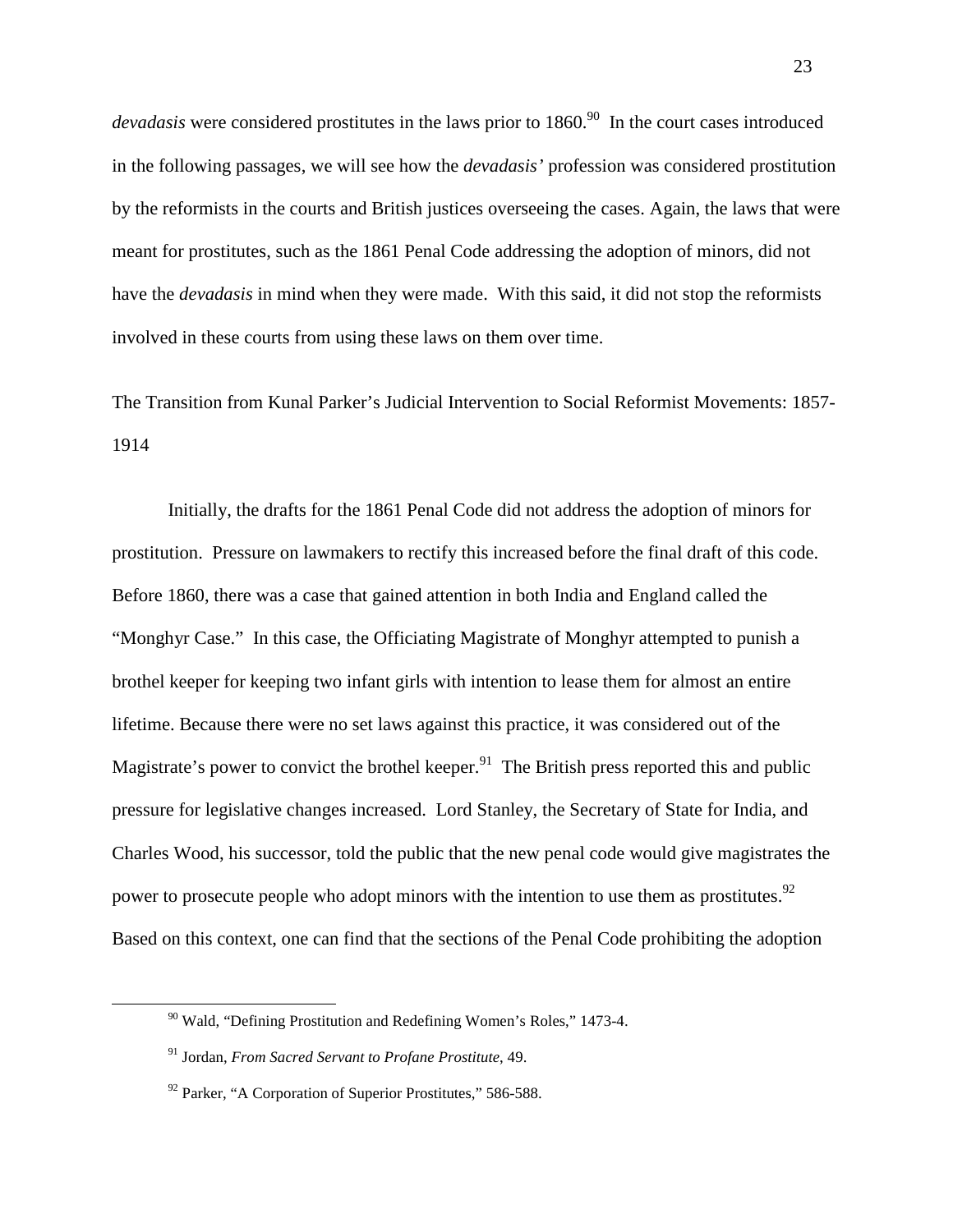*devadasis* were considered prostitutes in the laws prior to 1860.[90] In the court cases introduced in the following passages, we will see how the *devadasis'* profession was considered prostitution by the reformists in the courts and British justices overseeing the cases. Again, the laws that were meant for prostitutes, such as the 1861 Penal Code addressing the adoption of minors, did not have the *devadasis* in mind when they were made. With this said, it did not stop the reformists involved in these courts from using these laws on them over time.

## The Transition from Kunal Parker's Judicial Intervention to Social Reformist Movements: 1857-1914

Initially, the drafts for the 1861 Penal Code did not address the adoption of minors for prostitution. Pressure on lawmakers to rectify this increased before the final draft of this code. Before 1860, there was a case that gained attention in both India and England called the "Monghyr Case." In this case, the Officiating Magistrate of Monghyr attempted to punish a brothel keeper for keeping two infant girls with intention to lease them for almost an entire lifetime. Because there were no set laws against this practice, it was considered out of the Magistrate's power to convict the brothel keeper.[91] The British press reported this and public pressure for legislative changes increased. Lord Stanley, the Secretary of State for India, and Charles Wood, his successor, told the public that the new penal code would give magistrates the power to prosecute people who adopt minors with the intention to use them as prostitutes.[92] Based on this context, one can find that the sections of the Penal Code prohibiting the adoption

[90] Wald, "Defining Prostitution and Redefining Women's Roles," 1473-4.

[91] Jordan, *From Sacred Servant to Profane Prostitute*, 49.

[92] Parker, "A Corporation of Superior Prostitutes," 586-588.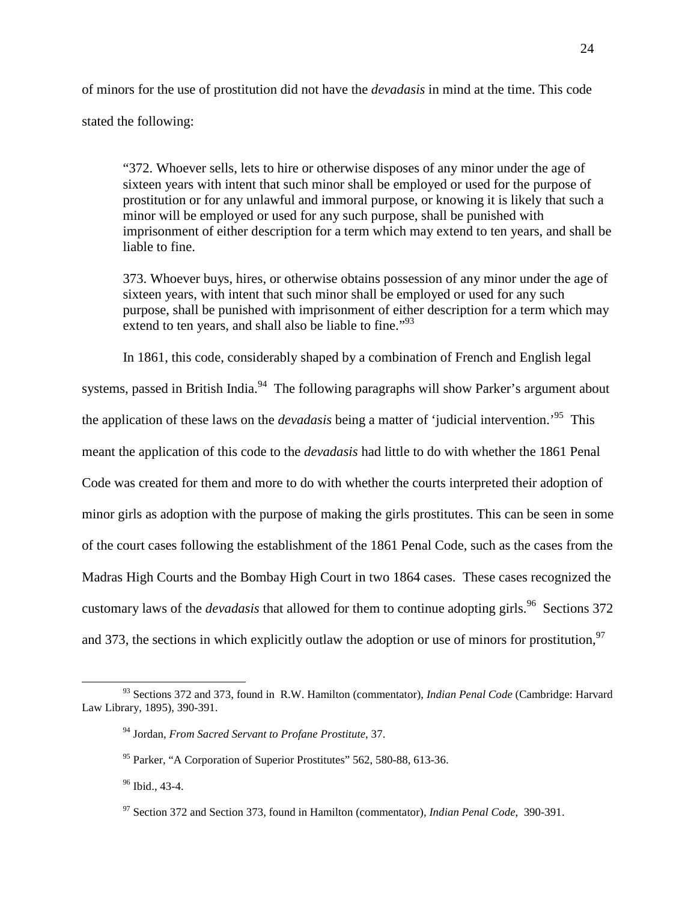of minors for the use of prostitution did not have the *devadasis* in mind at the time. This code stated the following:

> "372. Whoever sells, lets to hire or otherwise disposes of any minor under the age of sixteen years with intent that such minor shall be employed or used for the purpose of prostitution or for any unlawful and immoral purpose, or knowing it is likely that such a minor will be employed or used for any such purpose, shall be punished with imprisonment of either description for a term which may extend to ten years, and shall be liable to fine.
>
> 373. Whoever buys, hires, or otherwise obtains possession of any minor under the age of sixteen years, with intent that such minor shall be employed or used for any such purpose, shall be punished with imprisonment of either description for a term which may extend to ten years, and shall also be liable to fine."[93]

In 1861, this code, considerably shaped by a combination of French and English legal systems, passed in British India.[94] The following paragraphs will show Parker's argument about the application of these laws on the *devadasis* being a matter of 'judicial intervention.'[95] This meant the application of this code to the *devadasis* had little to do with whether the 1861 Penal Code was created for them and more to do with whether the courts interpreted their adoption of minor girls as adoption with the purpose of making the girls prostitutes. This can be seen in some of the court cases following the establishment of the 1861 Penal Code, such as the cases from the Madras High Courts and the Bombay High Court in two 1864 cases. These cases recognized the customary laws of the *devadasis* that allowed for them to continue adopting girls.[96] Sections 372 and 373, the sections in which explicitly outlaw the adoption or use of minors for prostitution,[97]

---

[93] Sections 372 and 373, found in R.W. Hamilton (commentator), *Indian Penal Code* (Cambridge: Harvard Law Library, 1895), 390-391.

[94] Jordan, *From Sacred Servant to Profane Prostitute*, 37.

[95] Parker, "A Corporation of Superior Prostitutes" 562, 580-88, 613-36.

[96] Ibid., 43-4.

[97] Section 372 and Section 373, found in Hamilton (commentator), *Indian Penal Code*, 390-391.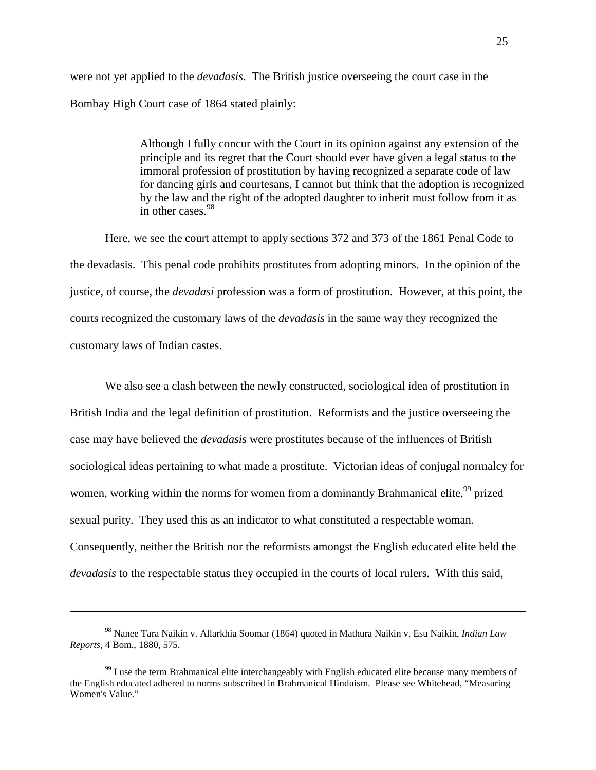were not yet applied to the *devadasis*. The British justice overseeing the court case in the Bombay High Court case of 1864 stated plainly:

> Although I fully concur with the Court in its opinion against any extension of the principle and its regret that the Court should ever have given a legal status to the immoral profession of prostitution by having recognized a separate code of law for dancing girls and courtesans, I cannot but think that the adoption is recognized by the law and the right of the adopted daughter to inherit must follow from it as in other cases.[98]

Here, we see the court attempt to apply sections 372 and 373 of the 1861 Penal Code to the devadasis. This penal code prohibits prostitutes from adopting minors. In the opinion of the justice, of course, the *devadasi* profession was a form of prostitution. However, at this point, the courts recognized the customary laws of the *devadasis* in the same way they recognized the customary laws of Indian castes.

We also see a clash between the newly constructed, sociological idea of prostitution in British India and the legal definition of prostitution. Reformists and the justice overseeing the case may have believed the *devadasis* were prostitutes because of the influences of British sociological ideas pertaining to what made a prostitute. Victorian ideas of conjugal normalcy for women, working within the norms for women from a dominantly Brahmanical elite,[99] prized sexual purity. They used this as an indicator to what constituted a respectable woman. Consequently, neither the British nor the reformists amongst the English educated elite held the *devadasis* to the respectable status they occupied in the courts of local rulers. With this said,

---

[98] Nanee Tara Naikin v. Allarkhia Soomar (1864) quoted in Mathura Naikin v. Esu Naikin, *Indian Law Reports*, 4 Bom., 1880, 575.

[99] I use the term Brahmanical elite interchangeably with English educated elite because many members of the English educated adhered to norms subscribed in Brahmanical Hinduism. Please see Whitehead, "Measuring Women's Value."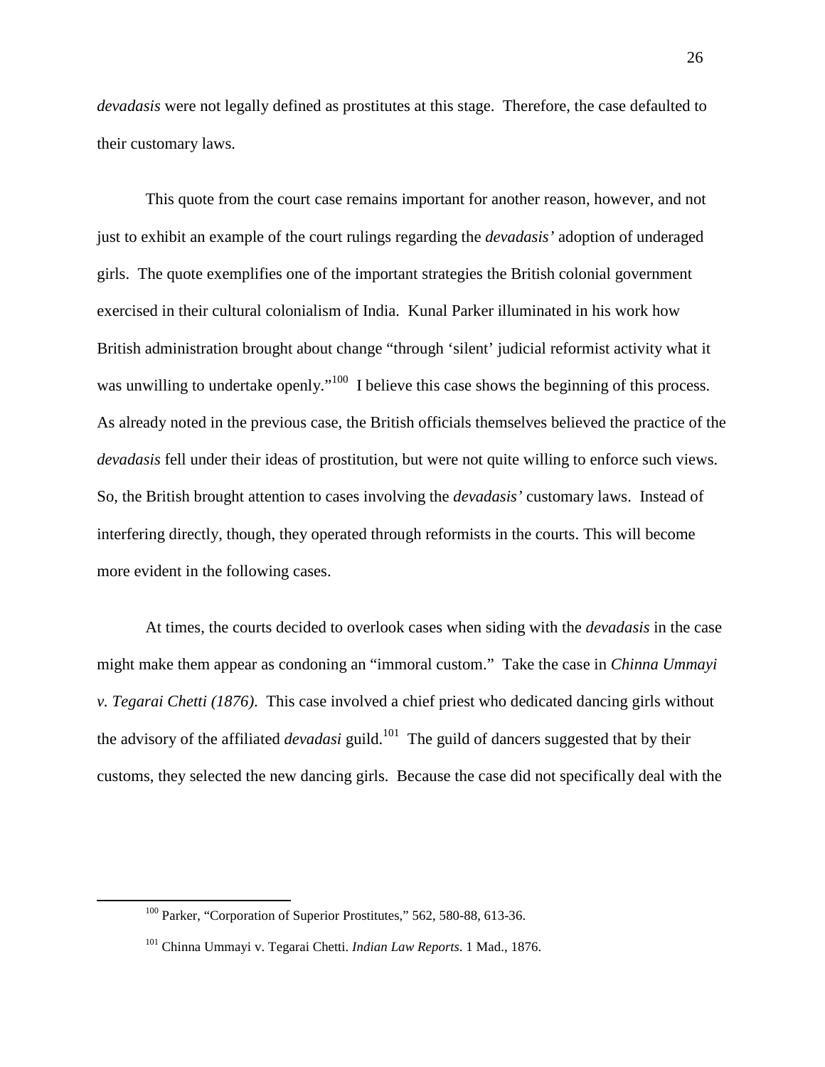*devadasis* were not legally defined as prostitutes at this stage. Therefore, the case defaulted to their customary laws.

This quote from the court case remains important for another reason, however, and not just to exhibit an example of the court rulings regarding the *devadasis'* adoption of underaged girls. The quote exemplifies one of the important strategies the British colonial government exercised in their cultural colonialism of India. Kunal Parker illuminated in his work how British administration brought about change "through 'silent' judicial reformist activity what it was unwilling to undertake openly."[100] I believe this case shows the beginning of this process. As already noted in the previous case, the British officials themselves believed the practice of the *devadasis* fell under their ideas of prostitution, but were not quite willing to enforce such views. So, the British brought attention to cases involving the *devadasis'* customary laws. Instead of interfering directly, though, they operated through reformists in the courts. This will become more evident in the following cases.

At times, the courts decided to overlook cases when siding with the *devadasis* in the case might make them appear as condoning an "immoral custom." Take the case in *Chinna Ummayi v. Tegarai Chetti (1876)*. This case involved a chief priest who dedicated dancing girls without the advisory of the affiliated *devadasi* guild.[101] The guild of dancers suggested that by their customs, they selected the new dancing girls. Because the case did not specifically deal with the

---

[100] Parker, "Corporation of Superior Prostitutes," 562, 580-88, 613-36.

[101] Chinna Ummayi v. Tegarai Chetti. *Indian Law Reports*. 1 Mad., 1876.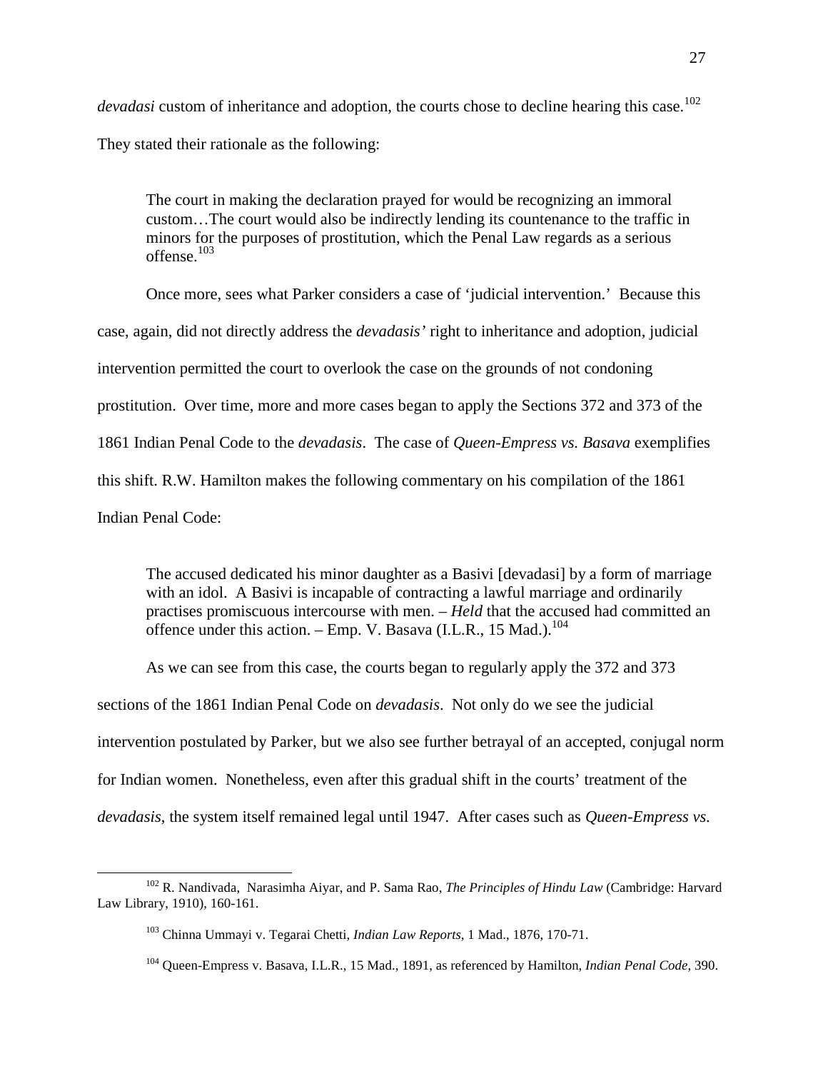*devadasi* custom of inheritance and adoption, the courts chose to decline hearing this case.[102] They stated their rationale as the following:

> The court in making the declaration prayed for would be recognizing an immoral custom…The court would also be indirectly lending its countenance to the traffic in minors for the purposes of prostitution, which the Penal Law regards as a serious offense.[103]

Once more, sees what Parker considers a case of 'judicial intervention.' Because this case, again, did not directly address the *devadasis'* right to inheritance and adoption, judicial intervention permitted the court to overlook the case on the grounds of not condoning prostitution. Over time, more and more cases began to apply the Sections 372 and 373 of the 1861 Indian Penal Code to the *devadasis*. The case of *Queen-Empress vs. Basava* exemplifies this shift. R.W. Hamilton makes the following commentary on his compilation of the 1861 Indian Penal Code:

> The accused dedicated his minor daughter as a Basivi [devadasi] by a form of marriage with an idol. A Basivi is incapable of contracting a lawful marriage and ordinarily practises promiscuous intercourse with men. – *Held* that the accused had committed an offence under this action. – Emp. V. Basava (I.L.R., 15 Mad.).[104]

As we can see from this case, the courts began to regularly apply the 372 and 373 sections of the 1861 Indian Penal Code on *devadasis*. Not only do we see the judicial intervention postulated by Parker, but we also see further betrayal of an accepted, conjugal norm for Indian women. Nonetheless, even after this gradual shift in the courts' treatment of the *devadasis*, the system itself remained legal until 1947. After cases such as *Queen-Empress vs.*

---

[102] R. Nandivada, Narasimha Aiyar, and P. Sama Rao, *The Principles of Hindu Law* (Cambridge: Harvard Law Library, 1910), 160-161.

[103] Chinna Ummayi v. Tegarai Chetti, *Indian Law Reports*, 1 Mad., 1876, 170-71.

[104] Queen-Empress v. Basava, I.L.R., 15 Mad., 1891, as referenced by Hamilton, *Indian Penal Code*, 390.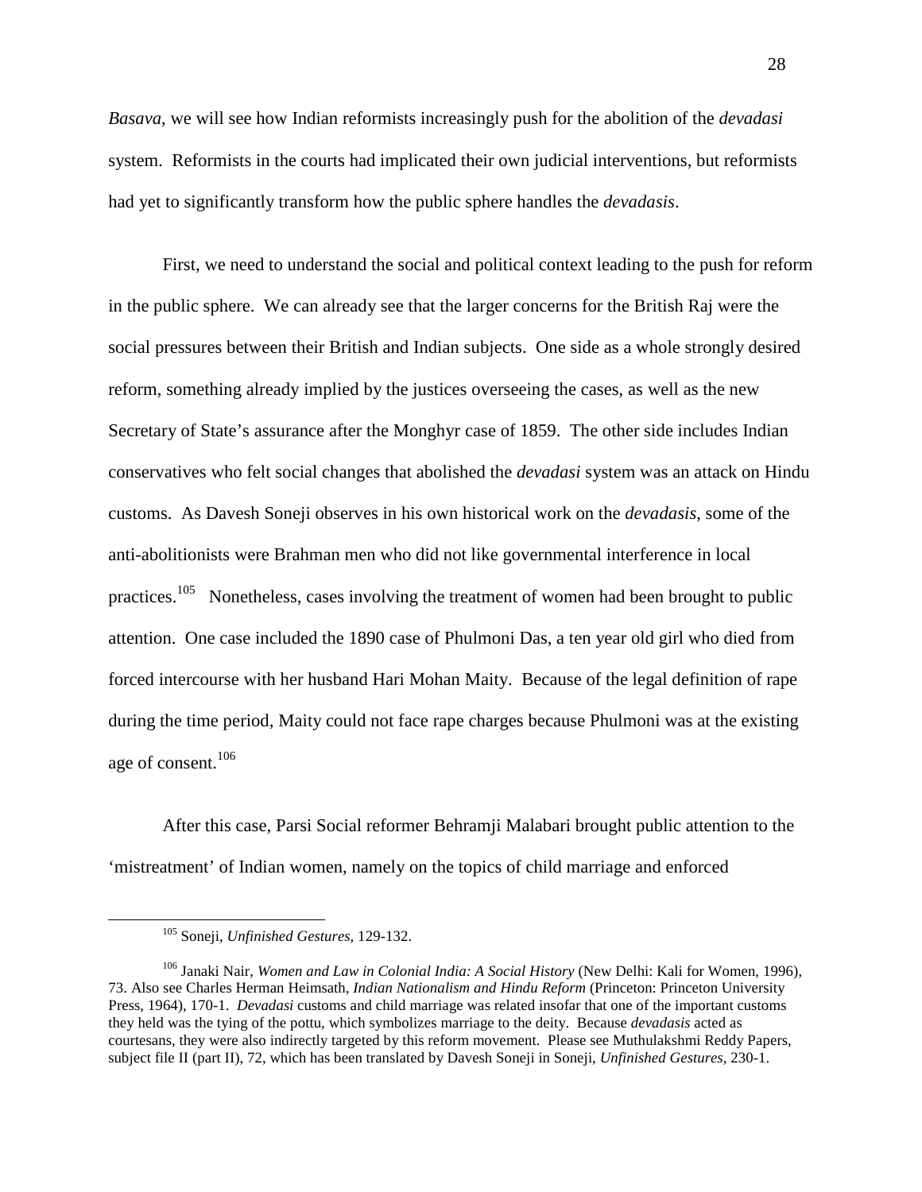*Basava*, we will see how Indian reformists increasingly push for the abolition of the *devadasi* system. Reformists in the courts had implicated their own judicial interventions, but reformists had yet to significantly transform how the public sphere handles the *devadasis*.

First, we need to understand the social and political context leading to the push for reform in the public sphere. We can already see that the larger concerns for the British Raj were the social pressures between their British and Indian subjects. One side as a whole strongly desired reform, something already implied by the justices overseeing the cases, as well as the new Secretary of State's assurance after the Monghyr case of 1859. The other side includes Indian conservatives who felt social changes that abolished the *devadasi* system was an attack on Hindu customs. As Davesh Soneji observes in his own historical work on the *devadasis*, some of the anti-abolitionists were Brahman men who did not like governmental interference in local practices.[105] Nonetheless, cases involving the treatment of women had been brought to public attention. One case included the 1890 case of Phulmoni Das, a ten year old girl who died from forced intercourse with her husband Hari Mohan Maity. Because of the legal definition of rape during the time period, Maity could not face rape charges because Phulmoni was at the existing age of consent.[106]

After this case, Parsi Social reformer Behramji Malabari brought public attention to the 'mistreatment' of Indian women, namely on the topics of child marriage and enforced

---

[105] Soneji, *Unfinished Gestures*, 129-132.

[106] Janaki Nair, *Women and Law in Colonial India: A Social History* (New Delhi: Kali for Women, 1996), 73. Also see Charles Herman Heimsath, *Indian Nationalism and Hindu Reform* (Princeton: Princeton University Press, 1964), 170-1. *Devadasi* customs and child marriage was related insofar that one of the important customs they held was the tying of the pottu, which symbolizes marriage to the deity. Because *devadasis* acted as courtesans, they were also indirectly targeted by this reform movement. Please see Muthulakshmi Reddy Papers, subject file II (part II), 72, which has been translated by Davesh Soneji in Soneji, *Unfinished Gestures*, 230-1.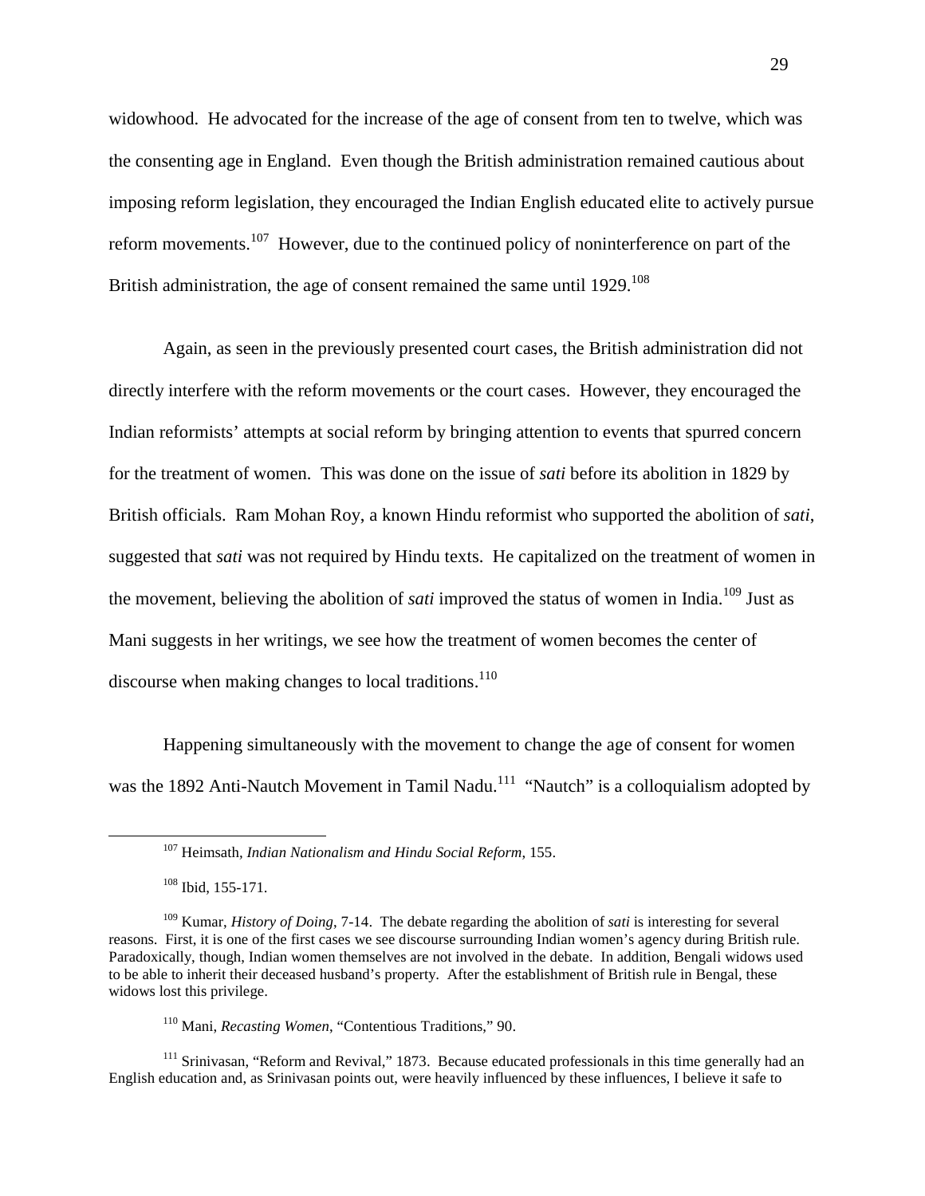widowhood. He advocated for the increase of the age of consent from ten to twelve, which was the consenting age in England. Even though the British administration remained cautious about imposing reform legislation, they encouraged the Indian English educated elite to actively pursue reform movements.[107] However, due to the continued policy of noninterference on part of the British administration, the age of consent remained the same until 1929.[108]

Again, as seen in the previously presented court cases, the British administration did not directly interfere with the reform movements or the court cases. However, they encouraged the Indian reformists' attempts at social reform by bringing attention to events that spurred concern for the treatment of women. This was done on the issue of *sati* before its abolition in 1829 by British officials. Ram Mohan Roy, a known Hindu reformist who supported the abolition of *sati*, suggested that *sati* was not required by Hindu texts. He capitalized on the treatment of women in the movement, believing the abolition of *sati* improved the status of women in India.[109] Just as Mani suggests in her writings, we see how the treatment of women becomes the center of discourse when making changes to local traditions.[110]

Happening simultaneously with the movement to change the age of consent for women was the 1892 Anti-Nautch Movement in Tamil Nadu.[111] "Nautch" is a colloquialism adopted by

---

[107] Heimsath, *Indian Nationalism and Hindu Social Reform*, 155.

[108] Ibid, 155-171.

[109] Kumar, *History of Doing*, 7-14. The debate regarding the abolition of *sati* is interesting for several reasons. First, it is one of the first cases we see discourse surrounding Indian women's agency during British rule. Paradoxically, though, Indian women themselves are not involved in the debate. In addition, Bengali widows used to be able to inherit their deceased husband's property. After the establishment of British rule in Bengal, these widows lost this privilege.

[110] Mani, *Recasting Women*, "Contentious Traditions," 90.

[111] Srinivasan, "Reform and Revival," 1873. Because educated professionals in this time generally had an English education and, as Srinivasan points out, were heavily influenced by these influences, I believe it safe to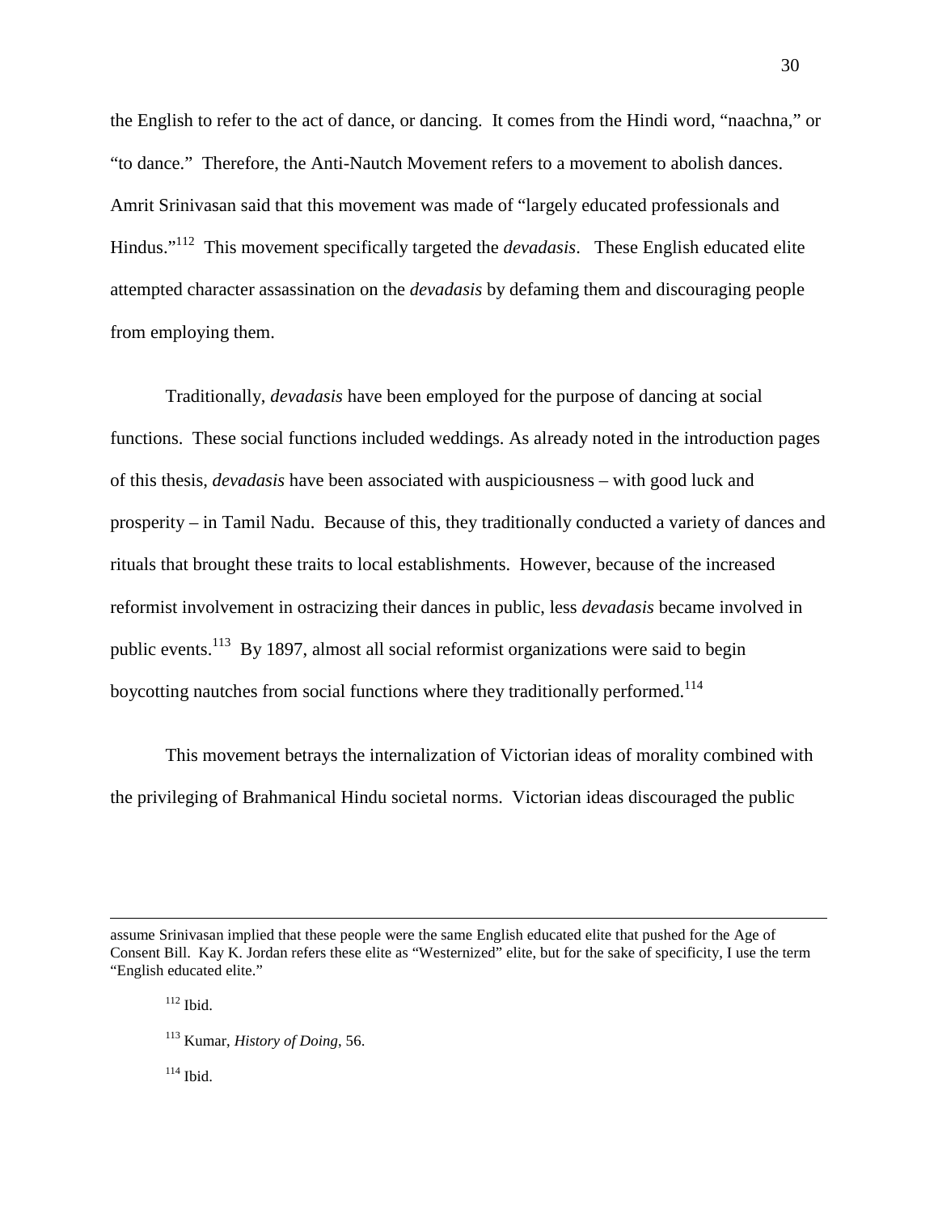the English to refer to the act of dance, or dancing. It comes from the Hindi word, "naachna," or "to dance." Therefore, the Anti-Nautch Movement refers to a movement to abolish dances. Amrit Srinivasan said that this movement was made of "largely educated professionals and Hindus."[112] This movement specifically targeted the *devadasis*. These English educated elite attempted character assassination on the *devadasis* by defaming them and discouraging people from employing them.

Traditionally, *devadasis* have been employed for the purpose of dancing at social functions. These social functions included weddings. As already noted in the introduction pages of this thesis, *devadasis* have been associated with auspiciousness – with good luck and prosperity – in Tamil Nadu. Because of this, they traditionally conducted a variety of dances and rituals that brought these traits to local establishments. However, because of the increased reformist involvement in ostracizing their dances in public, less *devadasis* became involved in public events.[113] By 1897, almost all social reformist organizations were said to begin boycotting nautches from social functions where they traditionally performed.[114]

This movement betrays the internalization of Victorian ideas of morality combined with the privileging of Brahmanical Hindu societal norms. Victorian ideas discouraged the public

---

assume Srinivasan implied that these people were the same English educated elite that pushed for the Age of Consent Bill. Kay K. Jordan refers these elite as "Westernized" elite, but for the sake of specificity, I use the term "English educated elite."

[112] Ibid.

[113] Kumar, *History of Doing*, 56.

[114] Ibid.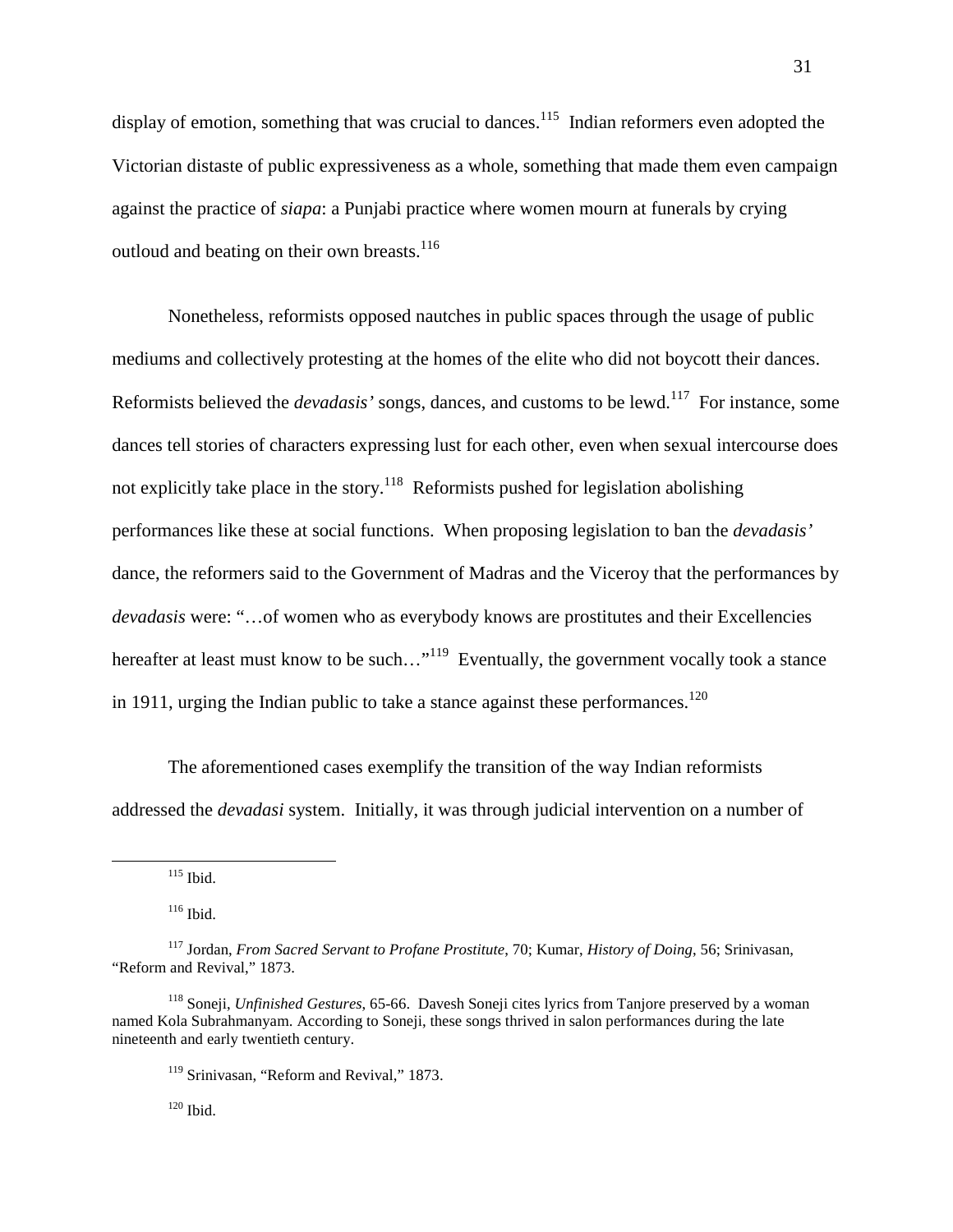display of emotion, something that was crucial to dances.[115] Indian reformers even adopted the Victorian distaste of public expressiveness as a whole, something that made them even campaign against the practice of *siapa*: a Punjabi practice where women mourn at funerals by crying outloud and beating on their own breasts.[116]

Nonetheless, reformists opposed nautches in public spaces through the usage of public mediums and collectively protesting at the homes of the elite who did not boycott their dances. Reformists believed the *devadasis'* songs, dances, and customs to be lewd.[117] For instance, some dances tell stories of characters expressing lust for each other, even when sexual intercourse does not explicitly take place in the story.[118] Reformists pushed for legislation abolishing performances like these at social functions. When proposing legislation to ban the *devadasis'* dance, the reformers said to the Government of Madras and the Viceroy that the performances by *devadasis* were: "…of women who as everybody knows are prostitutes and their Excellencies hereafter at least must know to be such…"[119] Eventually, the government vocally took a stance in 1911, urging the Indian public to take a stance against these performances.[120]

The aforementioned cases exemplify the transition of the way Indian reformists addressed the *devadasi* system. Initially, it was through judicial intervention on a number of

---

[115] Ibid.

[116] Ibid.

[117] Jordan, *From Sacred Servant to Profane Prostitute*, 70; Kumar, *History of Doing*, 56; Srinivasan, "Reform and Revival," 1873.

[118] Soneji, *Unfinished Gestures*, 65-66. Davesh Soneji cites lyrics from Tanjore preserved by a woman named Kola Subrahmanyam. According to Soneji, these songs thrived in salon performances during the late nineteenth and early twentieth century.

[119] Srinivasan, "Reform and Revival," 1873.

[120] Ibid.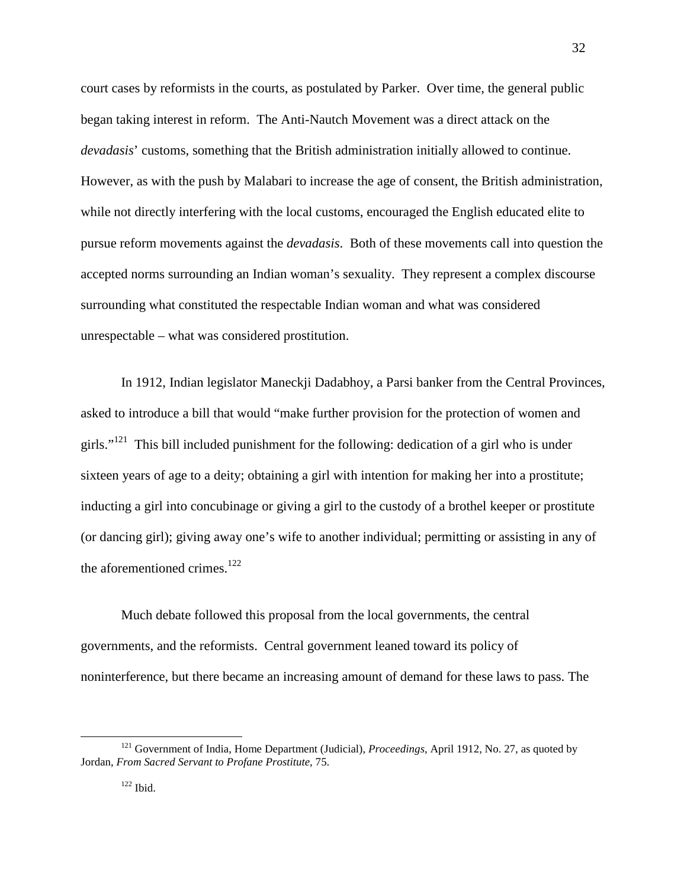court cases by reformists in the courts, as postulated by Parker. Over time, the general public began taking interest in reform. The Anti-Nautch Movement was a direct attack on the *devadasis*' customs, something that the British administration initially allowed to continue. However, as with the push by Malabari to increase the age of consent, the British administration, while not directly interfering with the local customs, encouraged the English educated elite to pursue reform movements against the *devadasis*. Both of these movements call into question the accepted norms surrounding an Indian woman's sexuality. They represent a complex discourse surrounding what constituted the respectable Indian woman and what was considered unrespectable – what was considered prostitution.

In 1912, Indian legislator Maneckji Dadabhoy, a Parsi banker from the Central Provinces, asked to introduce a bill that would "make further provision for the protection of women and girls."[121] This bill included punishment for the following: dedication of a girl who is under sixteen years of age to a deity; obtaining a girl with intention for making her into a prostitute; inducting a girl into concubinage or giving a girl to the custody of a brothel keeper or prostitute (or dancing girl); giving away one's wife to another individual; permitting or assisting in any of the aforementioned crimes.[122]

Much debate followed this proposal from the local governments, the central governments, and the reformists. Central government leaned toward its policy of noninterference, but there became an increasing amount of demand for these laws to pass. The

---

[121] Government of India, Home Department (Judicial), *Proceedings*, April 1912, No. 27, as quoted by Jordan, *From Sacred Servant to Profane Prostitute*, 75.

[122] Ibid.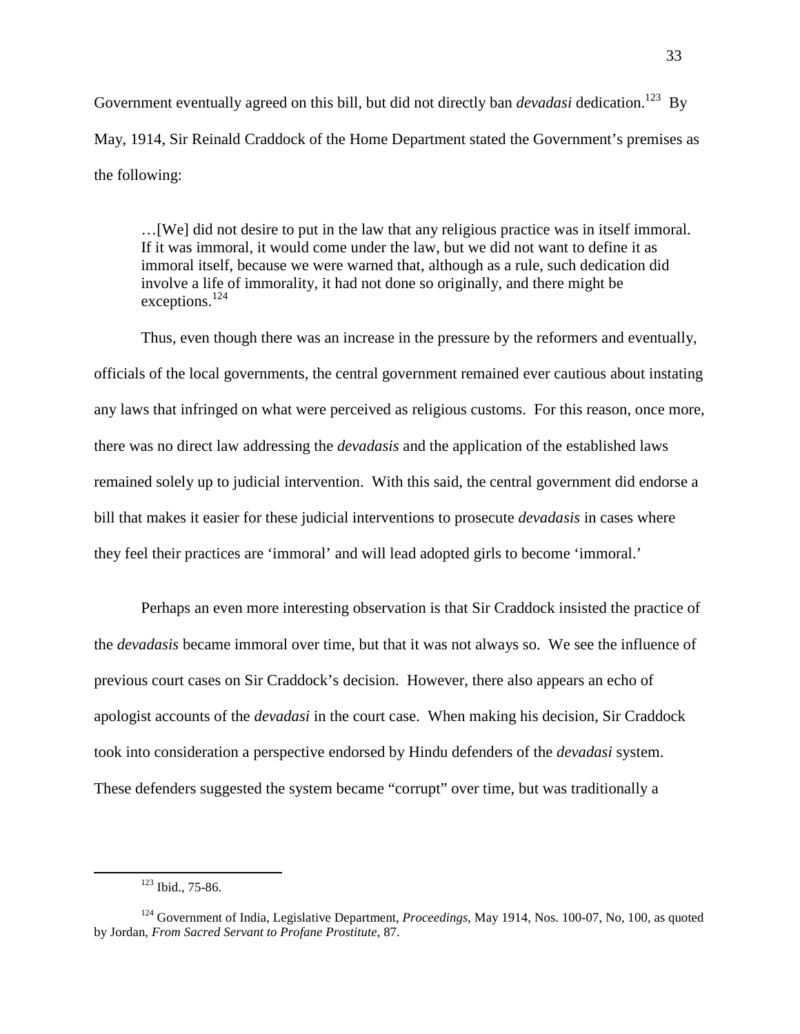Government eventually agreed on this bill, but did not directly ban *devadasi* dedication.[123] By May, 1914, Sir Reinald Craddock of the Home Department stated the Government's premises as the following:

> …[We] did not desire to put in the law that any religious practice was in itself immoral. If it was immoral, it would come under the law, but we did not want to define it as immoral itself, because we were warned that, although as a rule, such dedication did involve a life of immorality, it had not done so originally, and there might be exceptions.[124]

Thus, even though there was an increase in the pressure by the reformers and eventually, officials of the local governments, the central government remained ever cautious about instating any laws that infringed on what were perceived as religious customs. For this reason, once more, there was no direct law addressing the *devadasis* and the application of the established laws remained solely up to judicial intervention. With this said, the central government did endorse a bill that makes it easier for these judicial interventions to prosecute *devadasis* in cases where they feel their practices are 'immoral' and will lead adopted girls to become 'immoral.'

Perhaps an even more interesting observation is that Sir Craddock insisted the practice of the *devadasis* became immoral over time, but that it was not always so. We see the influence of previous court cases on Sir Craddock's decision. However, there also appears an echo of apologist accounts of the *devadasi* in the court case. When making his decision, Sir Craddock took into consideration a perspective endorsed by Hindu defenders of the *devadasi* system. These defenders suggested the system became "corrupt" over time, but was traditionally a

---

[123] Ibid., 75-86.

[124] Government of India, Legislative Department, *Proceedings*, May 1914, Nos. 100-07, No, 100, as quoted by Jordan, *From Sacred Servant to Profane Prostitute*, 87.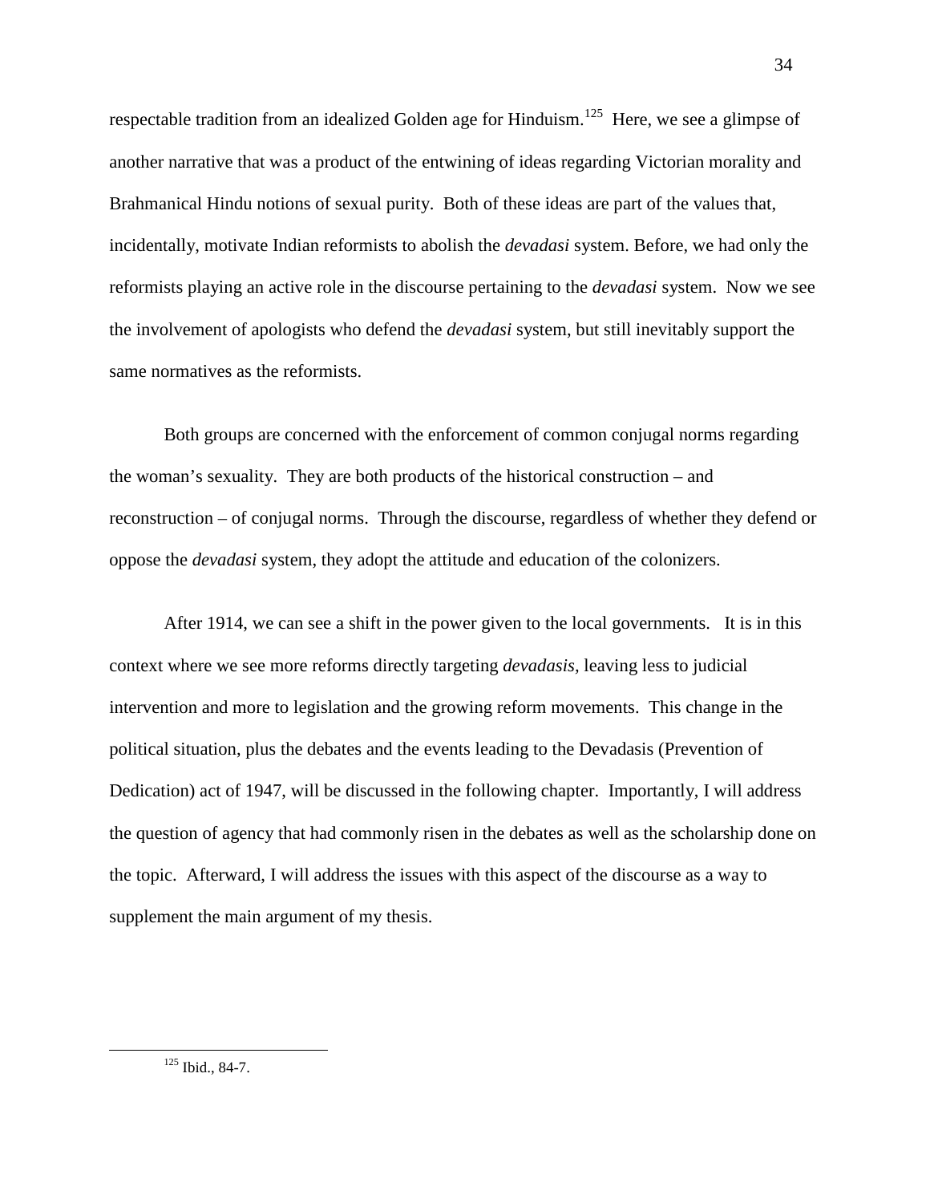respectable tradition from an idealized Golden age for Hinduism.[125] Here, we see a glimpse of another narrative that was a product of the entwining of ideas regarding Victorian morality and Brahmanical Hindu notions of sexual purity. Both of these ideas are part of the values that, incidentally, motivate Indian reformists to abolish the *devadasi* system. Before, we had only the reformists playing an active role in the discourse pertaining to the *devadasi* system. Now we see the involvement of apologists who defend the *devadasi* system, but still inevitably support the same normatives as the reformists.

Both groups are concerned with the enforcement of common conjugal norms regarding the woman's sexuality. They are both products of the historical construction – and reconstruction – of conjugal norms. Through the discourse, regardless of whether they defend or oppose the *devadasi* system, they adopt the attitude and education of the colonizers.

After 1914, we can see a shift in the power given to the local governments. It is in this context where we see more reforms directly targeting *devadasis,* leaving less to judicial intervention and more to legislation and the growing reform movements. This change in the political situation, plus the debates and the events leading to the Devadasis (Prevention of Dedication) act of 1947, will be discussed in the following chapter. Importantly, I will address the question of agency that had commonly risen in the debates as well as the scholarship done on the topic. Afterward, I will address the issues with this aspect of the discourse as a way to supplement the main argument of my thesis.

---

[125] Ibid., 84-7.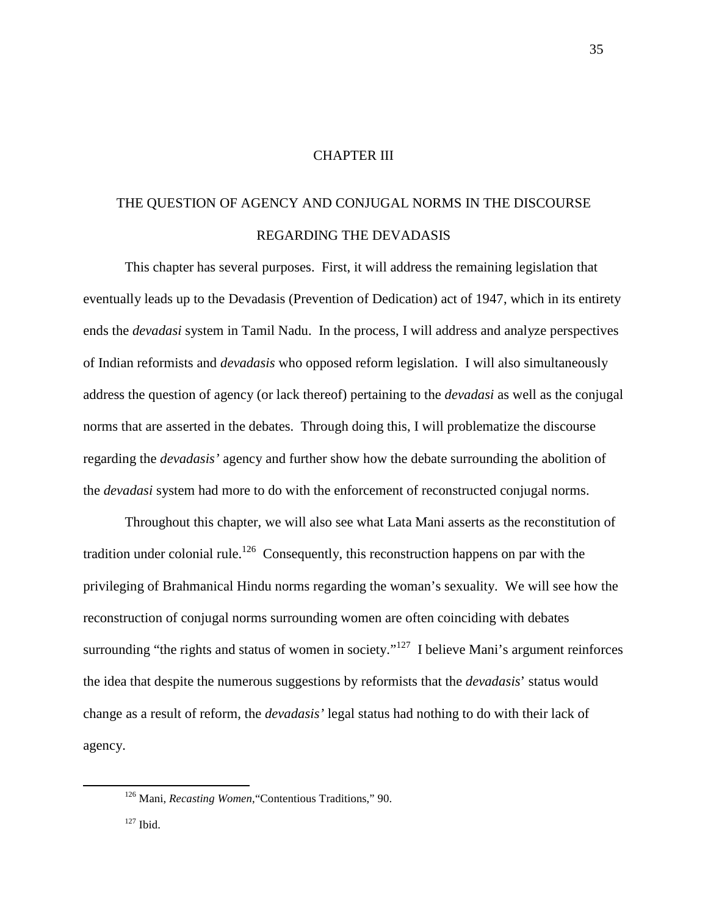# CHAPTER III

## THE QUESTION OF AGENCY AND CONJUGAL NORMS IN THE DISCOURSE REGARDING THE DEVADASIS

This chapter has several purposes. First, it will address the remaining legislation that eventually leads up to the Devadasis (Prevention of Dedication) act of 1947, which in its entirety ends the *devadasi* system in Tamil Nadu. In the process, I will address and analyze perspectives of Indian reformists and *devadasis* who opposed reform legislation. I will also simultaneously address the question of agency (or lack thereof) pertaining to the *devadasi* as well as the conjugal norms that are asserted in the debates. Through doing this, I will problematize the discourse regarding the *devadasis'* agency and further show how the debate surrounding the abolition of the *devadasi* system had more to do with the enforcement of reconstructed conjugal norms.

Throughout this chapter, we will also see what Lata Mani asserts as the reconstitution of tradition under colonial rule.[126] Consequently, this reconstruction happens on par with the privileging of Brahmanical Hindu norms regarding the woman's sexuality. We will see how the reconstruction of conjugal norms surrounding women are often coinciding with debates surrounding "the rights and status of women in society."[127] I believe Mani's argument reinforces the idea that despite the numerous suggestions by reformists that the *devadasis*' status would change as a result of reform, the *devadasis'* legal status had nothing to do with their lack of agency.

---

[126] Mani, *Recasting Women*,"Contentious Traditions," 90.

[127] Ibid.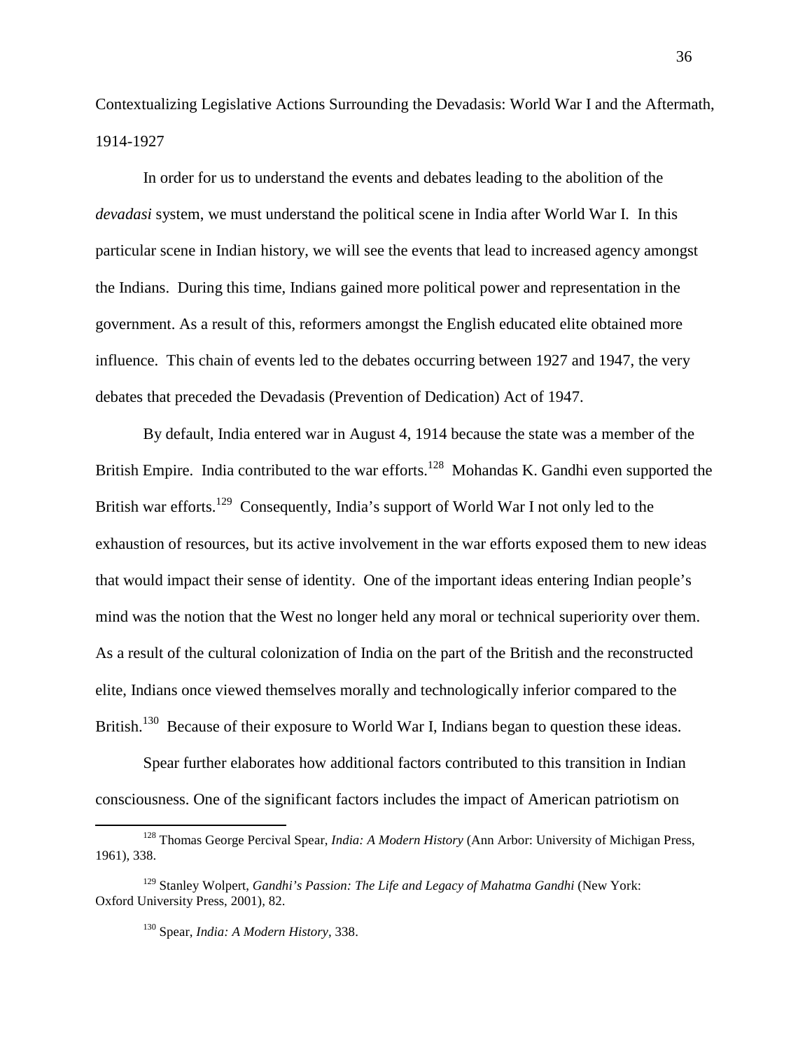Contextualizing Legislative Actions Surrounding the Devadasis: World War I and the Aftermath, 1914-1927

In order for us to understand the events and debates leading to the abolition of the *devadasi* system, we must understand the political scene in India after World War I. In this particular scene in Indian history, we will see the events that lead to increased agency amongst the Indians. During this time, Indians gained more political power and representation in the government. As a result of this, reformers amongst the English educated elite obtained more influence. This chain of events led to the debates occurring between 1927 and 1947, the very debates that preceded the Devadasis (Prevention of Dedication) Act of 1947.

By default, India entered war in August 4, 1914 because the state was a member of the British Empire. India contributed to the war efforts.[128] Mohandas K. Gandhi even supported the British war efforts.[129] Consequently, India's support of World War I not only led to the exhaustion of resources, but its active involvement in the war efforts exposed them to new ideas that would impact their sense of identity. One of the important ideas entering Indian people's mind was the notion that the West no longer held any moral or technical superiority over them. As a result of the cultural colonization of India on the part of the British and the reconstructed elite, Indians once viewed themselves morally and technologically inferior compared to the British.[130] Because of their exposure to World War I, Indians began to question these ideas.

Spear further elaborates how additional factors contributed to this transition in Indian consciousness. One of the significant factors includes the impact of American patriotism on

---

[128] Thomas George Percival Spear, *India: A Modern History* (Ann Arbor: University of Michigan Press, 1961), 338.

[129] Stanley Wolpert, *Gandhi's Passion: The Life and Legacy of Mahatma Gandhi* (New York: Oxford University Press, 2001), 82.

[130] Spear, *India: A Modern History*, 338.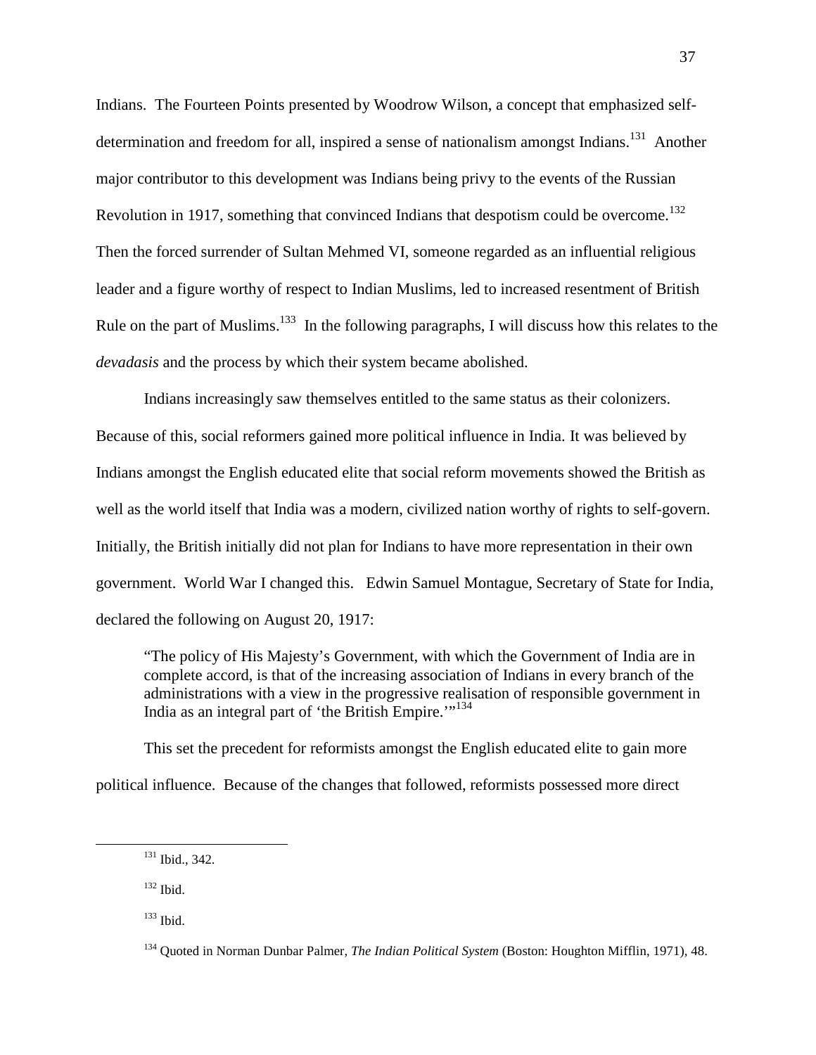Indians. The Fourteen Points presented by Woodrow Wilson, a concept that emphasized self-determination and freedom for all, inspired a sense of nationalism amongst Indians.[131] Another major contributor to this development was Indians being privy to the events of the Russian Revolution in 1917, something that convinced Indians that despotism could be overcome.[132] Then the forced surrender of Sultan Mehmed VI, someone regarded as an influential religious leader and a figure worthy of respect to Indian Muslims, led to increased resentment of British Rule on the part of Muslims.[133] In the following paragraphs, I will discuss how this relates to the *devadasis* and the process by which their system became abolished.

Indians increasingly saw themselves entitled to the same status as their colonizers. Because of this, social reformers gained more political influence in India. It was believed by Indians amongst the English educated elite that social reform movements showed the British as well as the world itself that India was a modern, civilized nation worthy of rights to self-govern. Initially, the British initially did not plan for Indians to have more representation in their own government. World War I changed this. Edwin Samuel Montague, Secretary of State for India, declared the following on August 20, 1917:

> "The policy of His Majesty's Government, with which the Government of India are in complete accord, is that of the increasing association of Indians in every branch of the administrations with a view in the progressive realisation of responsible government in India as an integral part of 'the British Empire.'"[134]

This set the precedent for reformists amongst the English educated elite to gain more political influence. Because of the changes that followed, reformists possessed more direct

---

[131] Ibid., 342.

[132] Ibid.

[133] Ibid.

[134] Quoted in Norman Dunbar Palmer, *The Indian Political System* (Boston: Houghton Mifflin, 1971), 48.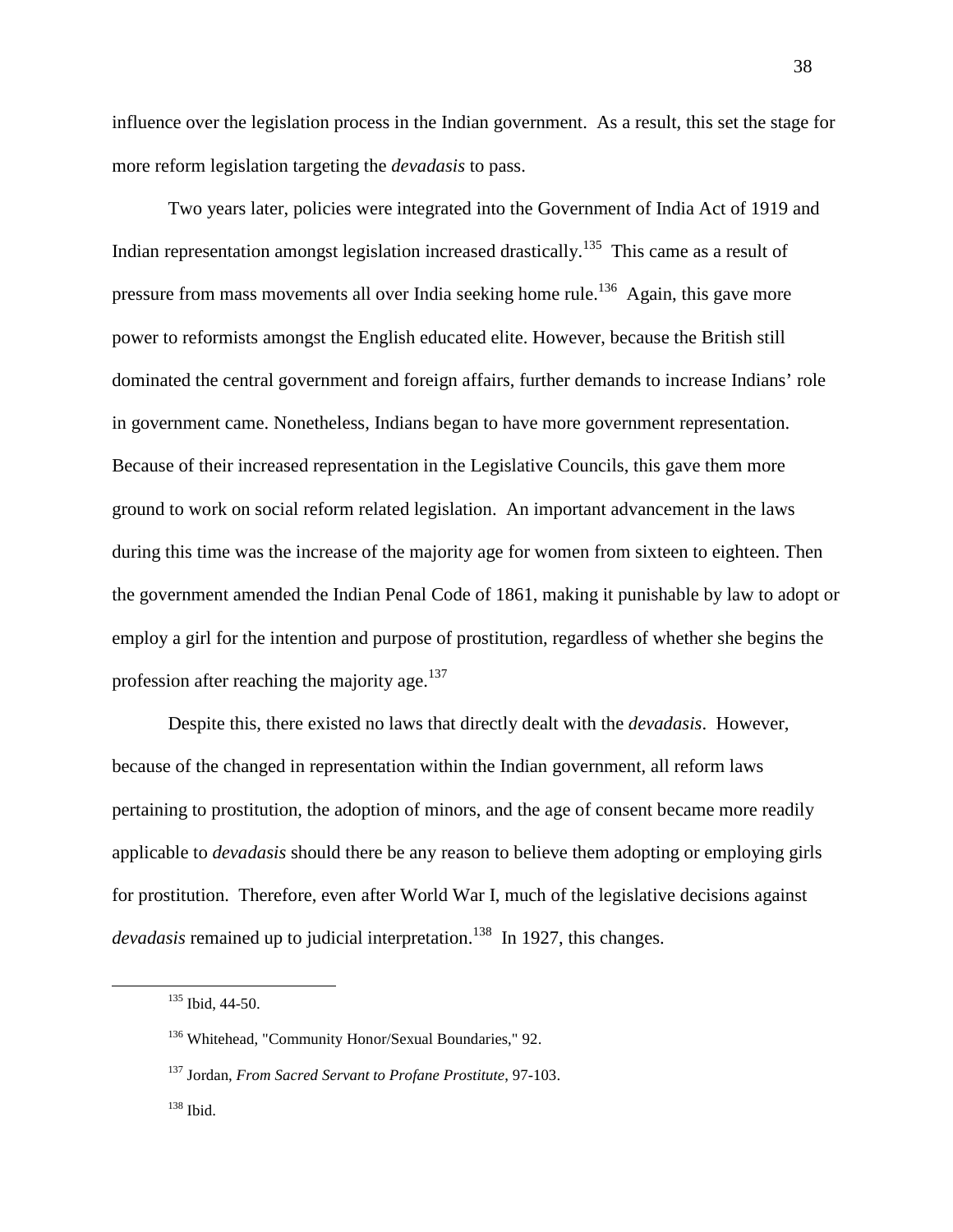influence over the legislation process in the Indian government. As a result, this set the stage for more reform legislation targeting the *devadasis* to pass.

Two years later, policies were integrated into the Government of India Act of 1919 and Indian representation amongst legislation increased drastically.[135] This came as a result of pressure from mass movements all over India seeking home rule.[136] Again, this gave more power to reformists amongst the English educated elite. However, because the British still dominated the central government and foreign affairs, further demands to increase Indians' role in government came. Nonetheless, Indians began to have more government representation. Because of their increased representation in the Legislative Councils, this gave them more ground to work on social reform related legislation. An important advancement in the laws during this time was the increase of the majority age for women from sixteen to eighteen. Then the government amended the Indian Penal Code of 1861, making it punishable by law to adopt or employ a girl for the intention and purpose of prostitution, regardless of whether she begins the profession after reaching the majority age.[137]

Despite this, there existed no laws that directly dealt with the *devadasis*. However, because of the changed in representation within the Indian government, all reform laws pertaining to prostitution, the adoption of minors, and the age of consent became more readily applicable to *devadasis* should there be any reason to believe them adopting or employing girls for prostitution. Therefore, even after World War I, much of the legislative decisions against *devadasis* remained up to judicial interpretation.[138] In 1927, this changes.

---

[135] Ibid, 44-50.

[136] Whitehead, "Community Honor/Sexual Boundaries," 92.

[137] Jordan, *From Sacred Servant to Profane Prostitute*, 97-103.

[138] Ibid.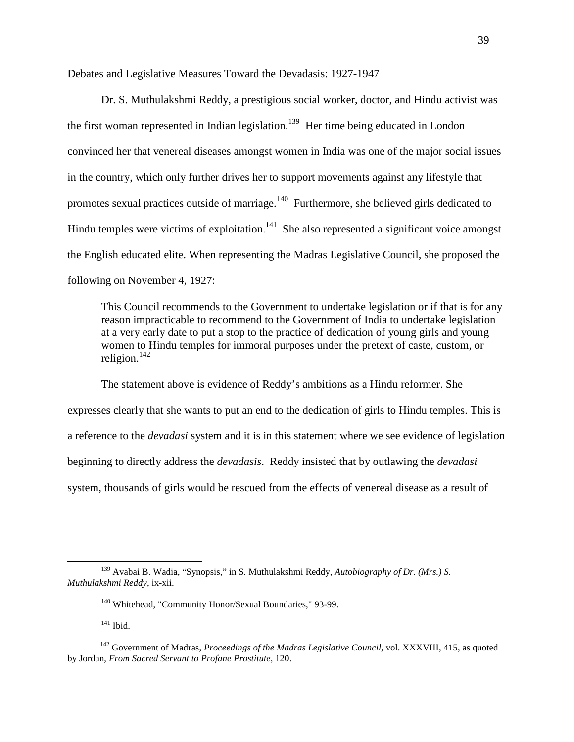Debates and Legislative Measures Toward the Devadasis: 1927-1947

Dr. S. Muthulakshmi Reddy, a prestigious social worker, doctor, and Hindu activist was the first woman represented in Indian legislation.[139] Her time being educated in London convinced her that venereal diseases amongst women in India was one of the major social issues in the country, which only further drives her to support movements against any lifestyle that promotes sexual practices outside of marriage.[140] Furthermore, she believed girls dedicated to Hindu temples were victims of exploitation.[141] She also represented a significant voice amongst the English educated elite. When representing the Madras Legislative Council, she proposed the following on November 4, 1927:

> This Council recommends to the Government to undertake legislation or if that is for any reason impracticable to recommend to the Government of India to undertake legislation at a very early date to put a stop to the practice of dedication of young girls and young women to Hindu temples for immoral purposes under the pretext of caste, custom, or religion.[142]

The statement above is evidence of Reddy's ambitions as a Hindu reformer. She expresses clearly that she wants to put an end to the dedication of girls to Hindu temples. This is a reference to the *devadasi* system and it is in this statement where we see evidence of legislation beginning to directly address the *devadasis*. Reddy insisted that by outlawing the *devadasi* system, thousands of girls would be rescued from the effects of venereal disease as a result of

---

[139] Avabai B. Wadia, "Synopsis," in S. Muthulakshmi Reddy, *Autobiography of Dr. (Mrs.) S. Muthulakshmi Reddy*, ix-xii.

[140] Whitehead, "Community Honor/Sexual Boundaries," 93-99.

[141] Ibid.

[142] Government of Madras, *Proceedings of the Madras Legislative Council*, vol. XXXVIII, 415, as quoted by Jordan, *From Sacred Servant to Profane Prostitute*, 120.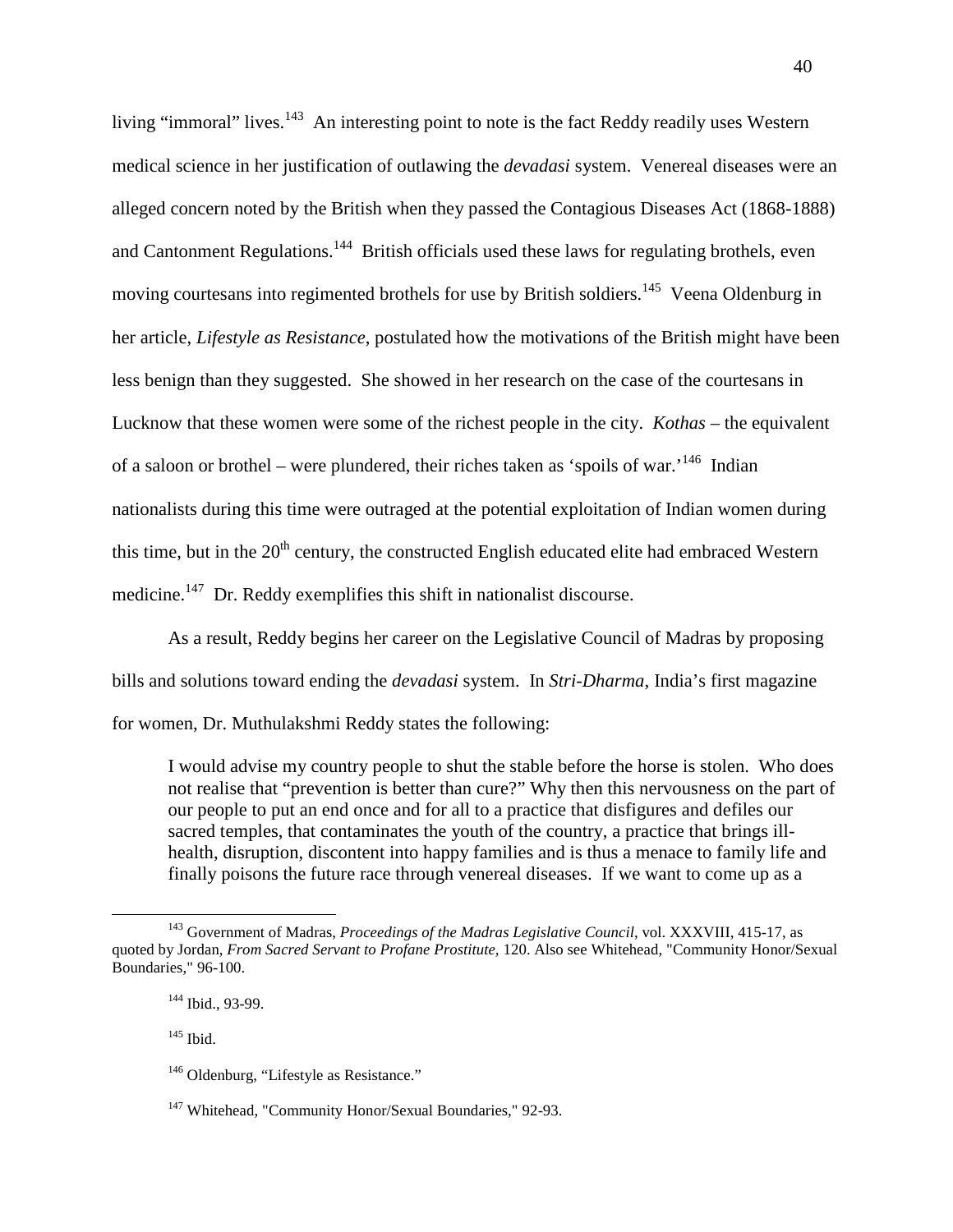living "immoral" lives.[143] An interesting point to note is the fact Reddy readily uses Western medical science in her justification of outlawing the *devadasi* system. Venereal diseases were an alleged concern noted by the British when they passed the Contagious Diseases Act (1868-1888) and Cantonment Regulations.[144] British officials used these laws for regulating brothels, even moving courtesans into regimented brothels for use by British soldiers.[145] Veena Oldenburg in her article, *Lifestyle as Resistance*, postulated how the motivations of the British might have been less benign than they suggested. She showed in her research on the case of the courtesans in Lucknow that these women were some of the richest people in the city. *Kothas* – the equivalent of a saloon or brothel – were plundered, their riches taken as 'spoils of war.'[146] Indian nationalists during this time were outraged at the potential exploitation of Indian women during this time, but in the 20th century, the constructed English educated elite had embraced Western medicine.[147] Dr. Reddy exemplifies this shift in nationalist discourse.

As a result, Reddy begins her career on the Legislative Council of Madras by proposing bills and solutions toward ending the *devadasi* system. In *Stri-Dharma*, India's first magazine for women, Dr. Muthulakshmi Reddy states the following:

> I would advise my country people to shut the stable before the horse is stolen. Who does not realise that "prevention is better than cure?" Why then this nervousness on the part of our people to put an end once and for all to a practice that disfigures and defiles our sacred temples, that contaminates the youth of the country, a practice that brings ill-health, disruption, discontent into happy families and is thus a menace to family life and finally poisons the future race through venereal diseases. If we want to come up as a

---

[143] Government of Madras, *Proceedings of the Madras Legislative Council*, vol. XXXVIII, 415-17, as quoted by Jordan, *From Sacred Servant to Profane Prostitute*, 120. Also see Whitehead, "Community Honor/Sexual Boundaries," 96-100.

[144] Ibid., 93-99.

[145] Ibid.

[146] Oldenburg, "Lifestyle as Resistance."

[147] Whitehead, "Community Honor/Sexual Boundaries," 92-93.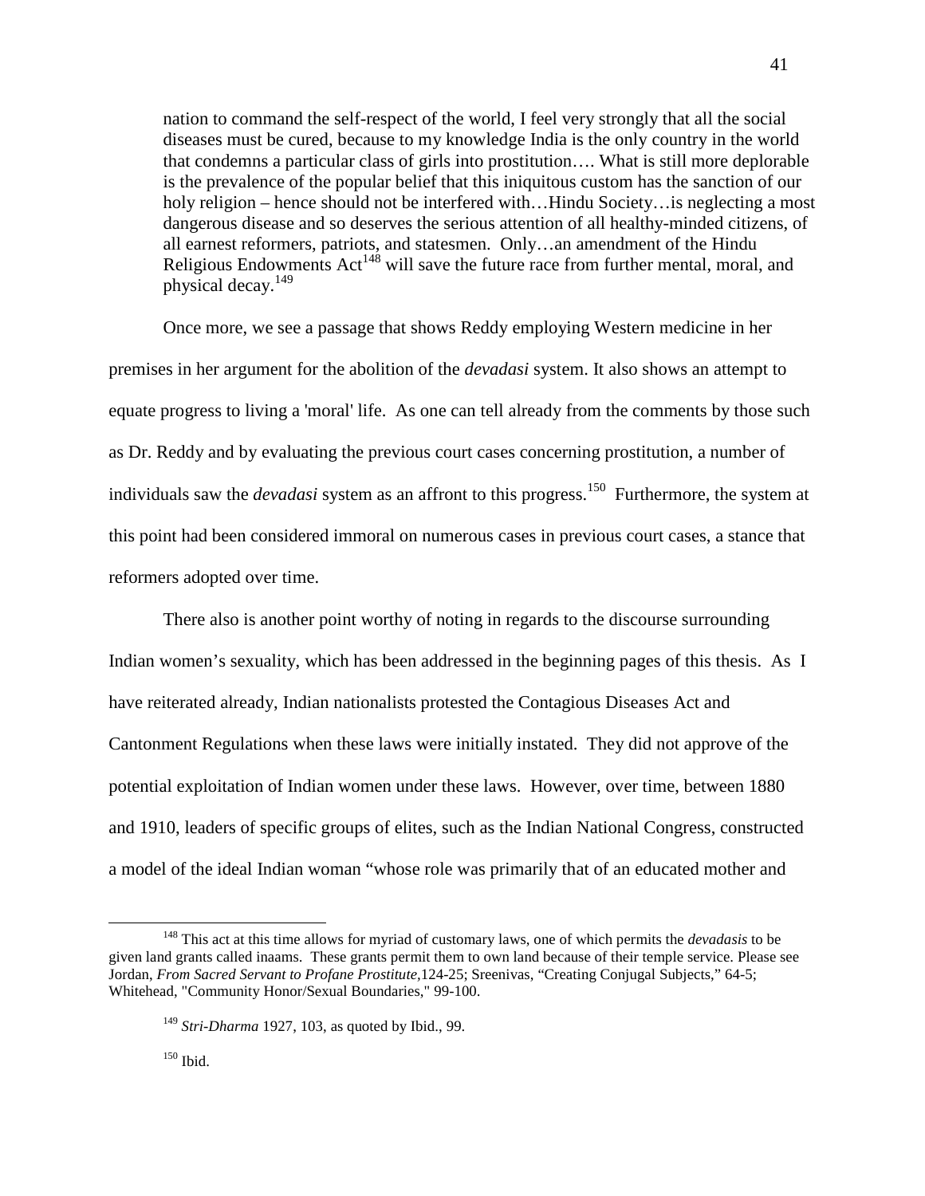> nation to command the self-respect of the world, I feel very strongly that all the social diseases must be cured, because to my knowledge India is the only country in the world that condemns a particular class of girls into prostitution…. What is still more deplorable is the prevalence of the popular belief that this iniquitous custom has the sanction of our holy religion – hence should not be interfered with…Hindu Society…is neglecting a most dangerous disease and so deserves the serious attention of all healthy-minded citizens, of all earnest reformers, patriots, and statesmen. Only…an amendment of the Hindu Religious Endowments Act[148] will save the future race from further mental, moral, and physical decay.[149]

Once more, we see a passage that shows Reddy employing Western medicine in her premises in her argument for the abolition of the *devadasi* system. It also shows an attempt to equate progress to living a 'moral' life. As one can tell already from the comments by those such as Dr. Reddy and by evaluating the previous court cases concerning prostitution, a number of individuals saw the *devadasi* system as an affront to this progress.[150] Furthermore, the system at this point had been considered immoral on numerous cases in previous court cases, a stance that reformers adopted over time.

There also is another point worthy of noting in regards to the discourse surrounding Indian women's sexuality, which has been addressed in the beginning pages of this thesis. As I have reiterated already, Indian nationalists protested the Contagious Diseases Act and Cantonment Regulations when these laws were initially instated. They did not approve of the potential exploitation of Indian women under these laws. However, over time, between 1880 and 1910, leaders of specific groups of elites, such as the Indian National Congress, constructed a model of the ideal Indian woman "whose role was primarily that of an educated mother and

---

[148] This act at this time allows for myriad of customary laws, one of which permits the *devadasis* to be given land grants called inaams. These grants permit them to own land because of their temple service. Please see Jordan, *From Sacred Servant to Profane Prostitute*,124-25; Sreenivas, "Creating Conjugal Subjects," 64-5; Whitehead, "Community Honor/Sexual Boundaries," 99-100.

[149] *Stri-Dharma* 1927, 103, as quoted by Ibid., 99.

[150] Ibid.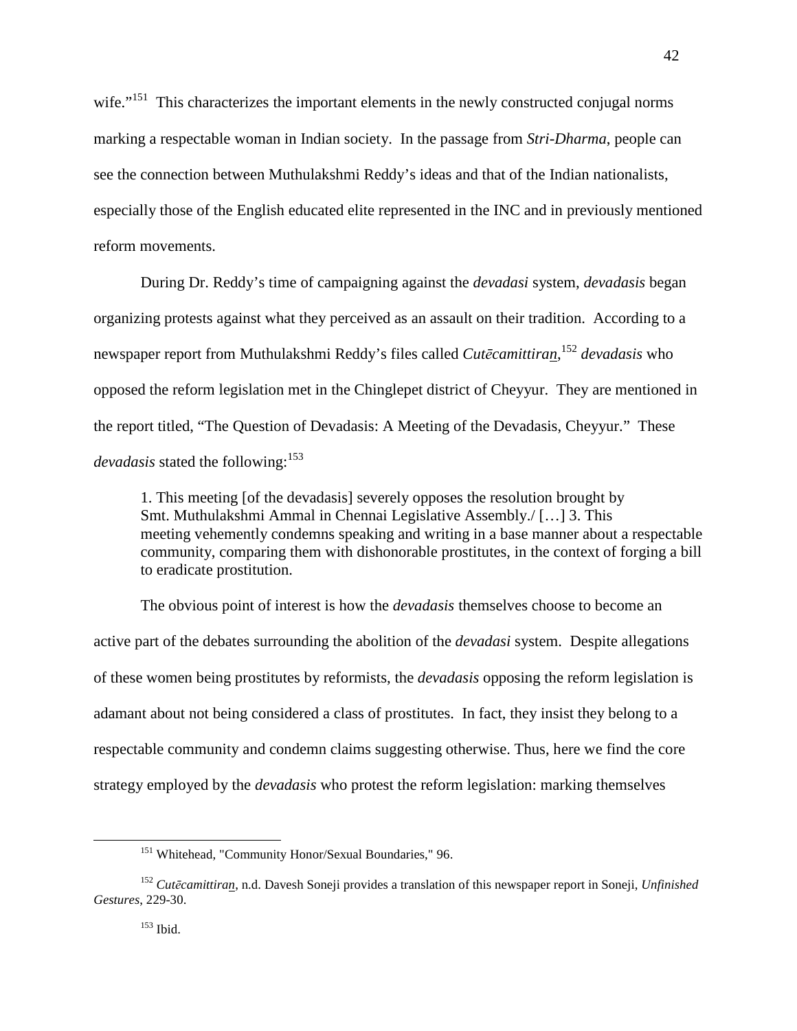wife."[151] This characterizes the important elements in the newly constructed conjugal norms marking a respectable woman in Indian society. In the passage from *Stri-Dharma*, people can see the connection between Muthulakshmi Reddy's ideas and that of the Indian nationalists, especially those of the English educated elite represented in the INC and in previously mentioned reform movements.

During Dr. Reddy's time of campaigning against the *devadasi* system, *devadasis* began organizing protests against what they perceived as an assault on their tradition. According to a newspaper report from Muthulakshmi Reddy's files called *Cutēcamittiran̲*,[152] *devadasis* who opposed the reform legislation met in the Chinglepet district of Cheyyur. They are mentioned in the report titled, "The Question of Devadasis: A Meeting of the Devadasis, Cheyyur." These *devadasis* stated the following:[153]

> 1. This meeting [of the devadasis] severely opposes the resolution brought by Smt. Muthulakshmi Ammal in Chennai Legislative Assembly./ […] 3. This meeting vehemently condemns speaking and writing in a base manner about a respectable community, comparing them with dishonorable prostitutes, in the context of forging a bill to eradicate prostitution.

The obvious point of interest is how the *devadasis* themselves choose to become an active part of the debates surrounding the abolition of the *devadasi* system. Despite allegations of these women being prostitutes by reformists, the *devadasis* opposing the reform legislation is adamant about not being considered a class of prostitutes. In fact, they insist they belong to a respectable community and condemn claims suggesting otherwise. Thus, here we find the core strategy employed by the *devadasis* who protest the reform legislation: marking themselves

---

[151] Whitehead, "Community Honor/Sexual Boundaries," 96.

[152] *Cutēcamittiran̲*, n.d. Davesh Soneji provides a translation of this newspaper report in Soneji, *Unfinished Gestures*, 229-30.

[153] Ibid.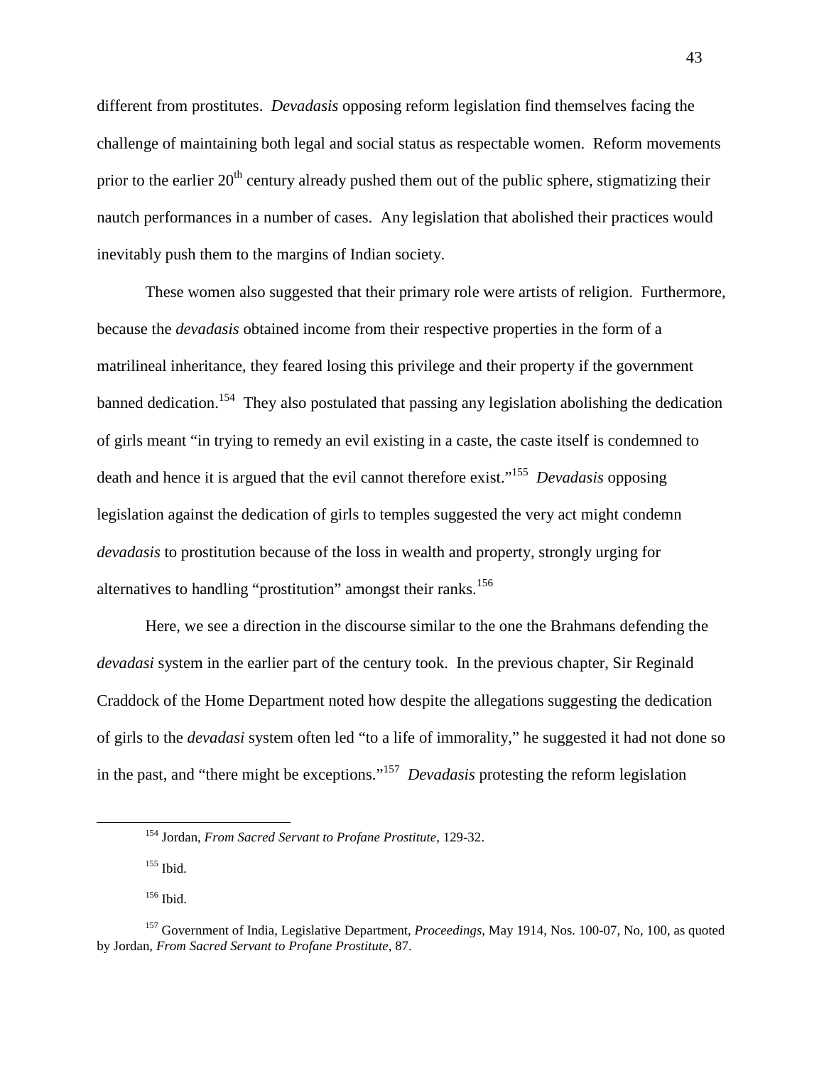different from prostitutes. *Devadasis* opposing reform legislation find themselves facing the challenge of maintaining both legal and social status as respectable women. Reform movements prior to the earlier 20th century already pushed them out of the public sphere, stigmatizing their nautch performances in a number of cases. Any legislation that abolished their practices would inevitably push them to the margins of Indian society.

These women also suggested that their primary role were artists of religion. Furthermore, because the *devadasis* obtained income from their respective properties in the form of a matrilineal inheritance, they feared losing this privilege and their property if the government banned dedication.[154] They also postulated that passing any legislation abolishing the dedication of girls meant "in trying to remedy an evil existing in a caste, the caste itself is condemned to death and hence it is argued that the evil cannot therefore exist."[155] *Devadasis* opposing legislation against the dedication of girls to temples suggested the very act might condemn *devadasis* to prostitution because of the loss in wealth and property, strongly urging for alternatives to handling "prostitution" amongst their ranks.[156]

Here, we see a direction in the discourse similar to the one the Brahmans defending the *devadasi* system in the earlier part of the century took. In the previous chapter, Sir Reginald Craddock of the Home Department noted how despite the allegations suggesting the dedication of girls to the *devadasi* system often led "to a life of immorality," he suggested it had not done so in the past, and "there might be exceptions."[157] *Devadasis* protesting the reform legislation

---

[154] Jordan, *From Sacred Servant to Profane Prostitute*, 129-32.

[155] Ibid.

[156] Ibid.

[157] Government of India, Legislative Department, *Proceedings*, May 1914, Nos. 100-07, No, 100, as quoted by Jordan, *From Sacred Servant to Profane Prostitute*, 87.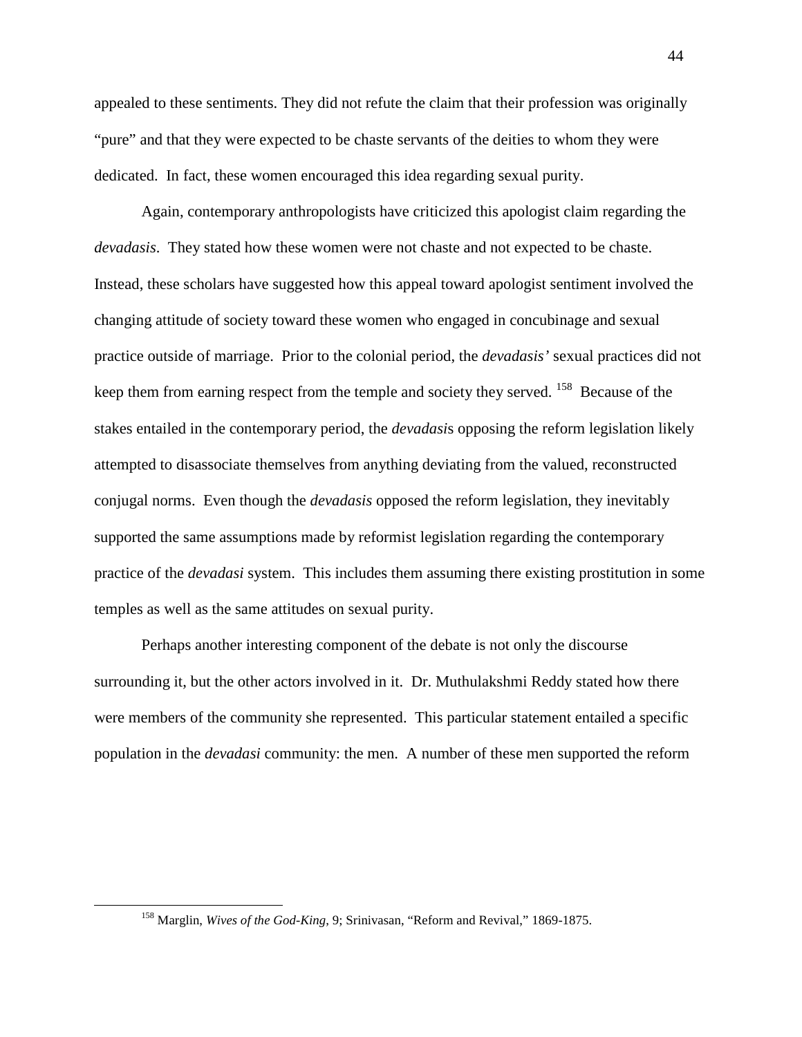appealed to these sentiments. They did not refute the claim that their profession was originally "pure" and that they were expected to be chaste servants of the deities to whom they were dedicated. In fact, these women encouraged this idea regarding sexual purity.

Again, contemporary anthropologists have criticized this apologist claim regarding the *devadasis*. They stated how these women were not chaste and not expected to be chaste. Instead, these scholars have suggested how this appeal toward apologist sentiment involved the changing attitude of society toward these women who engaged in concubinage and sexual practice outside of marriage. Prior to the colonial period, the *devadasis'* sexual practices did not keep them from earning respect from the temple and society they served. [158] Because of the stakes entailed in the contemporary period, the *devadasi*s opposing the reform legislation likely attempted to disassociate themselves from anything deviating from the valued, reconstructed conjugal norms. Even though the *devadasis* opposed the reform legislation, they inevitably supported the same assumptions made by reformist legislation regarding the contemporary practice of the *devadasi* system. This includes them assuming there existing prostitution in some temples as well as the same attitudes on sexual purity.

Perhaps another interesting component of the debate is not only the discourse surrounding it, but the other actors involved in it. Dr. Muthulakshmi Reddy stated how there were members of the community she represented. This particular statement entailed a specific population in the *devadasi* community: the men. A number of these men supported the reform

---

[158] Marglin, *Wives of the God-King*, 9; Srinivasan, "Reform and Revival," 1869-1875.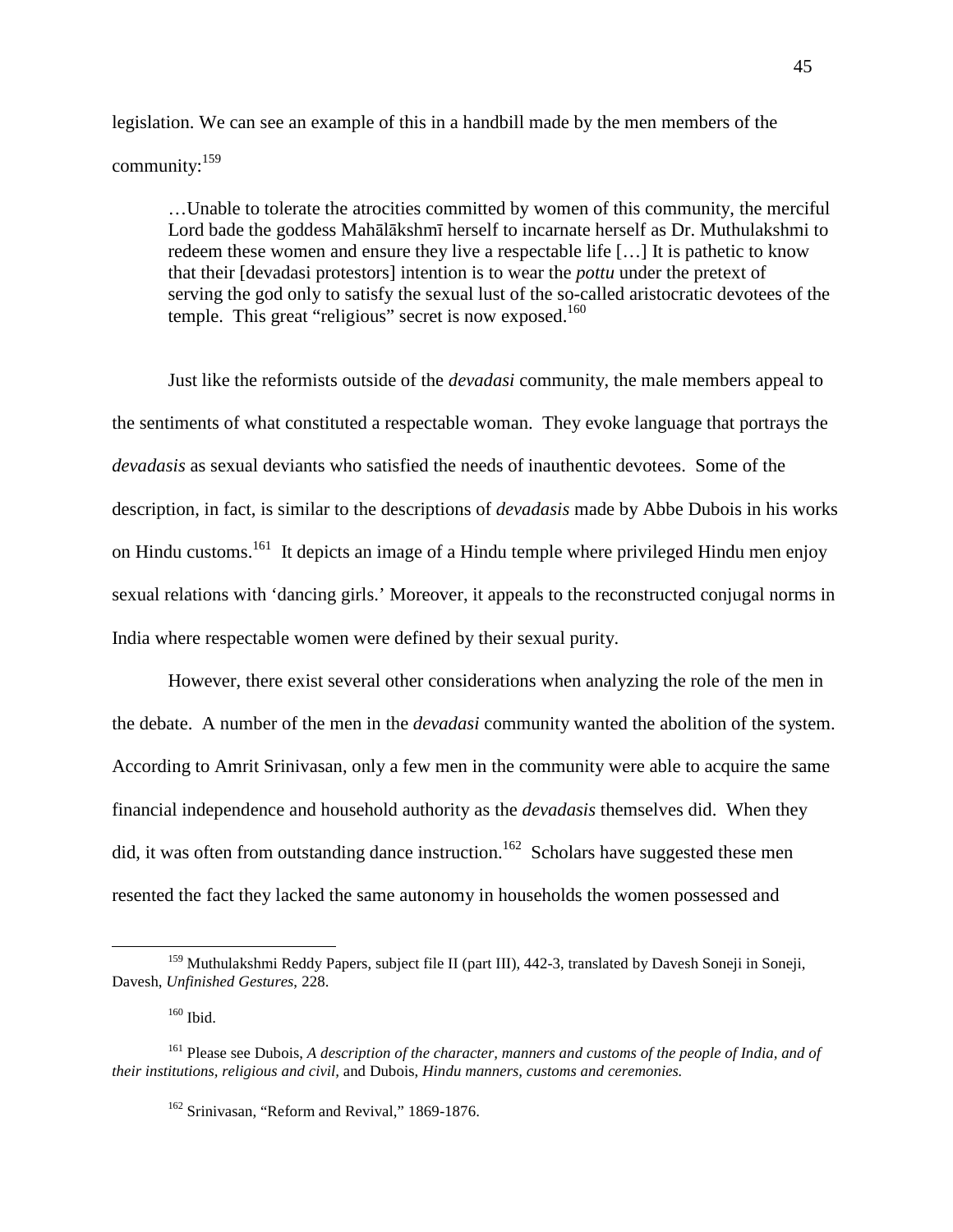legislation. We can see an example of this in a handbill made by the men members of the community:[159]

> …Unable to tolerate the atrocities committed by women of this community, the merciful Lord bade the goddess Mahālākshmī herself to incarnate herself as Dr. Muthulakshmi to redeem these women and ensure they live a respectable life […] It is pathetic to know that their [devadasi protestors] intention is to wear the *pottu* under the pretext of serving the god only to satisfy the sexual lust of the so-called aristocratic devotees of the temple. This great "religious" secret is now exposed.[160]

Just like the reformists outside of the *devadasi* community, the male members appeal to the sentiments of what constituted a respectable woman. They evoke language that portrays the *devadasis* as sexual deviants who satisfied the needs of inauthentic devotees. Some of the description, in fact, is similar to the descriptions of *devadasis* made by Abbe Dubois in his works on Hindu customs.[161] It depicts an image of a Hindu temple where privileged Hindu men enjoy sexual relations with 'dancing girls.' Moreover, it appeals to the reconstructed conjugal norms in India where respectable women were defined by their sexual purity.

However, there exist several other considerations when analyzing the role of the men in the debate. A number of the men in the *devadasi* community wanted the abolition of the system. According to Amrit Srinivasan, only a few men in the community were able to acquire the same financial independence and household authority as the *devadasis* themselves did. When they did, it was often from outstanding dance instruction.[162] Scholars have suggested these men resented the fact they lacked the same autonomy in households the women possessed and

---

[159] Muthulakshmi Reddy Papers, subject file II (part III), 442-3, translated by Davesh Soneji in Soneji, Davesh, *Unfinished Gestures*, 228.

[160] Ibid.

[161] Please see Dubois, *A description of the character, manners and customs of the people of India, and of their institutions, religious and civil,* and Dubois, *Hindu manners, customs and ceremonies.*

[162] Srinivasan, "Reform and Revival," 1869-1876.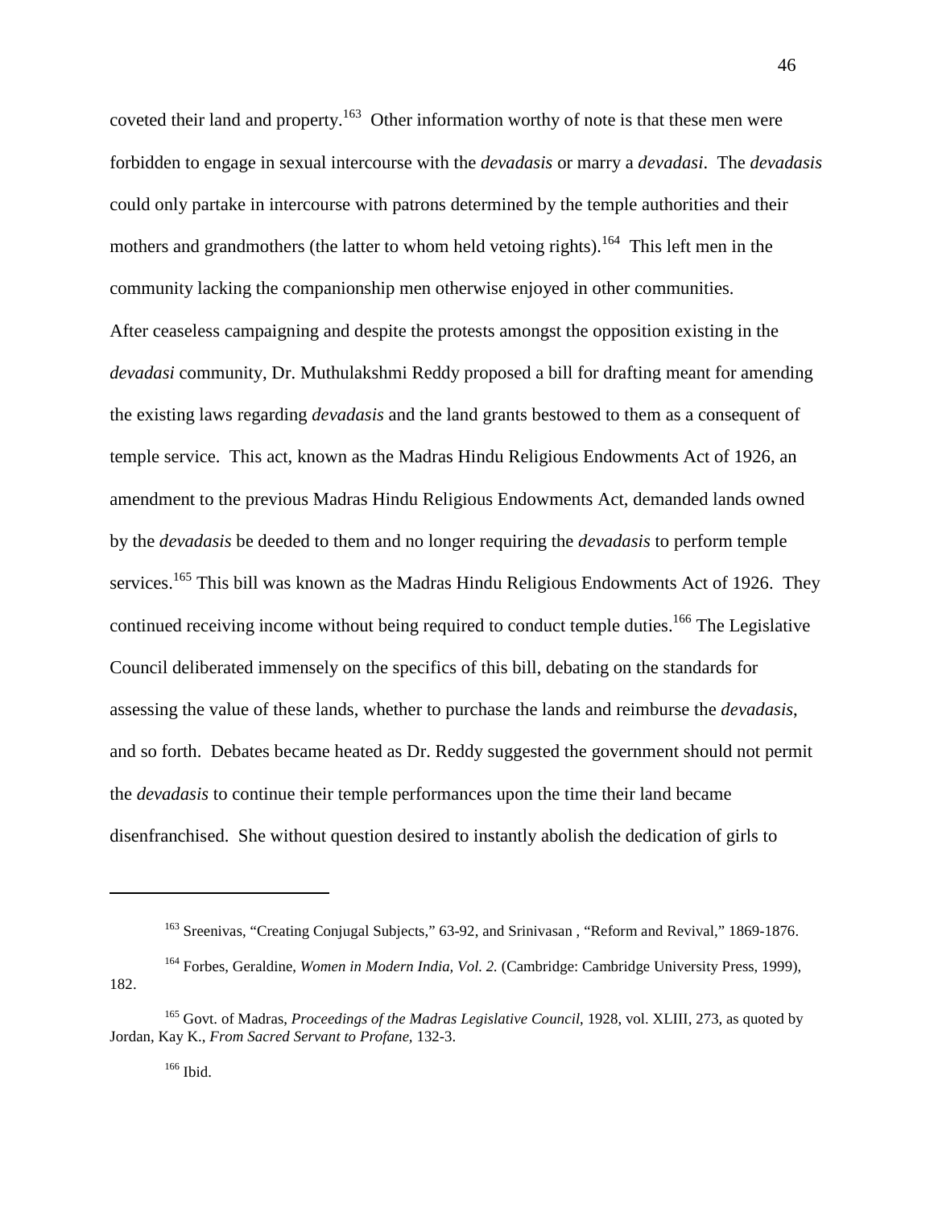coveted their land and property.[163] Other information worthy of note is that these men were forbidden to engage in sexual intercourse with the *devadasis* or marry a *devadasi*. The *devadasis* could only partake in intercourse with patrons determined by the temple authorities and their mothers and grandmothers (the latter to whom held vetoing rights).[164] This left men in the community lacking the companionship men otherwise enjoyed in other communities.

After ceaseless campaigning and despite the protests amongst the opposition existing in the *devadasi* community, Dr. Muthulakshmi Reddy proposed a bill for drafting meant for amending the existing laws regarding *devadasis* and the land grants bestowed to them as a consequent of temple service. This act, known as the Madras Hindu Religious Endowments Act of 1926, an amendment to the previous Madras Hindu Religious Endowments Act, demanded lands owned by the *devadasis* be deeded to them and no longer requiring the *devadasis* to perform temple services.[165] This bill was known as the Madras Hindu Religious Endowments Act of 1926. They continued receiving income without being required to conduct temple duties.[166] The Legislative Council deliberated immensely on the specifics of this bill, debating on the standards for assessing the value of these lands, whether to purchase the lands and reimburse the *devadasis*, and so forth. Debates became heated as Dr. Reddy suggested the government should not permit the *devadasis* to continue their temple performances upon the time their land became disenfranchised. She without question desired to instantly abolish the dedication of girls to

---

[163] Sreenivas, "Creating Conjugal Subjects," 63-92, and Srinivasan , "Reform and Revival," 1869-1876.

[164] Forbes, Geraldine, *Women in Modern India, Vol. 2.* (Cambridge: Cambridge University Press, 1999), 182.

[165] Govt. of Madras, *Proceedings of the Madras Legislative Council*, 1928, vol. XLIII, 273, as quoted by Jordan, Kay K., *From Sacred Servant to Profane,* 132-3.

[166] Ibid.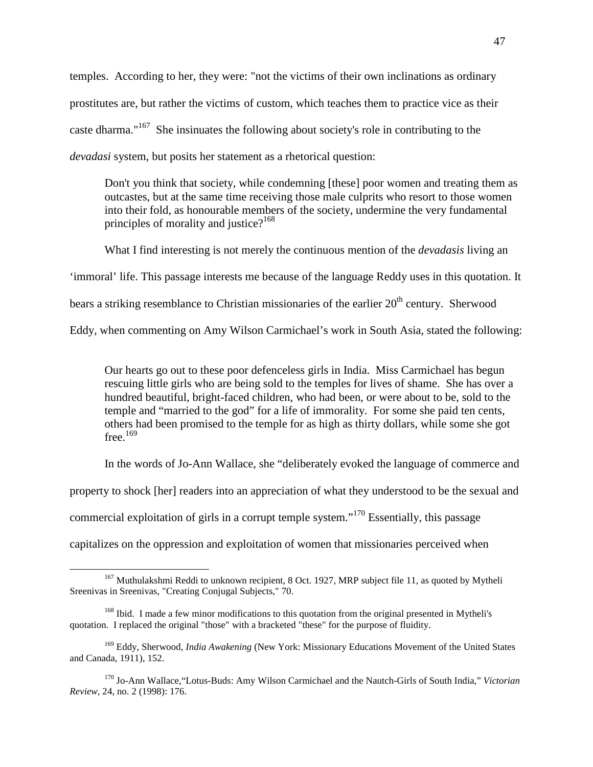temples. According to her, they were: "not the victims of their own inclinations as ordinary prostitutes are, but rather the victims of custom, which teaches them to practice vice as their caste dharma."[167] She insinuates the following about society's role in contributing to the *devadasi* system, but posits her statement as a rhetorical question:

> Don't you think that society, while condemning [these] poor women and treating them as outcastes, but at the same time receiving those male culprits who resort to those women into their fold, as honourable members of the society, undermine the very fundamental principles of morality and justice?[168]

What I find interesting is not merely the continuous mention of the *devadasis* living an 'immoral' life. This passage interests me because of the language Reddy uses in this quotation. It bears a striking resemblance to Christian missionaries of the earlier 20th century. Sherwood Eddy, when commenting on Amy Wilson Carmichael's work in South Asia, stated the following:

> Our hearts go out to these poor defenceless girls in India. Miss Carmichael has begun rescuing little girls who are being sold to the temples for lives of shame. She has over a hundred beautiful, bright-faced children, who had been, or were about to be, sold to the temple and "married to the god" for a life of immorality. For some she paid ten cents, others had been promised to the temple for as high as thirty dollars, while some she got free.[169]

In the words of Jo-Ann Wallace, she "deliberately evoked the language of commerce and property to shock [her] readers into an appreciation of what they understood to be the sexual and commercial exploitation of girls in a corrupt temple system."[170] Essentially, this passage capitalizes on the oppression and exploitation of women that missionaries perceived when

---

[167] Muthulakshmi Reddi to unknown recipient, 8 Oct. 1927, MRP subject file 11, as quoted by Mytheli Sreenivas in Sreenivas, "Creating Conjugal Subjects," 70.

[168] Ibid. I made a few minor modifications to this quotation from the original presented in Mytheli's quotation. I replaced the original "those" with a bracketed "these" for the purpose of fluidity.

[169] Eddy, Sherwood, *India Awakening* (New York: Missionary Educations Movement of the United States and Canada, 1911), 152.

[170] Jo-Ann Wallace,"Lotus-Buds: Amy Wilson Carmichael and the Nautch-Girls of South India," *Victorian Review*, 24, no. 2 (1998): 176.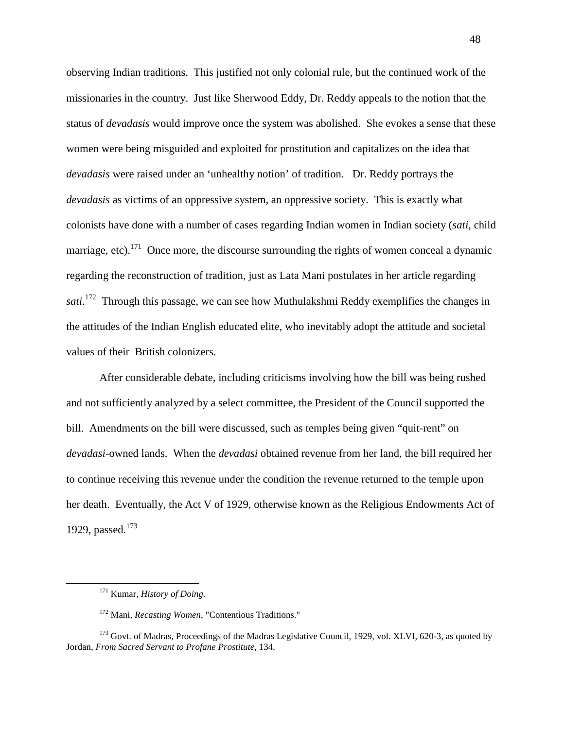observing Indian traditions. This justified not only colonial rule, but the continued work of the missionaries in the country. Just like Sherwood Eddy, Dr. Reddy appeals to the notion that the status of *devadasis* would improve once the system was abolished. She evokes a sense that these women were being misguided and exploited for prostitution and capitalizes on the idea that *devadasis* were raised under an 'unhealthy notion' of tradition. Dr. Reddy portrays the *devadasis* as victims of an oppressive system, an oppressive society. This is exactly what colonists have done with a number of cases regarding Indian women in Indian society (*sati*, child marriage, etc).[171] Once more, the discourse surrounding the rights of women conceal a dynamic regarding the reconstruction of tradition, just as Lata Mani postulates in her article regarding *sati*.[172] Through this passage, we can see how Muthulakshmi Reddy exemplifies the changes in the attitudes of the Indian English educated elite, who inevitably adopt the attitude and societal values of their British colonizers.

After considerable debate, including criticisms involving how the bill was being rushed and not sufficiently analyzed by a select committee, the President of the Council supported the bill. Amendments on the bill were discussed, such as temples being given "quit-rent" on *devadasi*-owned lands. When the *devadasi* obtained revenue from her land, the bill required her to continue receiving this revenue under the condition the revenue returned to the temple upon her death. Eventually, the Act V of 1929, otherwise known as the Religious Endowments Act of 1929, passed.[173]

---

[171] Kumar, *History of Doing.*

[172] Mani, *Recasting Women*, "Contentious Traditions."

[173] Govt. of Madras, Proceedings of the Madras Legislative Council, 1929, vol. XLVI, 620-3, as quoted by Jordan, *From Sacred Servant to Profane Prostitute,* 134.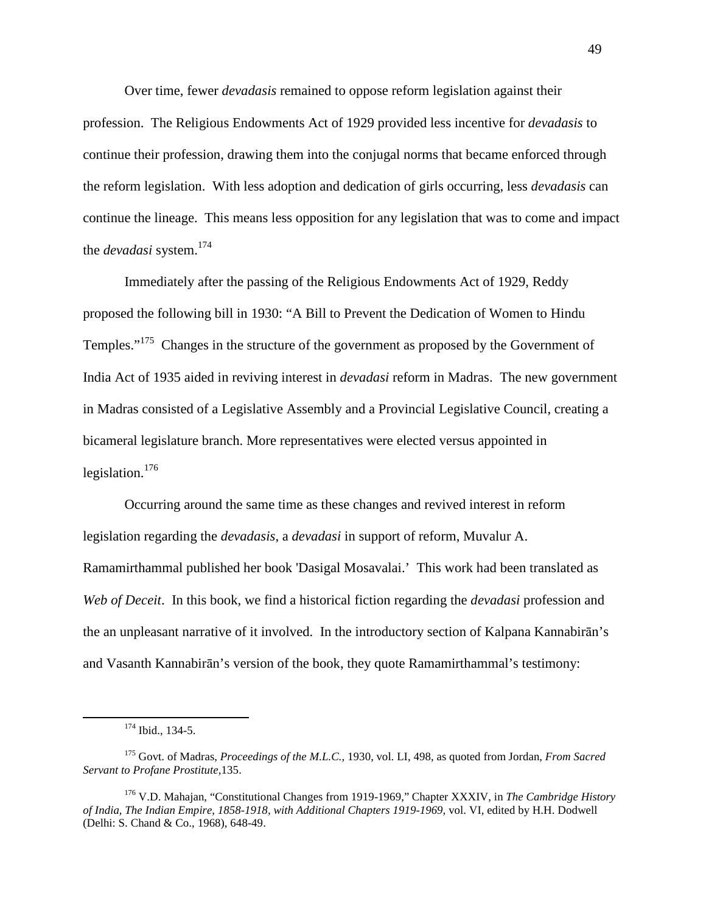Over time, fewer *devadasis* remained to oppose reform legislation against their profession. The Religious Endowments Act of 1929 provided less incentive for *devadasis* to continue their profession, drawing them into the conjugal norms that became enforced through the reform legislation. With less adoption and dedication of girls occurring, less *devadasis* can continue the lineage. This means less opposition for any legislation that was to come and impact the *devadasi* system.[174]

Immediately after the passing of the Religious Endowments Act of 1929, Reddy proposed the following bill in 1930: "A Bill to Prevent the Dedication of Women to Hindu Temples."[175] Changes in the structure of the government as proposed by the Government of India Act of 1935 aided in reviving interest in *devadasi* reform in Madras. The new government in Madras consisted of a Legislative Assembly and a Provincial Legislative Council, creating a bicameral legislature branch. More representatives were elected versus appointed in legislation.[176]

Occurring around the same time as these changes and revived interest in reform legislation regarding the *devadasis*, a *devadasi* in support of reform, Muvalur A. Ramamirthammal published her book 'Dasigal Mosavalai.' This work had been translated as *Web of Deceit*. In this book, we find a historical fiction regarding the *devadasi* profession and the an unpleasant narrative of it involved. In the introductory section of Kalpana Kannabirān's and Vasanth Kannabirān's version of the book, they quote Ramamirthammal's testimony:

---

[174] Ibid., 134-5.

[175] Govt. of Madras, *Proceedings of the M.L.C.,* 1930, vol. LI, 498, as quoted from Jordan, *From Sacred Servant to Profane Prostitute,*135.

[176] V.D. Mahajan, "Constitutional Changes from 1919-1969," Chapter XXXIV, in *The Cambridge History of India, The Indian Empire, 1858-1918, with Additional Chapters 1919-1969,* vol. VI, edited by H.H. Dodwell (Delhi: S. Chand & Co., 1968), 648-49.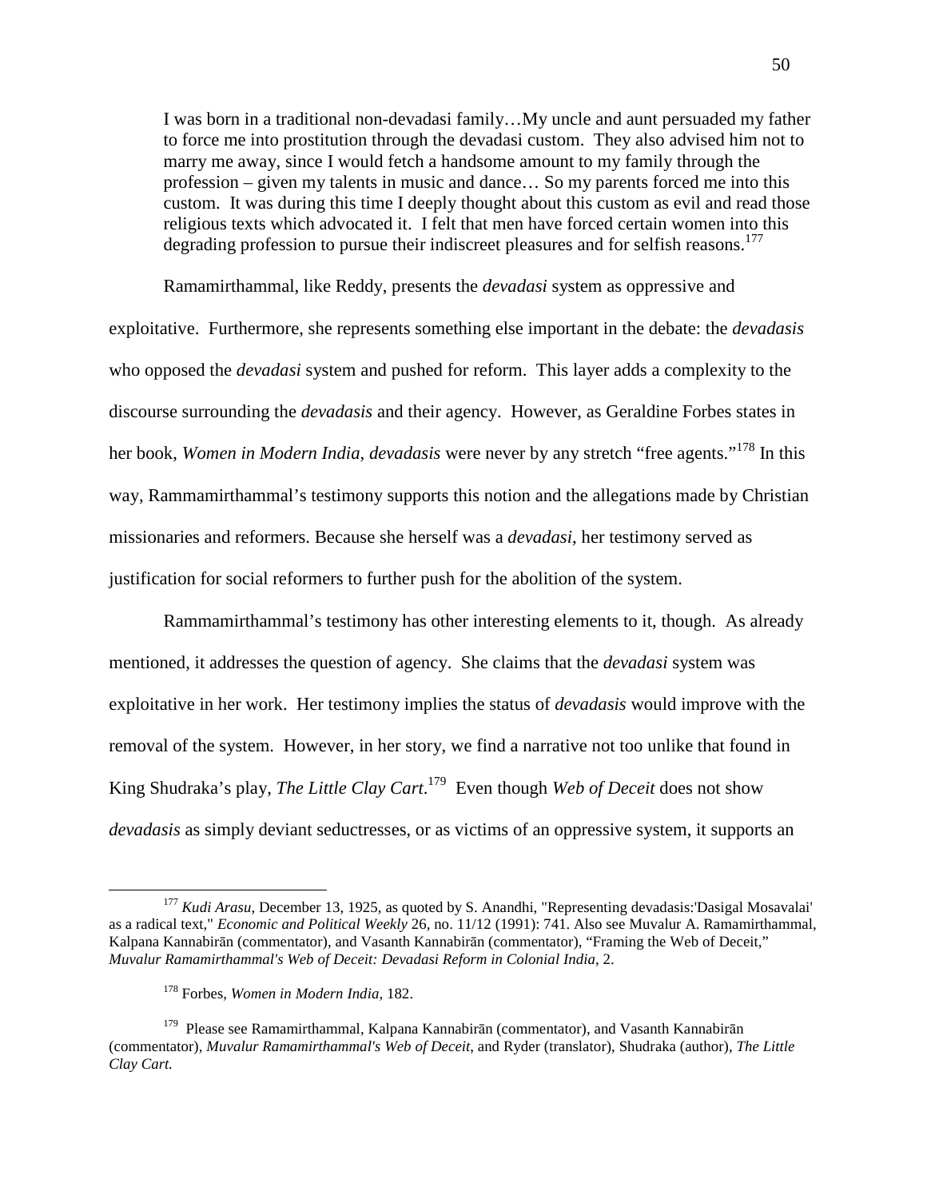> I was born in a traditional non-devadasi family…My uncle and aunt persuaded my father to force me into prostitution through the devadasi custom. They also advised him not to marry me away, since I would fetch a handsome amount to my family through the profession – given my talents in music and dance… So my parents forced me into this custom. It was during this time I deeply thought about this custom as evil and read those religious texts which advocated it. I felt that men have forced certain women into this degrading profession to pursue their indiscreet pleasures and for selfish reasons.[177]

Ramamirthammal, like Reddy, presents the *devadasi* system as oppressive and exploitative. Furthermore, she represents something else important in the debate: the *devadasis* who opposed the *devadasi* system and pushed for reform. This layer adds a complexity to the discourse surrounding the *devadasis* and their agency. However, as Geraldine Forbes states in her book, *Women in Modern India*, *devadasis* were never by any stretch "free agents."[178] In this way, Rammamirthammal's testimony supports this notion and the allegations made by Christian missionaries and reformers. Because she herself was a *devadasi*, her testimony served as justification for social reformers to further push for the abolition of the system.

Rammamirthammal's testimony has other interesting elements to it, though. As already mentioned, it addresses the question of agency. She claims that the *devadasi* system was exploitative in her work. Her testimony implies the status of *devadasis* would improve with the removal of the system. However, in her story, we find a narrative not too unlike that found in King Shudraka's play, *The Little Clay Cart*.[179] Even though *Web of Deceit* does not show *devadasis* as simply deviant seductresses, or as victims of an oppressive system, it supports an

---

[177] *Kudi Arasu*, December 13, 1925, as quoted by S. Anandhi, "Representing devadasis:'Dasigal Mosavalai' as a radical text," *Economic and Political Weekly* 26, no. 11/12 (1991): 741. Also see Muvalur A. Ramamirthammal, Kalpana Kannabirān (commentator), and Vasanth Kannabirān (commentator), "Framing the Web of Deceit," *Muvalur Ramamirthammal's Web of Deceit: Devadasi Reform in Colonial India*, 2.

[178] Forbes, *Women in Modern India*, 182.

[179] Please see Ramamirthammal, Kalpana Kannabirān (commentator), and Vasanth Kannabirān (commentator), *Muvalur Ramamirthammal's Web of Deceit*, and Ryder (translator), Shudraka (author), *The Little Clay Cart.*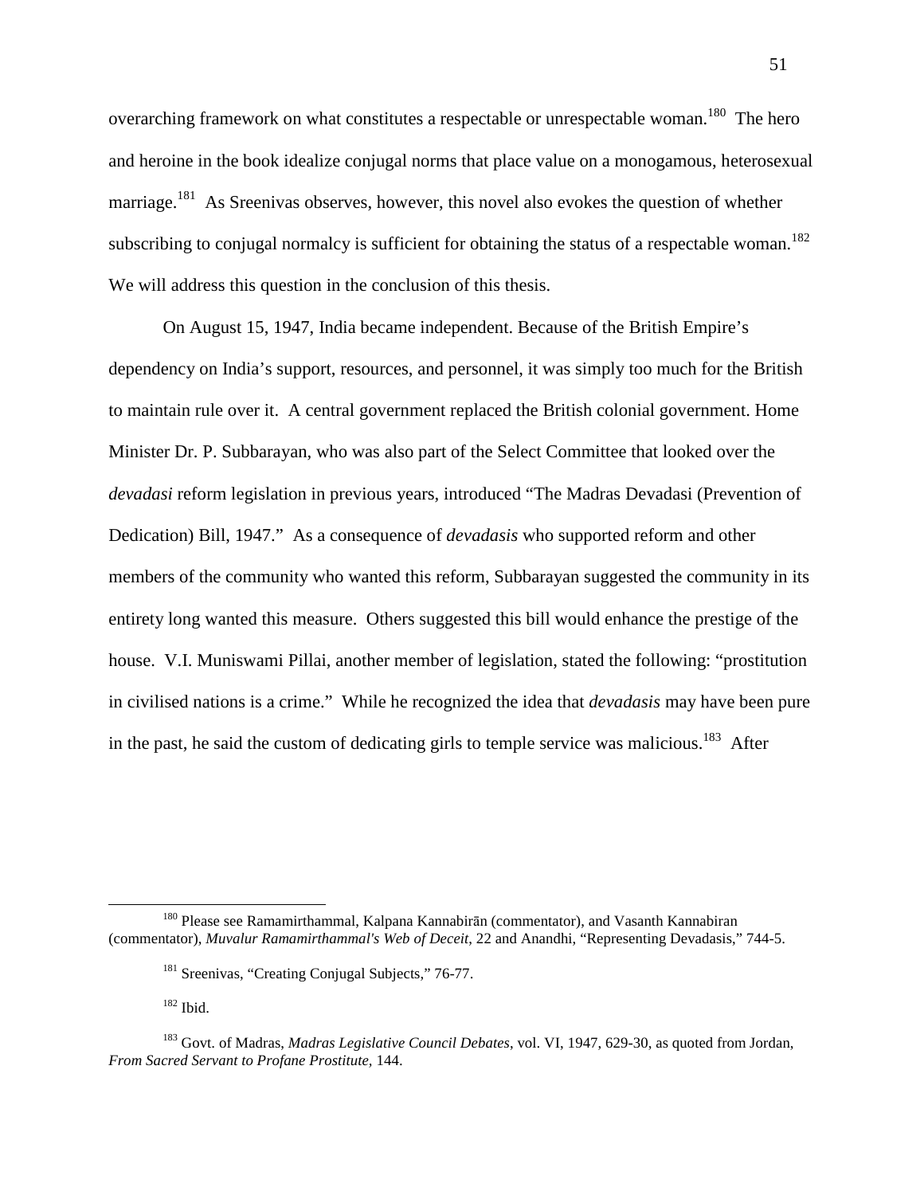overarching framework on what constitutes a respectable or unrespectable woman.[180] The hero and heroine in the book idealize conjugal norms that place value on a monogamous, heterosexual marriage.[181] As Sreenivas observes, however, this novel also evokes the question of whether subscribing to conjugal normalcy is sufficient for obtaining the status of a respectable woman.[182] We will address this question in the conclusion of this thesis.

On August 15, 1947, India became independent. Because of the British Empire's dependency on India's support, resources, and personnel, it was simply too much for the British to maintain rule over it. A central government replaced the British colonial government. Home Minister Dr. P. Subbarayan, who was also part of the Select Committee that looked over the *devadasi* reform legislation in previous years, introduced "The Madras Devadasi (Prevention of Dedication) Bill, 1947." As a consequence of *devadasis* who supported reform and other members of the community who wanted this reform, Subbarayan suggested the community in its entirety long wanted this measure. Others suggested this bill would enhance the prestige of the house. V.I. Muniswami Pillai, another member of legislation, stated the following: "prostitution in civilised nations is a crime." While he recognized the idea that *devadasis* may have been pure in the past, he said the custom of dedicating girls to temple service was malicious.[183] After

---

[180] Please see Ramamirthammal, Kalpana Kannabirān (commentator), and Vasanth Kannabiran (commentator), *Muvalur Ramamirthammal's Web of Deceit*, 22 and Anandhi, "Representing Devadasis," 744-5.

[181] Sreenivas, "Creating Conjugal Subjects," 76-77.

[182] Ibid.

[183] Govt. of Madras, *Madras Legislative Council Debates*, vol. VI, 1947, 629-30, as quoted from Jordan, *From Sacred Servant to Profane Prostitute*, 144.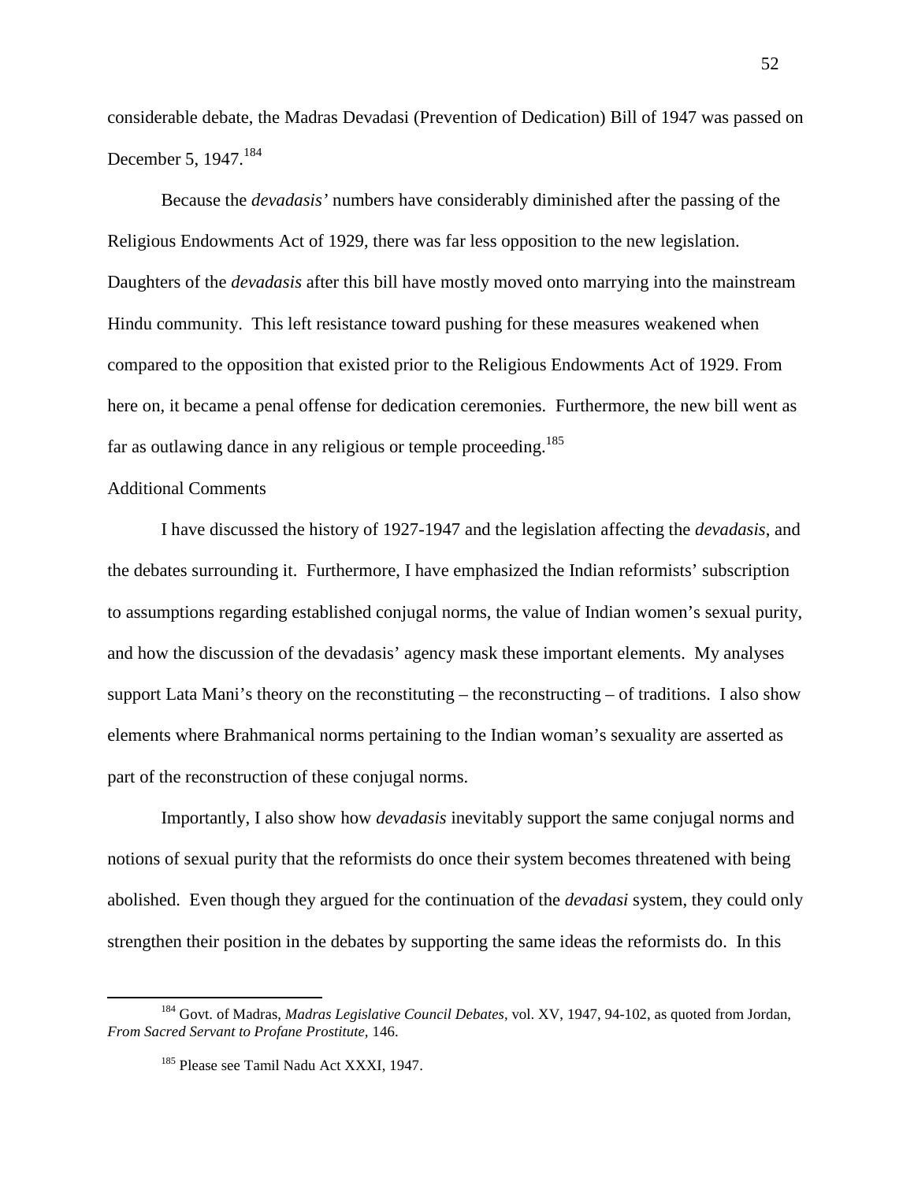considerable debate, the Madras Devadasi (Prevention of Dedication) Bill of 1947 was passed on December 5, 1947.[184]

Because the *devadasis'* numbers have considerably diminished after the passing of the Religious Endowments Act of 1929, there was far less opposition to the new legislation. Daughters of the *devadasis* after this bill have mostly moved onto marrying into the mainstream Hindu community. This left resistance toward pushing for these measures weakened when compared to the opposition that existed prior to the Religious Endowments Act of 1929. From here on, it became a penal offense for dedication ceremonies. Furthermore, the new bill went as far as outlawing dance in any religious or temple proceeding.[185]

Additional Comments

I have discussed the history of 1927-1947 and the legislation affecting the *devadasis*, and the debates surrounding it. Furthermore, I have emphasized the Indian reformists' subscription to assumptions regarding established conjugal norms, the value of Indian women's sexual purity, and how the discussion of the devadasis' agency mask these important elements. My analyses support Lata Mani's theory on the reconstituting – the reconstructing – of traditions. I also show elements where Brahmanical norms pertaining to the Indian woman's sexuality are asserted as part of the reconstruction of these conjugal norms.

Importantly, I also show how *devadasis* inevitably support the same conjugal norms and notions of sexual purity that the reformists do once their system becomes threatened with being abolished. Even though they argued for the continuation of the *devadasi* system, they could only strengthen their position in the debates by supporting the same ideas the reformists do. In this

---

[184] Govt. of Madras, *Madras Legislative Council Debates*, vol. XV, 1947, 94-102, as quoted from Jordan, *From Sacred Servant to Profane Prostitute*, 146.

[185] Please see Tamil Nadu Act XXXI, 1947.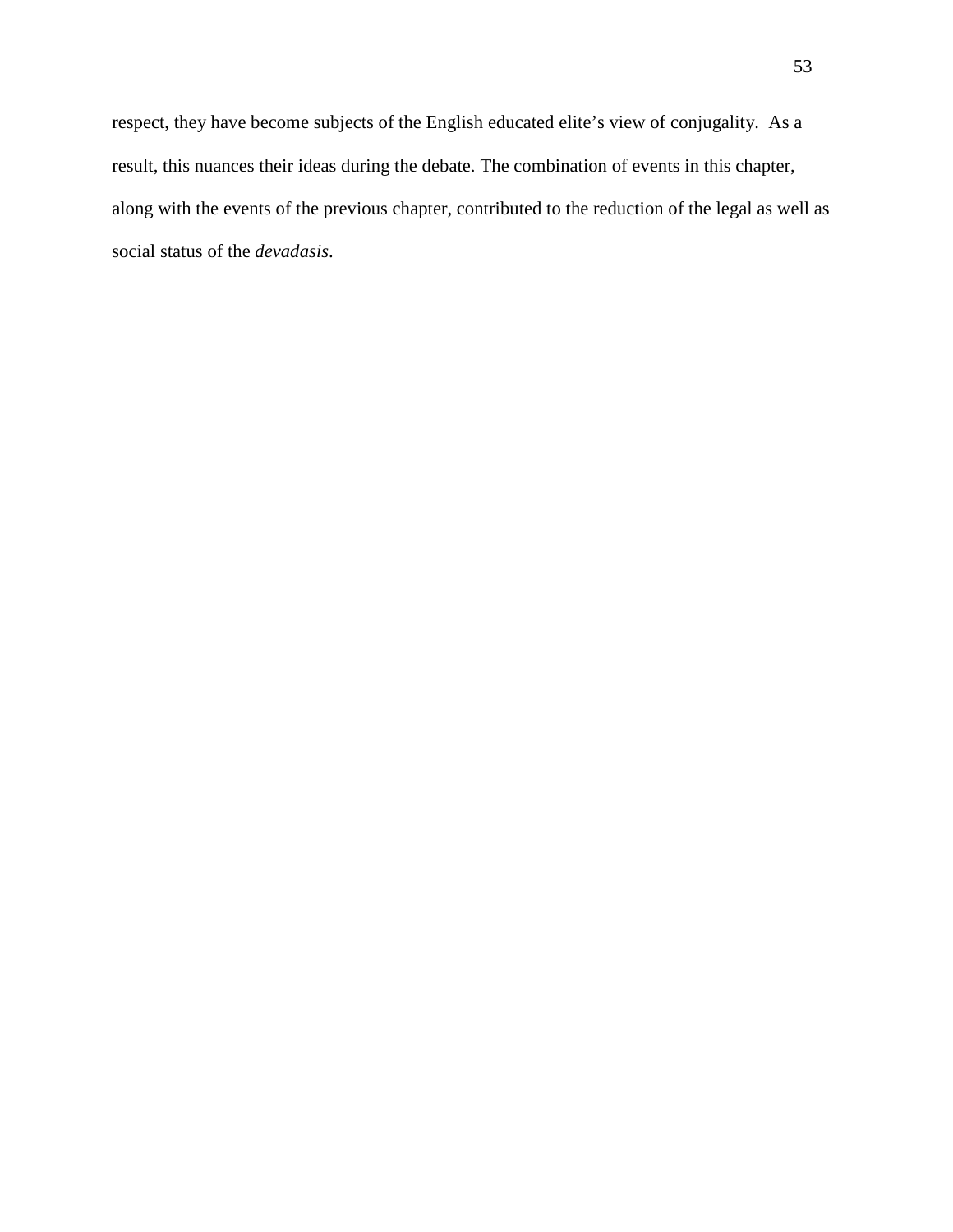respect, they have become subjects of the English educated elite's view of conjugality. As a result, this nuances their ideas during the debate. The combination of events in this chapter, along with the events of the previous chapter, contributed to the reduction of the legal as well as social status of the *devadasis*.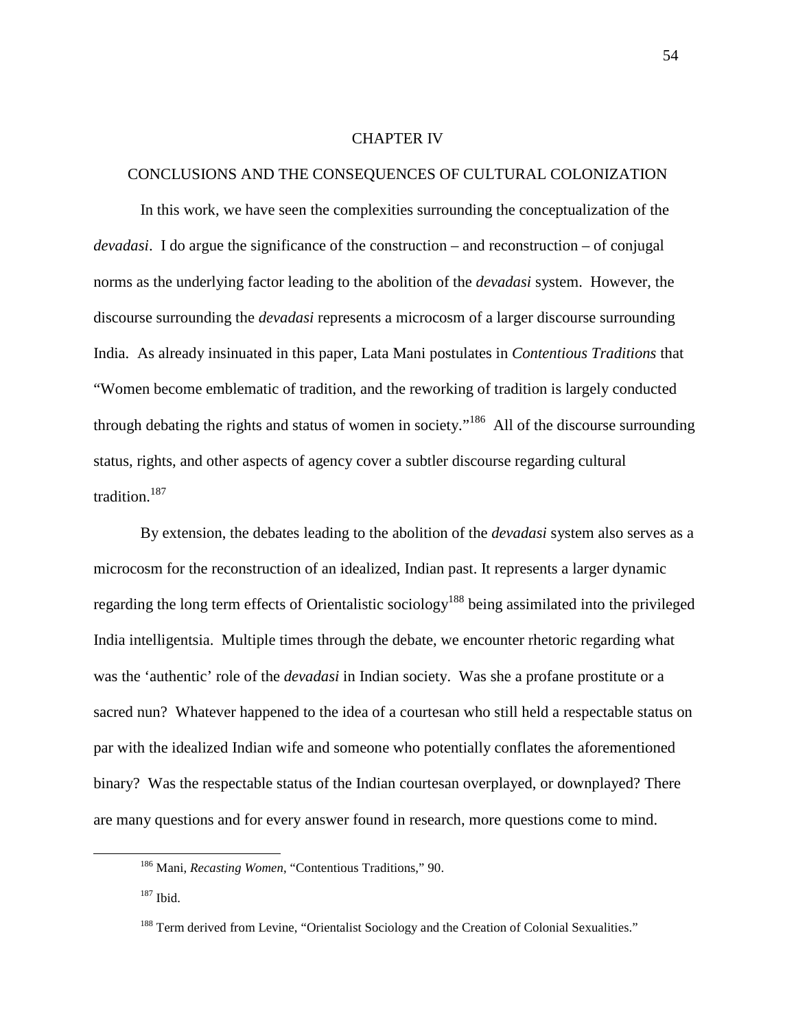# CHAPTER IV

## CONCLUSIONS AND THE CONSEQUENCES OF CULTURAL COLONIZATION

In this work, we have seen the complexities surrounding the conceptualization of the *devadasi*. I do argue the significance of the construction – and reconstruction – of conjugal norms as the underlying factor leading to the abolition of the *devadasi* system. However, the discourse surrounding the *devadasi* represents a microcosm of a larger discourse surrounding India. As already insinuated in this paper, Lata Mani postulates in *Contentious Traditions* that "Women become emblematic of tradition, and the reworking of tradition is largely conducted through debating the rights and status of women in society."[186] All of the discourse surrounding status, rights, and other aspects of agency cover a subtler discourse regarding cultural tradition.[187]

By extension, the debates leading to the abolition of the *devadasi* system also serves as a microcosm for the reconstruction of an idealized, Indian past. It represents a larger dynamic regarding the long term effects of Orientalistic sociology[188] being assimilated into the privileged India intelligentsia. Multiple times through the debate, we encounter rhetoric regarding what was the 'authentic' role of the *devadasi* in Indian society. Was she a profane prostitute or a sacred nun? Whatever happened to the idea of a courtesan who still held a respectable status on par with the idealized Indian wife and someone who potentially conflates the aforementioned binary? Was the respectable status of the Indian courtesan overplayed, or downplayed? There are many questions and for every answer found in research, more questions come to mind.

---

[186] Mani, *Recasting Women*, "Contentious Traditions," 90.

[187] Ibid.

[188] Term derived from Levine, "Orientalist Sociology and the Creation of Colonial Sexualities."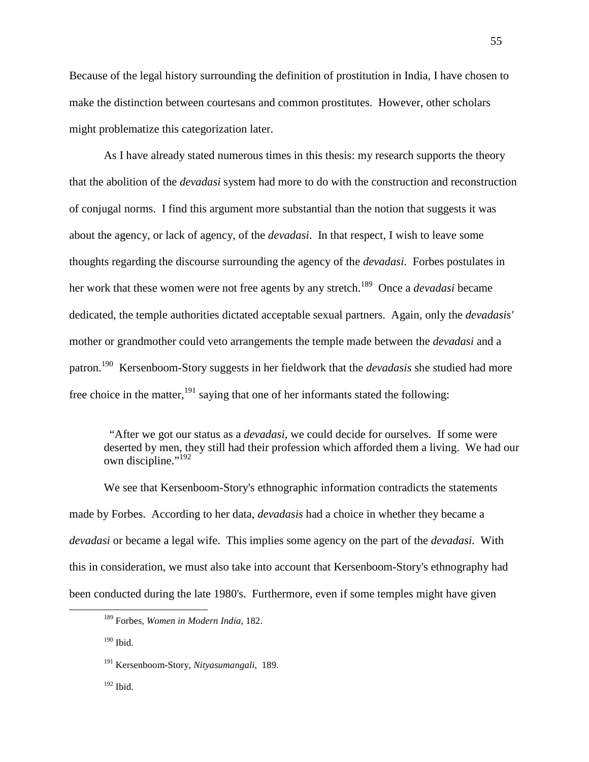Because of the legal history surrounding the definition of prostitution in India, I have chosen to make the distinction between courtesans and common prostitutes. However, other scholars might problematize this categorization later.

As I have already stated numerous times in this thesis: my research supports the theory that the abolition of the *devadasi* system had more to do with the construction and reconstruction of conjugal norms. I find this argument more substantial than the notion that suggests it was about the agency, or lack of agency, of the *devadasi*. In that respect, I wish to leave some thoughts regarding the discourse surrounding the agency of the *devadasi*. Forbes postulates in her work that these women were not free agents by any stretch.[189] Once a *devadasi* became dedicated, the temple authorities dictated acceptable sexual partners. Again, only the *devadasis'* mother or grandmother could veto arrangements the temple made between the *devadasi* and a patron.[190] Kersenboom-Story suggests in her fieldwork that the *devadasis* she studied had more free choice in the matter,[191] saying that one of her informants stated the following:

> "After we got our status as a *devadasi*, we could decide for ourselves. If some were deserted by men, they still had their profession which afforded them a living. We had our own discipline."[192]

We see that Kersenboom-Story's ethnographic information contradicts the statements made by Forbes. According to her data, *devadasis* had a choice in whether they became a *devadasi* or became a legal wife. This implies some agency on the part of the *devadasi.* With this in consideration, we must also take into account that Kersenboom-Story's ethnography had been conducted during the late 1980's. Furthermore, even if some temples might have given

---

[189] Forbes, *Women in Modern India*, 182.

[190] Ibid.

[191] Kersenboom-Story, *Nityasumangali*, 189.

[192] Ibid.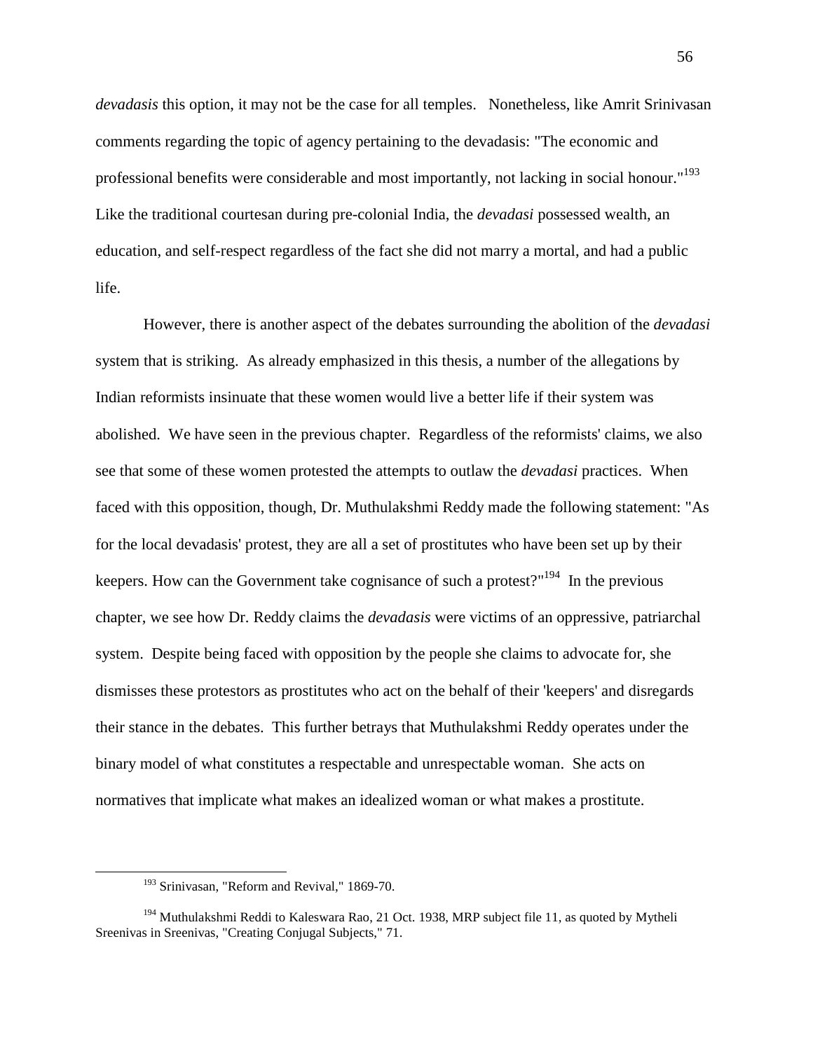*devadasis* this option, it may not be the case for all temples. Nonetheless, like Amrit Srinivasan comments regarding the topic of agency pertaining to the devadasis: "The economic and professional benefits were considerable and most importantly, not lacking in social honour."[193] Like the traditional courtesan during pre-colonial India, the *devadasi* possessed wealth, an education, and self-respect regardless of the fact she did not marry a mortal, and had a public life.

However, there is another aspect of the debates surrounding the abolition of the *devadasi* system that is striking. As already emphasized in this thesis, a number of the allegations by Indian reformists insinuate that these women would live a better life if their system was abolished. We have seen in the previous chapter. Regardless of the reformists' claims, we also see that some of these women protested the attempts to outlaw the *devadasi* practices. When faced with this opposition, though, Dr. Muthulakshmi Reddy made the following statement: "As for the local devadasis' protest, they are all a set of prostitutes who have been set up by their keepers. How can the Government take cognisance of such a protest?"[194] In the previous chapter, we see how Dr. Reddy claims the *devadasis* were victims of an oppressive, patriarchal system. Despite being faced with opposition by the people she claims to advocate for, she dismisses these protestors as prostitutes who act on the behalf of their 'keepers' and disregards their stance in the debates. This further betrays that Muthulakshmi Reddy operates under the binary model of what constitutes a respectable and unrespectable woman. She acts on normatives that implicate what makes an idealized woman or what makes a prostitute.

[193] Srinivasan, "Reform and Revival," 1869-70.

[194] Muthulakshmi Reddi to Kaleswara Rao, 21 Oct. 1938, MRP subject file 11, as quoted by Mytheli Sreenivas in Sreenivas, "Creating Conjugal Subjects," 71.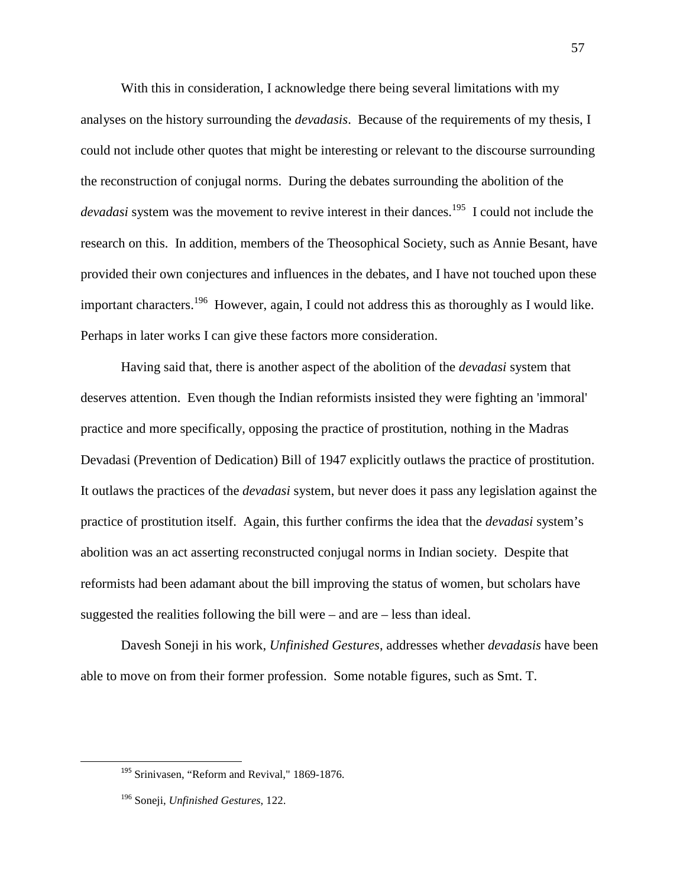With this in consideration, I acknowledge there being several limitations with my analyses on the history surrounding the *devadasis*. Because of the requirements of my thesis, I could not include other quotes that might be interesting or relevant to the discourse surrounding the reconstruction of conjugal norms. During the debates surrounding the abolition of the *devadasi* system was the movement to revive interest in their dances.[195] I could not include the research on this. In addition, members of the Theosophical Society, such as Annie Besant, have provided their own conjectures and influences in the debates, and I have not touched upon these important characters.[196] However, again, I could not address this as thoroughly as I would like. Perhaps in later works I can give these factors more consideration.

Having said that, there is another aspect of the abolition of the *devadasi* system that deserves attention. Even though the Indian reformists insisted they were fighting an 'immoral' practice and more specifically, opposing the practice of prostitution, nothing in the Madras Devadasi (Prevention of Dedication) Bill of 1947 explicitly outlaws the practice of prostitution. It outlaws the practices of the *devadasi* system, but never does it pass any legislation against the practice of prostitution itself. Again, this further confirms the idea that the *devadasi* system's abolition was an act asserting reconstructed conjugal norms in Indian society. Despite that reformists had been adamant about the bill improving the status of women, but scholars have suggested the realities following the bill were – and are – less than ideal.

Davesh Soneji in his work, *Unfinished Gestures*, addresses whether *devadasis* have been able to move on from their former profession. Some notable figures, such as Smt. T.

---

[195] Srinivasen, "Reform and Revival," 1869-1876.

[196] Soneji, *Unfinished Gestures*, 122.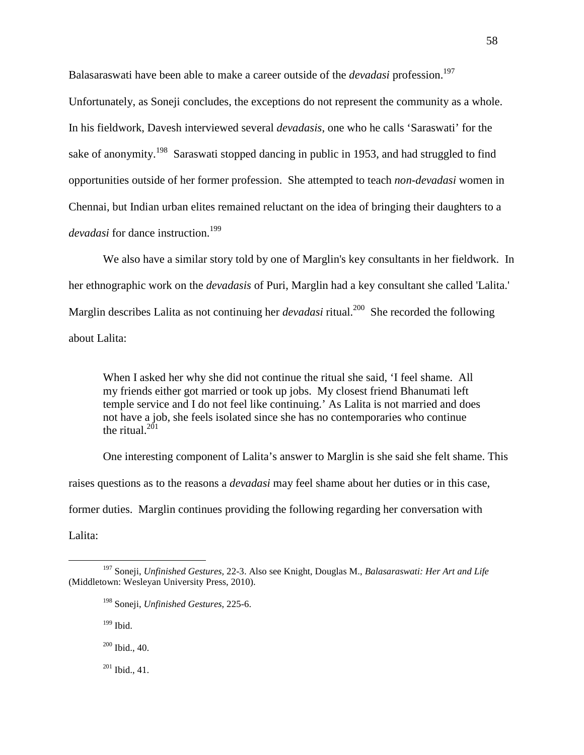Balasaraswati have been able to make a career outside of the *devadasi* profession.[197] Unfortunately, as Soneji concludes, the exceptions do not represent the community as a whole. In his fieldwork, Davesh interviewed several *devadasis*, one who he calls 'Saraswati' for the sake of anonymity.[198] Saraswati stopped dancing in public in 1953, and had struggled to find opportunities outside of her former profession. She attempted to teach *non-devadasi* women in Chennai, but Indian urban elites remained reluctant on the idea of bringing their daughters to a *devadasi* for dance instruction.[199]

We also have a similar story told by one of Marglin's key consultants in her fieldwork. In her ethnographic work on the *devadasis* of Puri, Marglin had a key consultant she called 'Lalita.' Marglin describes Lalita as not continuing her *devadasi* ritual.[200] She recorded the following about Lalita:

> When I asked her why she did not continue the ritual she said, 'I feel shame. All my friends either got married or took up jobs. My closest friend Bhanumati left temple service and I do not feel like continuing.' As Lalita is not married and does not have a job, she feels isolated since she has no contemporaries who continue the ritual.[201]

One interesting component of Lalita's answer to Marglin is she said she felt shame. This raises questions as to the reasons a *devadasi* may feel shame about her duties or in this case, former duties. Marglin continues providing the following regarding her conversation with Lalita:

---

[197] Soneji, *Unfinished Gestures*, 22-3. Also see Knight, Douglas M., *Balasaraswati: Her Art and Life* (Middletown: Wesleyan University Press, 2010).

[198] Soneji, *Unfinished Gestures*, 225-6.

[199] Ibid.

[200] Ibid., 40.

[201] Ibid., 41.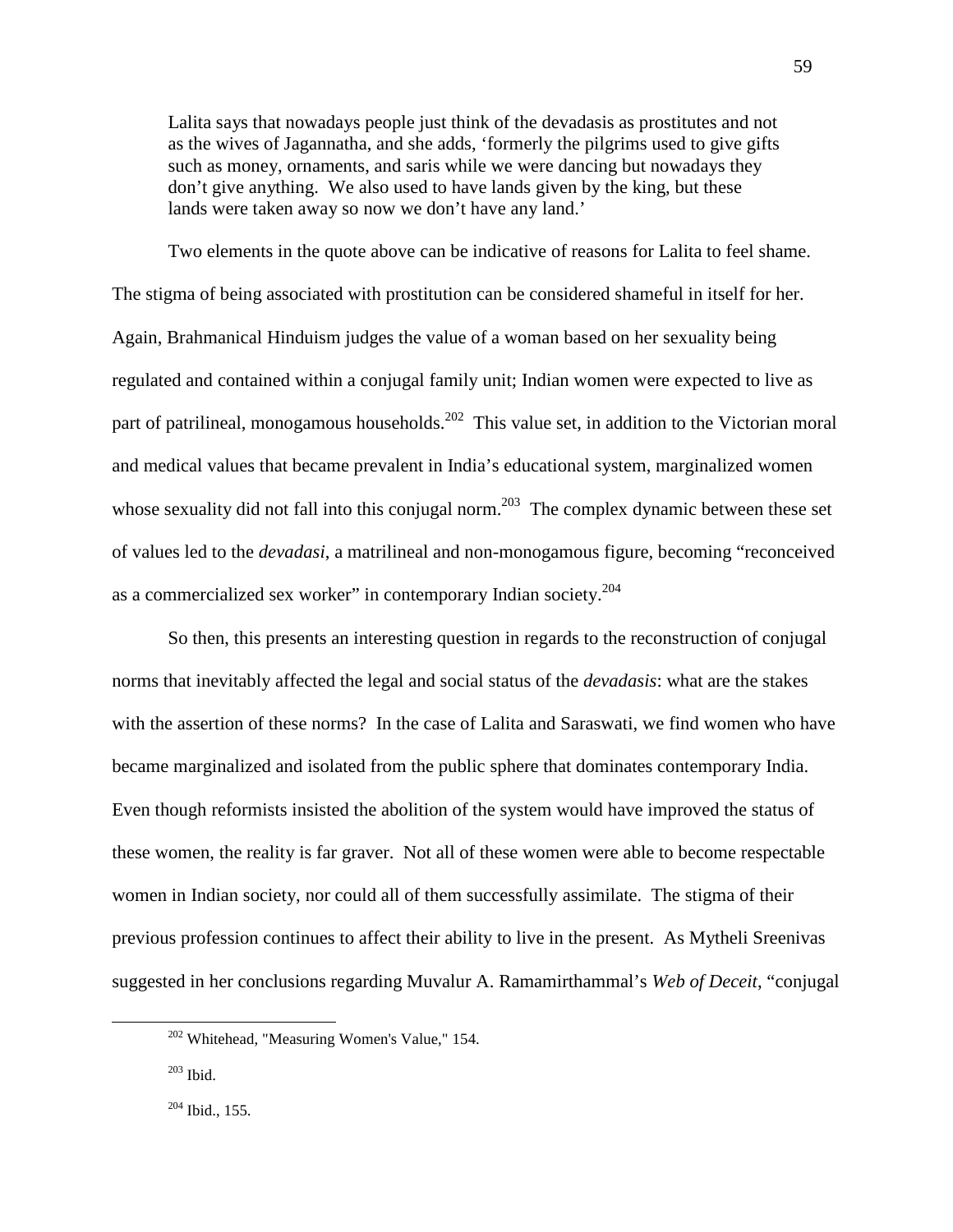> Lalita says that nowadays people just think of the devadasis as prostitutes and not as the wives of Jagannatha, and she adds, 'formerly the pilgrims used to give gifts such as money, ornaments, and saris while we were dancing but nowadays they don't give anything. We also used to have lands given by the king, but these lands were taken away so now we don't have any land.'

Two elements in the quote above can be indicative of reasons for Lalita to feel shame. The stigma of being associated with prostitution can be considered shameful in itself for her. Again, Brahmanical Hinduism judges the value of a woman based on her sexuality being regulated and contained within a conjugal family unit; Indian women were expected to live as part of patrilineal, monogamous households.[202] This value set, in addition to the Victorian moral and medical values that became prevalent in India's educational system, marginalized women whose sexuality did not fall into this conjugal norm.[203] The complex dynamic between these set of values led to the *devadasi*, a matrilineal and non-monogamous figure, becoming "reconceived as a commercialized sex worker" in contemporary Indian society.[204]

So then, this presents an interesting question in regards to the reconstruction of conjugal norms that inevitably affected the legal and social status of the *devadasis*: what are the stakes with the assertion of these norms? In the case of Lalita and Saraswati, we find women who have became marginalized and isolated from the public sphere that dominates contemporary India. Even though reformists insisted the abolition of the system would have improved the status of these women, the reality is far graver. Not all of these women were able to become respectable women in Indian society, nor could all of them successfully assimilate. The stigma of their previous profession continues to affect their ability to live in the present. As Mytheli Sreenivas suggested in her conclusions regarding Muvalur A. Ramamirthammal's *Web of Deceit*, "conjugal

[202] Whitehead, "Measuring Women's Value," 154.

[203] Ibid.

[204] Ibid., 155.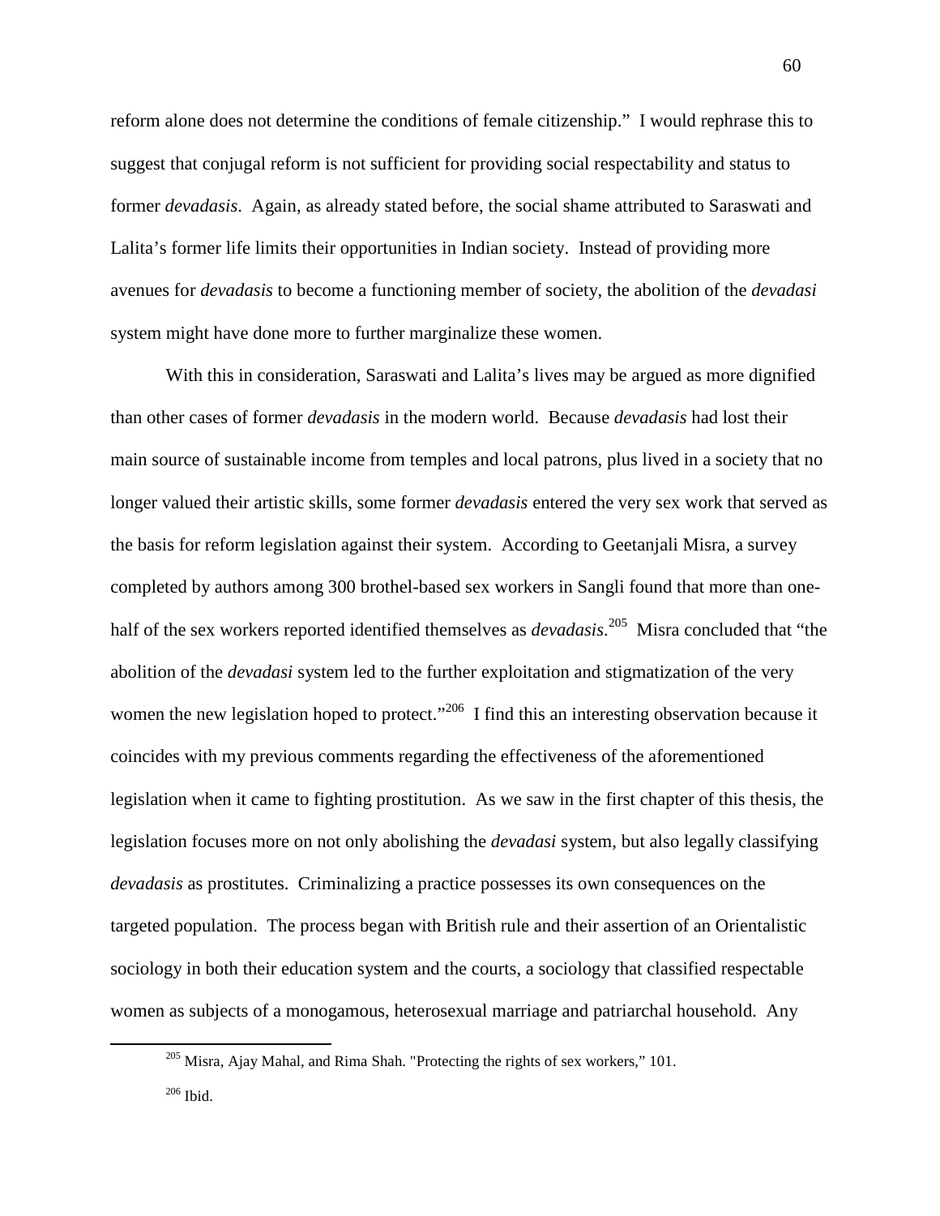reform alone does not determine the conditions of female citizenship." I would rephrase this to suggest that conjugal reform is not sufficient for providing social respectability and status to former *devadasis*. Again, as already stated before, the social shame attributed to Saraswati and Lalita's former life limits their opportunities in Indian society. Instead of providing more avenues for *devadasis* to become a functioning member of society, the abolition of the *devadasi* system might have done more to further marginalize these women.

With this in consideration, Saraswati and Lalita's lives may be argued as more dignified than other cases of former *devadasis* in the modern world. Because *devadasis* had lost their main source of sustainable income from temples and local patrons, plus lived in a society that no longer valued their artistic skills, some former *devadasis* entered the very sex work that served as the basis for reform legislation against their system. According to Geetanjali Misra, a survey completed by authors among 300 brothel-based sex workers in Sangli found that more than one-half of the sex workers reported identified themselves as *devadasis*.[205] Misra concluded that "the abolition of the *devadasi* system led to the further exploitation and stigmatization of the very women the new legislation hoped to protect."[206] I find this an interesting observation because it coincides with my previous comments regarding the effectiveness of the aforementioned legislation when it came to fighting prostitution. As we saw in the first chapter of this thesis, the legislation focuses more on not only abolishing the *devadasi* system, but also legally classifying *devadasis* as prostitutes. Criminalizing a practice possesses its own consequences on the targeted population. The process began with British rule and their assertion of an Orientalistic sociology in both their education system and the courts, a sociology that classified respectable women as subjects of a monogamous, heterosexual marriage and patriarchal household. Any

[205] Misra, Ajay Mahal, and Rima Shah. "Protecting the rights of sex workers," 101.

[206] Ibid.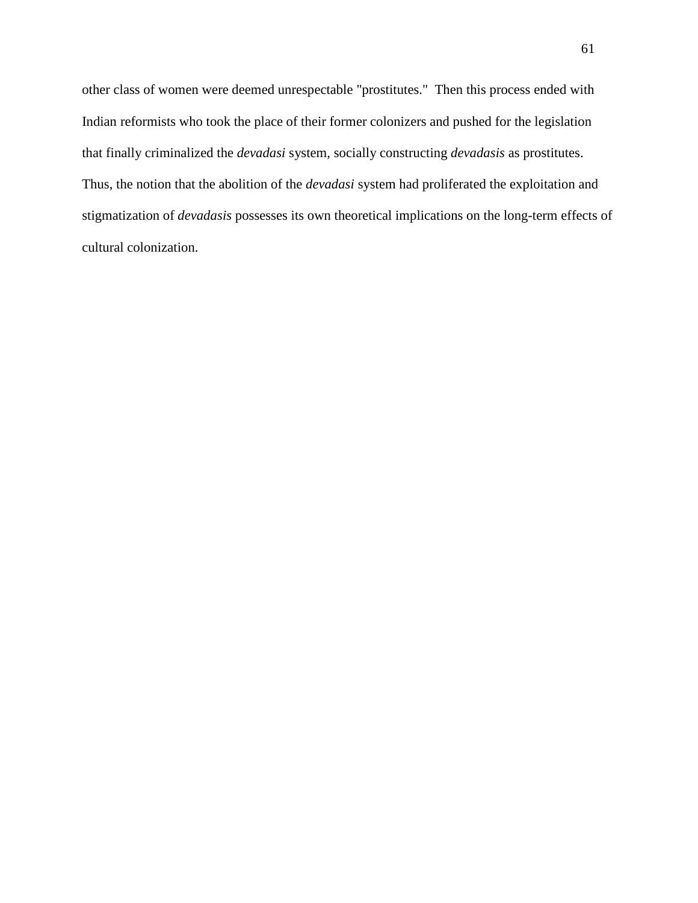other class of women were deemed unrespectable "prostitutes." Then this process ended with Indian reformists who took the place of their former colonizers and pushed for the legislation that finally criminalized the *devadasi* system, socially constructing *devadasis* as prostitutes. Thus, the notion that the abolition of the *devadasi* system had proliferated the exploitation and stigmatization of *devadasis* possesses its own theoretical implications on the long-term effects of cultural colonization.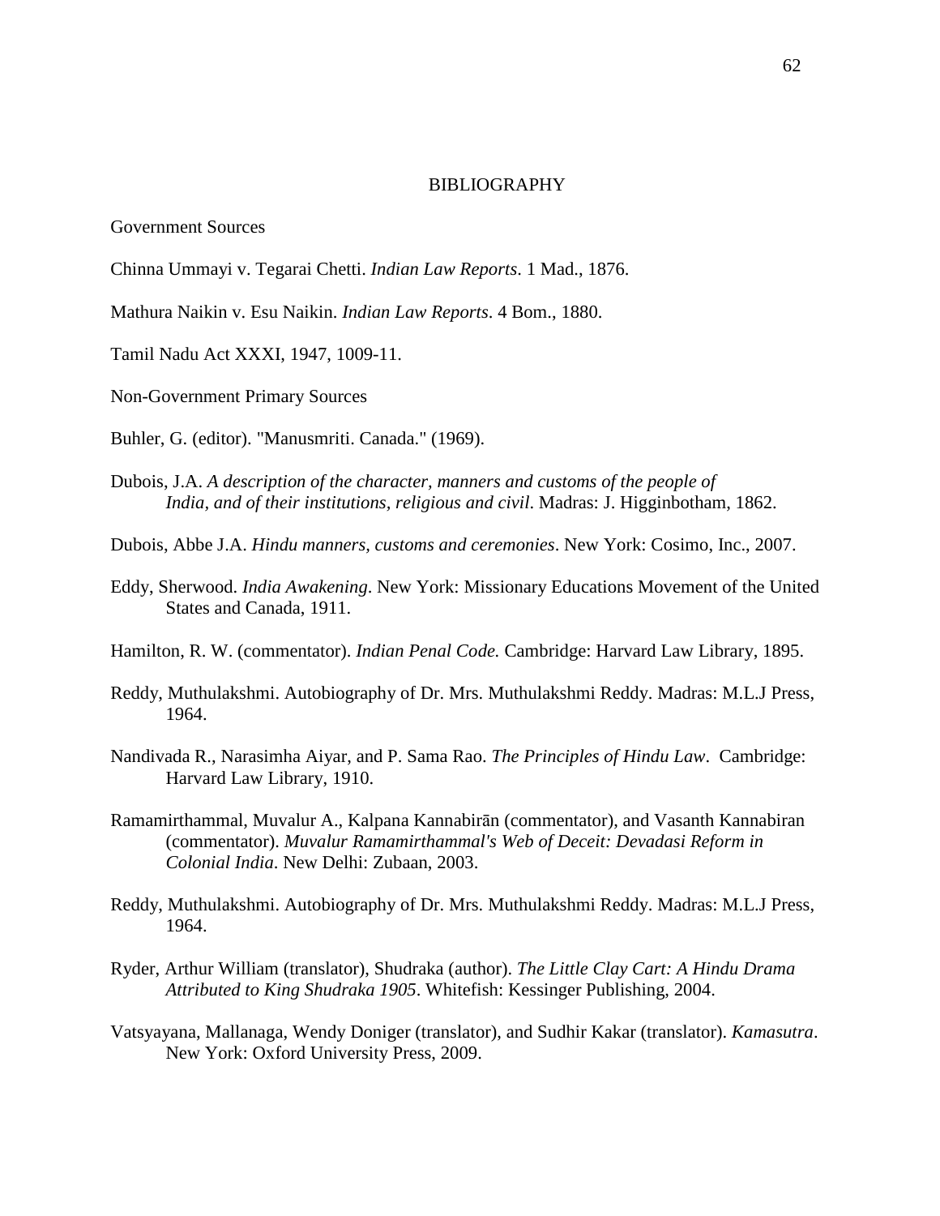# BIBLIOGRAPHY

Government Sources

Chinna Ummayi v. Tegarai Chetti. *Indian Law Reports*. 1 Mad., 1876.

Mathura Naikin v. Esu Naikin. *Indian Law Reports*. 4 Bom., 1880.

Tamil Nadu Act XXXI, 1947, 1009-11.

Non-Government Primary Sources

Buhler, G. (editor). "Manusmriti. Canada." (1969).

Dubois, J.A. *A description of the character, manners and customs of the people of India, and of their institutions, religious and civil*. Madras: J. Higginbotham, 1862.

Dubois, Abbe J.A. *Hindu manners, customs and ceremonies*. New York: Cosimo, Inc., 2007.

Eddy, Sherwood. *India Awakening*. New York: Missionary Educations Movement of the United States and Canada, 1911.

Hamilton, R. W. (commentator). *Indian Penal Code.* Cambridge: Harvard Law Library, 1895.

Reddy, Muthulakshmi. Autobiography of Dr. Mrs. Muthulakshmi Reddy. Madras: M.L.J Press, 1964.

Nandivada R., Narasimha Aiyar, and P. Sama Rao. *The Principles of Hindu Law*. Cambridge: Harvard Law Library, 1910.

Ramamirthammal, Muvalur A., Kalpana Kannabirān (commentator), and Vasanth Kannabiran (commentator). *Muvalur Ramamirthammal's Web of Deceit: Devadasi Reform in Colonial India*. New Delhi: Zubaan, 2003.

Reddy, Muthulakshmi. Autobiography of Dr. Mrs. Muthulakshmi Reddy. Madras: M.L.J Press, 1964.

Ryder, Arthur William (translator), Shudraka (author). *The Little Clay Cart: A Hindu Drama Attributed to King Shudraka 1905*. Whitefish: Kessinger Publishing, 2004.

Vatsyayana, Mallanaga, Wendy Doniger (translator), and Sudhir Kakar (translator). *Kamasutra*. New York: Oxford University Press, 2009.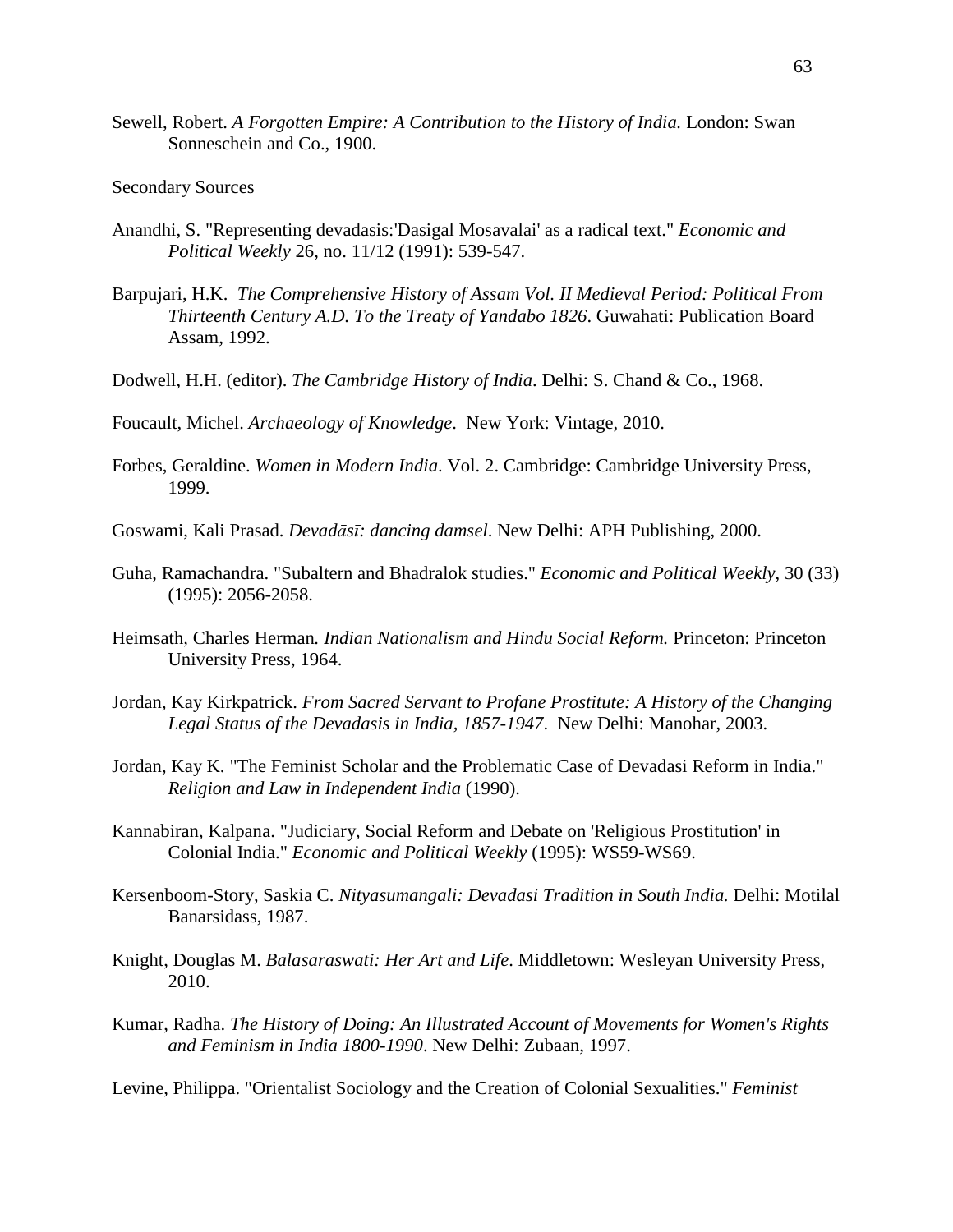Sewell, Robert. *A Forgotten Empire: A Contribution to the History of India.* London: Swan Sonneschein and Co., 1900.

Secondary Sources

Anandhi, S. "Representing devadasis:'Dasigal Mosavalai' as a radical text." *Economic and Political Weekly* 26, no. 11/12 (1991): 539-547.

Barpujari, H.K. *The Comprehensive History of Assam Vol. II Medieval Period: Political From Thirteenth Century A.D. To the Treaty of Yandabo 1826*. Guwahati: Publication Board Assam, 1992.

Dodwell, H.H. (editor). *The Cambridge History of India*. Delhi: S. Chand & Co., 1968.

Foucault, Michel. *Archaeology of Knowledge*. New York: Vintage, 2010.

Forbes, Geraldine. *Women in Modern India*. Vol. 2. Cambridge: Cambridge University Press, 1999.

Goswami, Kali Prasad. *Devadāsī: dancing damsel*. New Delhi: APH Publishing, 2000.

Guha, Ramachandra. "Subaltern and Bhadralok studies." *Economic and Political Weekly*, 30 (33) (1995): 2056-2058.

Heimsath, Charles Herman*. Indian Nationalism and Hindu Social Reform.* Princeton: Princeton University Press, 1964.

Jordan, Kay Kirkpatrick. *From Sacred Servant to Profane Prostitute: A History of the Changing Legal Status of the Devadasis in India, 1857-1947*. New Delhi: Manohar, 2003.

Jordan, Kay K. "The Feminist Scholar and the Problematic Case of Devadasi Reform in India." *Religion and Law in Independent India* (1990).

Kannabiran, Kalpana. "Judiciary, Social Reform and Debate on 'Religious Prostitution' in Colonial India." *Economic and Political Weekly* (1995): WS59-WS69.

Kersenboom-Story, Saskia C. *Nityasumangali: Devadasi Tradition in South India.* Delhi: Motilal Banarsidass, 1987.

Knight, Douglas M. *Balasaraswati: Her Art and Life*. Middletown: Wesleyan University Press, 2010.

Kumar, Radha. *The History of Doing: An Illustrated Account of Movements for Women's Rights and Feminism in India 1800-1990*. New Delhi: Zubaan, 1997.

Levine, Philippa. "Orientalist Sociology and the Creation of Colonial Sexualities." *Feminist*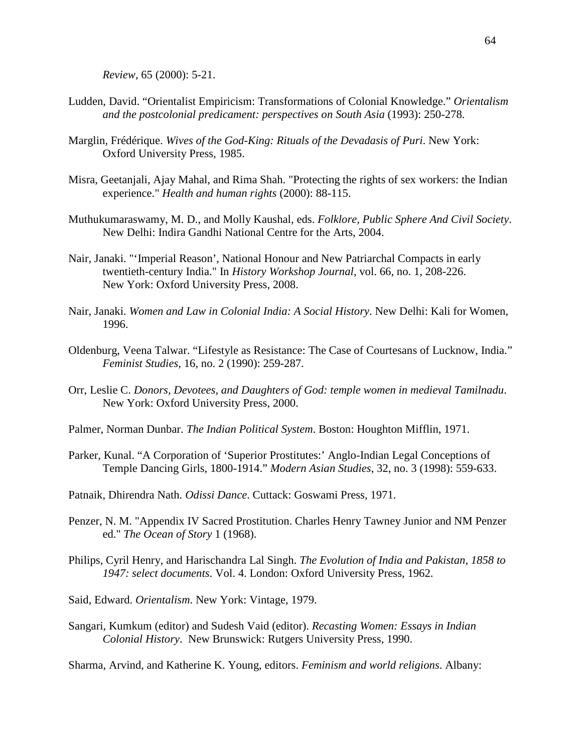*Review*, 65 (2000): 5-21.

Ludden, David. “Orientalist Empiricism: Transformations of Colonial Knowledge.” *Orientalism and the postcolonial predicament: perspectives on South Asia* (1993): 250-278.

Marglin, Frédérique. *Wives of the God-King: Rituals of the Devadasis of Puri*. New York: Oxford University Press, 1985.

Misra, Geetanjali, Ajay Mahal, and Rima Shah. "Protecting the rights of sex workers: the Indian experience." *Health and human rights* (2000): 88-115.

Muthukumaraswamy, M. D., and Molly Kaushal, eds. *Folklore, Public Sphere And Civil Society*. New Delhi: Indira Gandhi National Centre for the Arts, 2004.

Nair, Janaki. "‘Imperial Reason’, National Honour and New Patriarchal Compacts in early twentieth-century India." In *History Workshop Journal*, vol. 66, no. 1, 208-226. New York: Oxford University Press, 2008.

Nair, Janaki. *Women and Law in Colonial India: A Social History*. New Delhi: Kali for Women, 1996.

Oldenburg, Veena Talwar. “Lifestyle as Resistance: The Case of Courtesans of Lucknow, India.” *Feminist Studies*, 16, no. 2 (1990): 259-287.

Orr, Leslie C. *Donors, Devotees, and Daughters of God: temple women in medieval Tamilnadu*. New York: Oxford University Press, 2000.

Palmer, Norman Dunbar. *The Indian Political System*. Boston: Houghton Mifflin, 1971.

Parker, Kunal. “A Corporation of ‘Superior Prostitutes:’ Anglo-Indian Legal Conceptions of Temple Dancing Girls, 1800-1914.” *Modern Asian Studies*, 32, no. 3 (1998): 559-633.

Patnaik, Dhirendra Nath. *Odissi Dance*. Cuttack: Goswami Press, 1971.

Penzer, N. M. "Appendix IV Sacred Prostitution. Charles Henry Tawney Junior and NM Penzer ed." *The Ocean of Story* 1 (1968).

Philips, Cyril Henry, and Harischandra Lal Singh. *The Evolution of India and Pakistan, 1858 to 1947: select documents*. Vol. 4. London: Oxford University Press, 1962.

Said, Edward. *Orientalism*. New York: Vintage, 1979.

Sangari, Kumkum (editor) and Sudesh Vaid (editor). *Recasting Women: Essays in Indian Colonial History*. New Brunswick: Rutgers University Press, 1990.

Sharma, Arvind, and Katherine K. Young, editors. *Feminism and world religions*. Albany: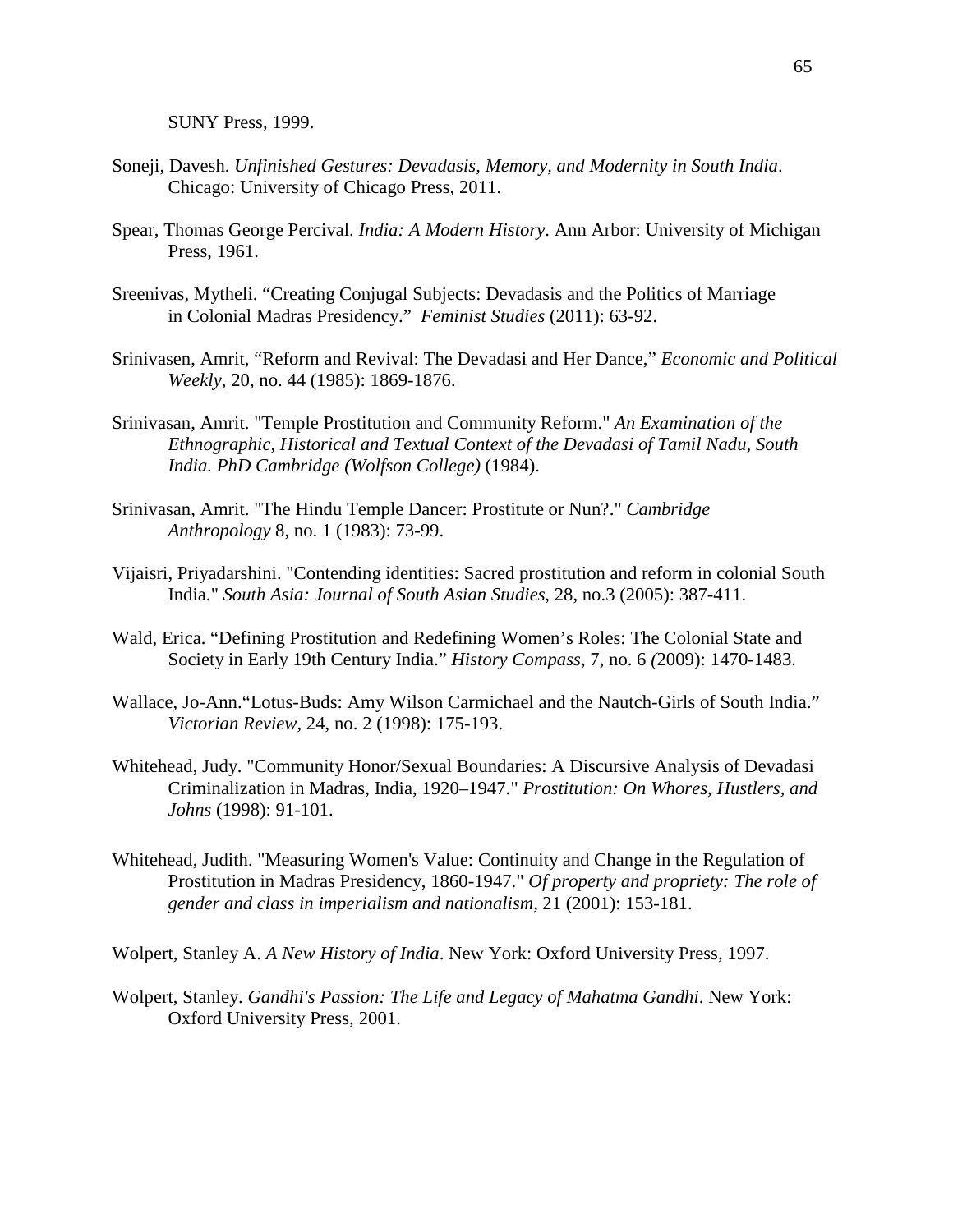SUNY Press, 1999.

Soneji, Davesh. *Unfinished Gestures: Devadasis, Memory, and Modernity in South India*. Chicago: University of Chicago Press, 2011.

Spear, Thomas George Percival. *India: A Modern History*. Ann Arbor: University of Michigan Press, 1961.

Sreenivas, Mytheli. "Creating Conjugal Subjects: Devadasis and the Politics of Marriage in Colonial Madras Presidency." *Feminist Studies* (2011): 63-92.

Srinivasen, Amrit, "Reform and Revival: The Devadasi and Her Dance," *Economic and Political Weekly*, 20, no. 44 (1985): 1869-1876.

Srinivasan, Amrit. "Temple Prostitution and Community Reform." *An Examination of the Ethnographic, Historical and Textual Context of the Devadasi of Tamil Nadu, South India. PhD Cambridge (Wolfson College)* (1984).

Srinivasan, Amrit. "The Hindu Temple Dancer: Prostitute or Nun?." *Cambridge Anthropology* 8, no. 1 (1983): 73-99.

Vijaisri, Priyadarshini. "Contending identities: Sacred prostitution and reform in colonial South India." *South Asia: Journal of South Asian Studies*, 28, no.3 (2005): 387-411.

Wald, Erica. "Defining Prostitution and Redefining Women's Roles: The Colonial State and Society in Early 19th Century India." *History Compass*, 7, no. 6 (2009): 1470-1483.

Wallace, Jo-Ann."Lotus-Buds: Amy Wilson Carmichael and the Nautch-Girls of South India." *Victorian Review*, 24, no. 2 (1998): 175-193.

Whitehead, Judy. "Community Honor/Sexual Boundaries: A Discursive Analysis of Devadasi Criminalization in Madras, India, 1920–1947." *Prostitution: On Whores, Hustlers, and Johns* (1998): 91-101.

Whitehead, Judith. "Measuring Women's Value: Continuity and Change in the Regulation of Prostitution in Madras Presidency, 1860-1947." *Of property and propriety: The role of gender and class in imperialism and nationalism*, 21 (2001): 153-181.

Wolpert, Stanley A. *A New History of India*. New York: Oxford University Press, 1997.

Wolpert, Stanley. *Gandhi's Passion: The Life and Legacy of Mahatma Gandhi*. New York: Oxford University Press, 2001.